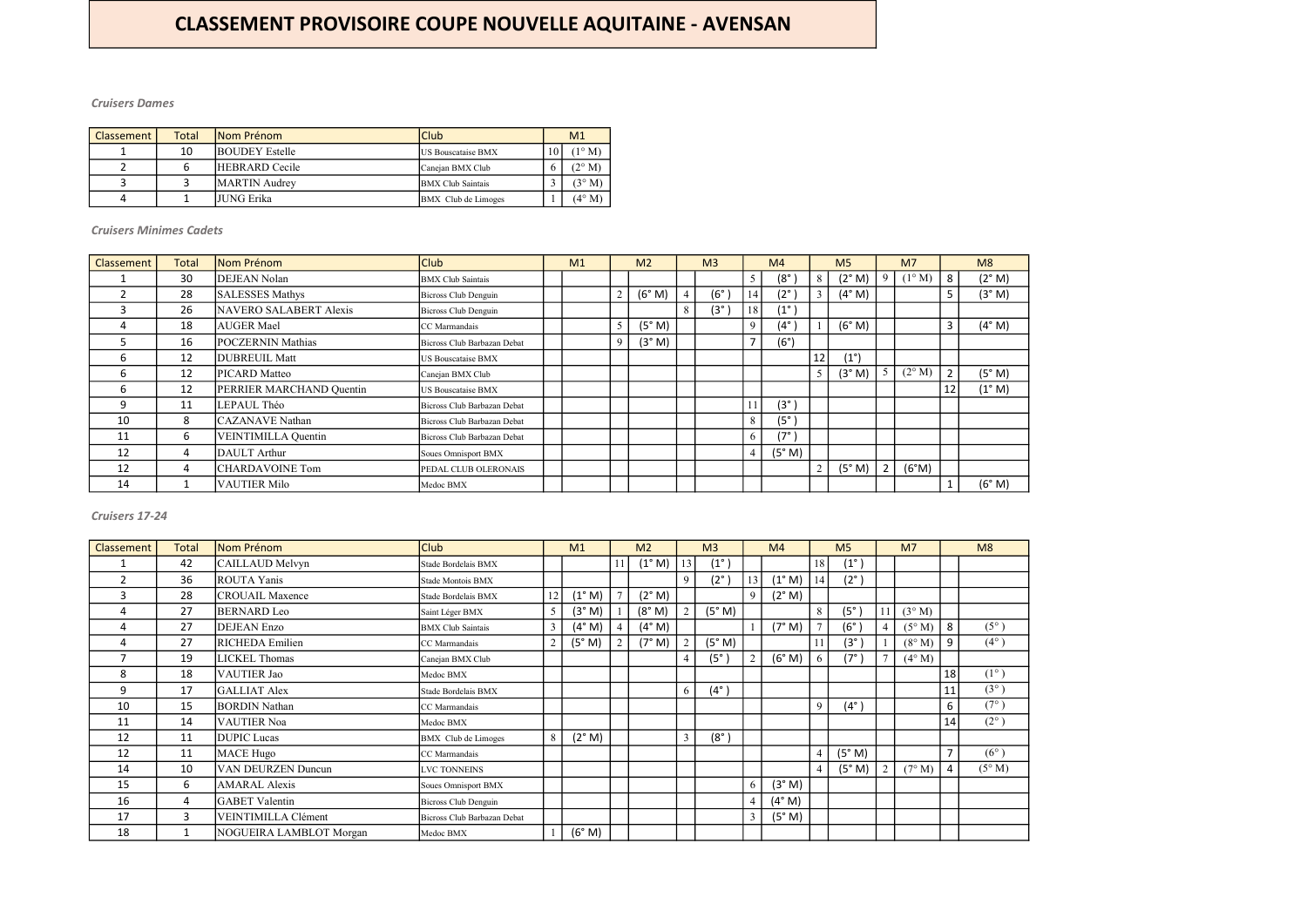# CLASSEMENT PROVISOIRE COUPE NOUVELLE AQUITAINE - AVENSAN

*Cruisers Dames*

| Classement | Total | Nom Prénom | Club | M1 | |
|---|---|---|---|---|---|
| 1 | 10 | BOUDEY Estelle | US Bouscataise BMX | 10 | (1° M) |
| 2 | 6 | HEBRARD Cecile | Canejan BMX Club | 6 | (2° M) |
| 3 | 3 | MARTIN Audrey | BMX Club Saintais | 3 | (3° M) |
| 4 | 1 | JUNG Erika | BMX Club de Limoges | 1 | (4° M) |

*Cruisers Minimes Cadets*

| Classement | Total | Nom Prénom | Club | M1 | | M2 | | M3 | | M4 | | M5 | | M7 | | M8 | |
|---|---|---|---|---|---|---|---|---|---|---|---|---|---|---|---|---|---|
| 1 | 30 | DEJEAN Nolan | BMX Club Saintais | | | | | | | 5 | (8°) | 8 | (2° M) | 9 | (1° M) | 8 | (2° M) |
| 2 | 28 | SALESSES Mathys | Bicross Club Denguin | | | 2 | (6° M) | 4 | (6°) | 14 | (2°) | 3 | (4° M) | | | 5 | (3° M) |
| 3 | 26 | NAVERO SALABERT Alexis | Bicross Club Denguin | | | | | 8 | (3°) | 18 | (1°) | | | | | | |
| 4 | 18 | AUGER Mael | CC Marmandais | | | 5 | (5° M) | | | 9 | (4°) | 1 | (6° M) | | | 3 | (4° M) |
| 5 | 16 | POCZERNIN Mathias | Bicross Club Barbazan Debat | | | 9 | (3° M) | | | 7 | (6°) | | | | | | |
| 6 | 12 | DUBREUIL Matt | US Bouscataise BMX | | | | | | | | | 12 | (1°) | | | | |
| 6 | 12 | PICARD Matteo | Canejan BMX Club | | | | | | | | | 5 | (3° M) | 5 | (2° M) | 2 | (5° M) |
| 6 | 12 | PERRIER MARCHAND Quentin | US Bouscataise BMX | | | | | | | | | | | | | 12 | (1° M) |
| 9 | 11 | LEPAUL Théo | Bicross Club Barbazan Debat | | | | | | | 11 | (3°) | | | | | | |
| 10 | 8 | CAZANAVE Nathan | Bicross Club Barbazan Debat | | | | | | | 8 | (5°) | | | | | | |
| 11 | 6 | VEINTIMILLA Quentin | Bicross Club Barbazan Debat | | | | | | | 6 | (7°) | | | | | | |
| 12 | 4 | DAULT Arthur | Soues Omnisport BMX | | | | | | | 4 | (5° M) | | | | | | |
| 12 | 4 | CHARDAVOINE Tom | PEDAL CLUB OLERONAIS | | | | | | | | | 2 | (5° M) | 2 | (6°M) | | |
| 14 | 1 | VAUTIER Milo | Medoc BMX | | | | | | | | | | | | | 1 | (6° M) |

*Cruisers 17-24*

| Classement | Total | Nom Prénom | Club | M1 | | M2 | | M3 | | M4 | | M5 | | M7 | | M8 | |
|---|---|---|---|---|---|---|---|---|---|---|---|---|---|---|---|---|---|
| 1 | 42 | CAILLAUD Melvyn | Stade Bordelais BMX | | | 11 | (1° M) | 13 | (1°) | | | 18 | (1°) | | | | |
| 2 | 36 | ROUTA Yanis | Stade Montois BMX | | | | | 9 | (2°) | 13 | (1° M) | 14 | (2°) | | | | |
| 3 | 28 | CROUAIL Maxence | Stade Bordelais BMX | 12 | (1° M) | 7 | (2° M) | | | 9 | (2° M) | | | | | | |
| 4 | 27 | BERNARD Leo | Saint Léger BMX | 5 | (3° M) | 1 | (8° M) | 2 | (5° M) | | | 8 | (5°) | 11 | (3° M) | | |
| 4 | 27 | DEJEAN Enzo | BMX Club Saintais | 3 | (4° M) | 4 | (4° M) | | | 1 | (7° M) | 7 | (6°) | 4 | (5° M) | 8 | (5°) |
| 4 | 27 | RICHEDA Emilien | CC Marmandais | 2 | (5° M) | 2 | (7° M) | 2 | (5° M) | | | 11 | (3°) | 1 | (8° M) | 9 | (4°) |
| 7 | 19 | LICKEL Thomas | Canejan BMX Club | | | | | 4 | (5°) | 2 | (6° M) | 6 | (7°) | 7 | (4° M) | | |
| 8 | 18 | VAUTIER Jao | Medoc BMX | | | | | | | | | | | | | 18 | (1°) |
| 9 | 17 | GALLIAT Alex | Stade Bordelais BMX | | | | | 6 | (4°) | | | | | | | 11 | (3°) |
| 10 | 15 | BORDIN Nathan | CC Marmandais | | | | | | | | | 9 | (4°) | | | 6 | (7°) |
| 11 | 14 | VAUTIER Noa | Medoc BMX | | | | | | | | | | | | | 14 | (2°) |
| 12 | 11 | DUPIC Lucas | BMX Club de Limoges | 8 | (2° M) | | | 3 | (8°) | | | | | | | | |
| 12 | 11 | MACE Hugo | CC Marmandais | | | | | | | | | 4 | (5° M) | | | 7 | (6°) |
| 14 | 10 | VAN DEURZEN Duncun | LVC TONNEINS | | | | | | | | | 4 | (5° M) | 2 | (7° M) | 4 | (5° M) |
| 15 | 6 | AMARAL Alexis | Soues Omnisport BMX | | | | | | | 6 | (3° M) | | | | | | |
| 16 | 4 | GABET Valentin | Bicross Club Denguin | | | | | | | 4 | (4° M) | | | | | | |
| 17 | 3 | VEINTIMILLA Clément | Bicross Club Barbazan Debat | | | | | | | 3 | (5° M) | | | | | | |
| 18 | 1 | NOGUEIRA LAMBLOT Morgan | Medoc BMX | 1 | (6° M) | | | | | | | | | | | | |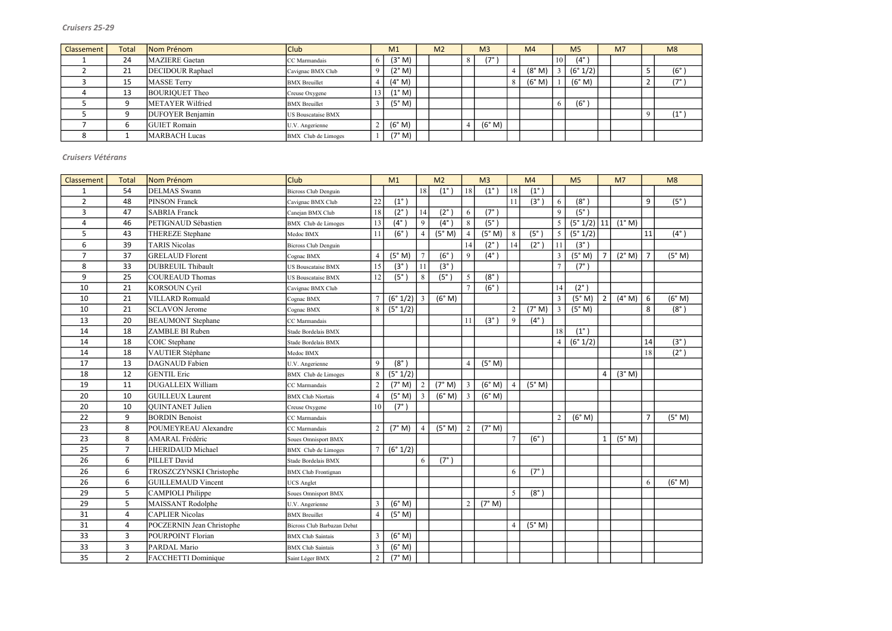***Cruisers 25-29***

| Classement | Total | Nom Prénom | Club | M1 | | M2 | | M3 | | M4 | | M5 | | M7 | | M8 | |
|---|---|---|---|---|---|---|---|---|---|---|---|---|---|---|---|---|---|
| 1 | 24 | MAZIERE Gaetan | CC Marmandais | 6 | (3° M) | | | 8 | (7° ) | | | 10 | (4° ) | | | | |
| 2 | 21 | DECIDOUR Raphael | Cavignac BMX Club | 9 | (2° M) | | | | | 4 | (8° M) | 3 | (6° 1/2) | | | 5 | (6° ) |
| 3 | 15 | MASSE Terry | BMX Breuillet | 4 | (4° M) | | | | | 8 | (6° M) | 1 | (6° M) | | | 2 | (7° ) |
| 4 | 13 | BOURIQUET Theo | Creuse Oxygene | 13 | (1° M) | | | | | | | | | | | | |
| 5 | 9 | METAYER Wilfried | BMX Breuillet | 3 | (5° M) | | | | | | | 6 | (6° ) | | | | |
| 5 | 9 | DUFOYER Benjamin | US Bouscataise BMX | | | | | | | | | | | | | 9 | (1° ) |
| 7 | 6 | GUIET Romain | U.V. Angerienne | 2 | (6° M) | | | 4 | (6° M) | | | | | | | | |
| 8 | 1 | MARBACH Lucas | BMX Club de Limoges | 1 | (7° M) | | | | | | | | | | | | |

***Cruisers Vétérans***

| Classement | Total | Nom Prénom | Club | M1 | | M2 | | M3 | | M4 | | M5 | | M7 | | M8 | |
|---|---|---|---|---|---|---|---|---|---|---|---|---|---|---|---|---|---|
| 1 | 54 | DELMAS Swann | Bicross Club Denguin | | | 18 | (1° ) | 18 | (1° ) | 18 | (1° ) | | | | | | |
| 2 | 48 | PINSON Franck | Cavignac BMX Club | 22 | (1° ) | | | | | 11 | (3° ) | 6 | (8° ) | | | 9 | (5° ) |
| 3 | 47 | SABRIA Franck | Canejan BMX Club | 18 | (2° ) | 14 | (2° ) | 6 | (7° ) | | | 9 | (5° ) | | | | |
| 4 | 46 | PETIGNAUD Sébastien | BMX Club de Limoges | 13 | (4° ) | 9 | (4° ) | 8 | (5° ) | | | 5 | (5° 1/2) | 11 | (1° M) | | |
| 5 | 43 | THEREZE Stephane | Medoc BMX | 11 | (6° ) | 4 | (5° M) | 4 | (5° M) | 8 | (5° ) | 5 | (5° 1/2) | | | 11 | (4° ) |
| 6 | 39 | TARIS Nicolas | Bicross Club Denguin | | | | | 14 | (2° ) | 14 | (2° ) | 11 | (3° ) | | | | |
| 7 | 37 | GRELAUD Florent | Cognac BMX | 4 | (5° M) | 7 | (6° ) | 9 | (4° ) | | | 3 | (5° M) | 7 | (2° M) | 7 | (5° M) |
| 8 | 33 | DUBREUIL Thibault | US Bouscataise BMX | 15 | (3° ) | 11 | (3° ) | | | | | 7 | (7° ) | | | | |
| 9 | 25 | COUREAUD Thomas | US Bouscataise BMX | 12 | (5° ) | 8 | (5° ) | 5 | (8° ) | | | | | | | | |
| 10 | 21 | KORSOUN Cyril | Cavignac BMX Club | | | | | 7 | (6° ) | | | 14 | (2° ) | | | | |
| 10 | 21 | VILLARD Romuald | Cognac BMX | 7 | (6° 1/2) | 3 | (6° M) | | | | | 3 | (5° M) | 2 | (4° M) | 6 | (6° M) |
| 10 | 21 | SCLAVON Jerome | Cognac BMX | 8 | (5° 1/2) | | | | | 2 | (7° M) | 3 | (5° M) | | | 8 | (8° ) |
| 13 | 20 | BEAUMONT Stephane | CC Marmandais | | | | | 11 | (3° ) | 9 | (4° ) | | | | | | |
| 14 | 18 | ZAMBLE BI Ruben | Stade Bordelais BMX | | | | | | | | | 18 | (1° ) | | | | |
| 14 | 18 | COIC Stephane | Stade Bordelais BMX | | | | | | | | | 4 | (6° 1/2) | | | 14 | (3° ) |
| 14 | 18 | VAUTIER Stéphane | Medoc BMX | | | | | | | | | | | | | 18 | (2° ) |
| 17 | 13 | DAGNAUD Fabien | U.V. Angerienne | 9 | (8° ) | | | 4 | (5° M) | | | | | | | | |
| 18 | 12 | GENTIL Eric | BMX Club de Limoges | 8 | (5° 1/2) | | | | | | | | | 4 | (3° M) | | |
| 19 | 11 | DUGALLEIX William | CC Marmandais | 2 | (7° M) | 2 | (7° M) | 3 | (6° M) | 4 | (5° M) | | | | | | |
| 20 | 10 | GUILLEUX Laurent | BMX Club Niortais | 4 | (5° M) | 3 | (6° M) | 3 | (6° M) | | | | | | | | |
| 20 | 10 | QUINTANET Julien | Creuse Oxygene | 10 | (7° ) | | | | | | | | | | | | |
| 22 | 9 | BORDIN Benoist | CC Marmandais | | | | | | | | | 2 | (6° M) | | | 7 | (5° M) |
| 23 | 8 | POUMEYREAU Alexandre | CC Marmandais | 2 | (7° M) | 4 | (5° M) | 2 | (7° M) | | | | | | | | |
| 23 | 8 | AMARAL Frédéric | Soues Omnisport BMX | | | | | | | 7 | (6° ) | | | 1 | (5° M) | | |
| 25 | 7 | LHERIDAUD Michael | BMX Club de Limoges | 7 | (6° 1/2) | | | | | | | | | | | | |
| 26 | 6 | PILLET David | Stade Bordelais BMX | | | 6 | (7° ) | | | | | | | | | | |
| 26 | 6 | TROSZCZYNSKI Christophe | BMX Club Frontignan | | | | | | | 6 | (7° ) | | | | | | |
| 26 | 6 | GUILLEMAUD Vincent | UCS Anglet | | | | | | | | | | | | | 6 | (6° M) |
| 29 | 5 | CAMPIOLI Philippe | Soues Omnisport BMX | | | | | | | 5 | (8° ) | | | | | | |
| 29 | 5 | MAISSANT Rodolphe | U.V. Angerienne | 3 | (6° M) | | | 2 | (7° M) | | | | | | | | |
| 31 | 4 | CAPLIER Nicolas | BMX Breuillet | 4 | (5° M) | | | | | | | | | | | | |
| 31 | 4 | POCZERNIN Jean Christophe | Bicross Club Barbazan Debat | | | | | | | 4 | (5° M) | | | | | | |
| 33 | 3 | POURPOINT Florian | BMX Club Saintais | 3 | (6° M) | | | | | | | | | | | | |
| 33 | 3 | PARDAL Mario | BMX Club Saintais | 3 | (6° M) | | | | | | | | | | | | |
| 35 | 2 | FACCHETTI Dominique | Saint Léger BMX | 2 | (7° M) | | | | | | | | | | | | |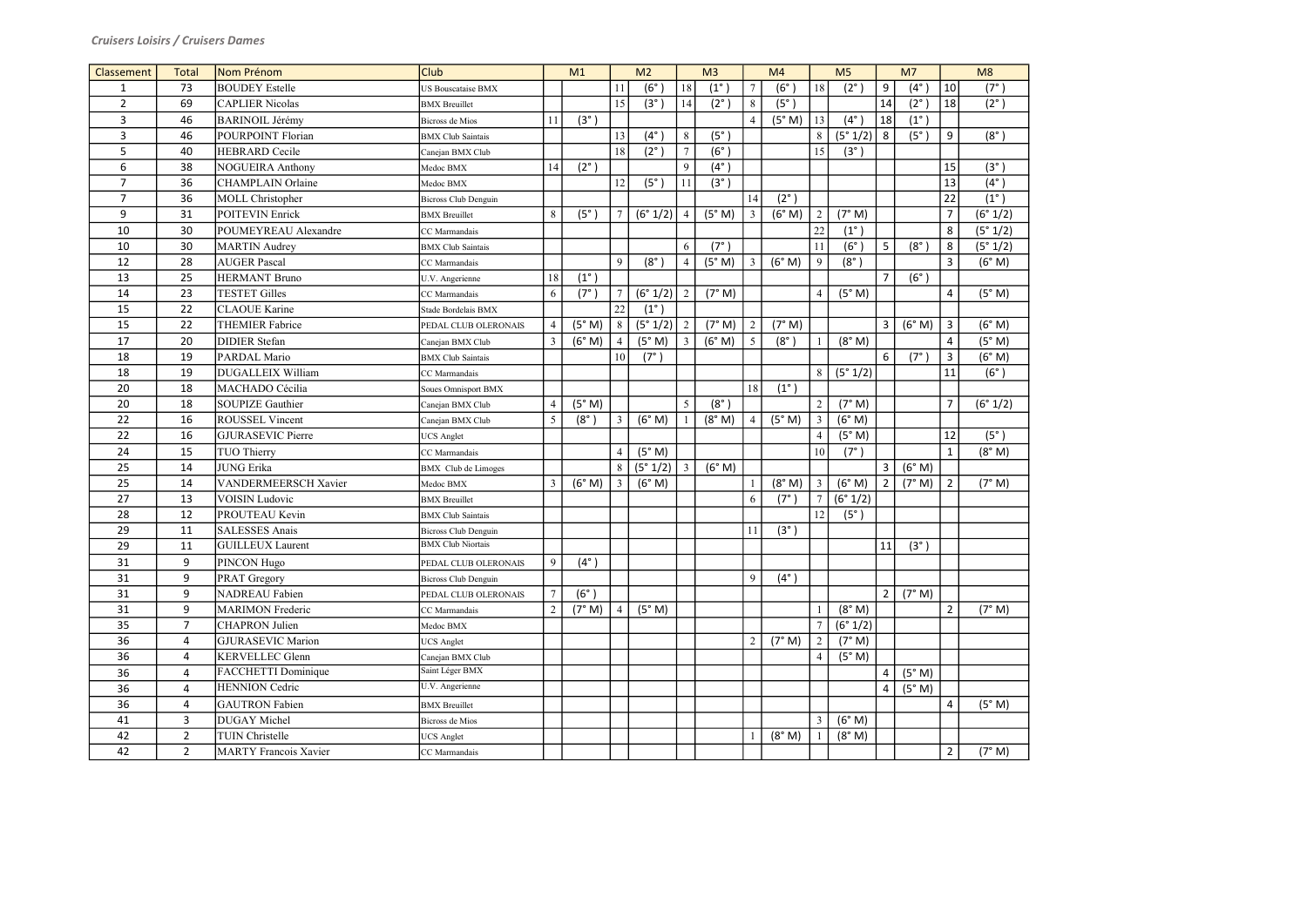*Cruisers Loisirs / Cruisers Dames*

| Classement | Total | Nom Prénom | Club | M1 | | M2 | | M3 | | M4 | | M5 | | M7 | | M8 | |
|---|---|---|---|---|---|---|---|---|---|---|---|---|---|---|---|---|---|
| 1 | 73 | BOUDEY Estelle | US Bouscataise BMX | | | 11 | (6° ) | 18 | (1° ) | 7 | (6° ) | 18 | (2° ) | 9 | (4° ) | 10 | (7° ) |
| 2 | 69 | CAPLIER Nicolas | BMX Breuillet | | | 15 | (3° ) | 14 | (2° ) | 8 | (5° ) | | | 14 | (2° ) | 18 | (2° ) |
| 3 | 46 | BARINOIL Jérémy | Bicross de Mios | 11 | (3° ) | | | | | 4 | (5° M) | 13 | (4° ) | 18 | (1° ) | | |
| 3 | 46 | POURPOINT Florian | BMX Club Saintais | | | 13 | (4° ) | 8 | (5° ) | | | 8 | (5° 1/2) | 8 | (5° ) | 9 | (8° ) |
| 5 | 40 | HEBRARD Cecile | Canejan BMX Club | | | 18 | (2° ) | 7 | (6° ) | | | 15 | (3° ) | | | | |
| 6 | 38 | NOGUEIRA Anthony | Medoc BMX | 14 | (2° ) | | | 9 | (4° ) | | | | | | | 15 | (3° ) |
| 7 | 36 | CHAMPLAIN Orlaine | Medoc BMX | | | 12 | (5° ) | 11 | (3° ) | | | | | | | 13 | (4° ) |
| 7 | 36 | MOLL Christopher | Bicross Club Denguin | | | | | | | 14 | (2° ) | | | | | 22 | (1° ) |
| 9 | 31 | POITEVIN Enrick | BMX Breuillet | 8 | (5° ) | 7 | (6° 1/2) | 4 | (5° M) | 3 | (6° M) | 2 | (7° M) | | | 7 | (6° 1/2) |
| 10 | 30 | POUMEYREAU Alexandre | CC Marmandais | | | | | | | | | 22 | (1° ) | | | 8 | (5° 1/2) |
| 10 | 30 | MARTIN Audrey | BMX Club Saintais | | | | | 6 | (7° ) | | | 11 | (6° ) | 5 | (8° ) | 8 | (5° 1/2) |
| 12 | 28 | AUGER Pascal | CC Marmandais | | | 9 | (8° ) | 4 | (5° M) | 3 | (6° M) | 9 | (8° ) | | | 3 | (6° M) |
| 13 | 25 | HERMANT Bruno | U.V. Angerienne | 18 | (1° ) | | | | | | | | | 7 | (6° ) | | |
| 14 | 23 | TESTET Gilles | CC Marmandais | 6 | (7° ) | 7 | (6° 1/2) | 2 | (7° M) | | | 4 | (5° M) | | | 4 | (5° M) |
| 15 | 22 | CLAOUE Karine | Stade Bordelais BMX | | | 22 | (1° ) | | | | | | | | | | |
| 15 | 22 | THEMIER Fabrice | PEDAL CLUB OLERONAIS | 4 | (5° M) | 8 | (5° 1/2) | 2 | (7° M) | 2 | (7° M) | | | 3 | (6° M) | 3 | (6° M) |
| 17 | 20 | DIDIER Stefan | Canejan BMX Club | 3 | (6° M) | 4 | (5° M) | 3 | (6° M) | 5 | (8° ) | 1 | (8° M) | | | 4 | (5° M) |
| 18 | 19 | PARDAL Mario | BMX Club Saintais | | | 10 | (7° ) | | | | | | | 6 | (7° ) | 3 | (6° M) |
| 18 | 19 | DUGALLEIX William | CC Marmandais | | | | | | | | | 8 | (5° 1/2) | | | 11 | (6° ) |
| 20 | 18 | MACHADO Cécilia | Soues Omnisport BMX | | | | | | | 18 | (1° ) | | | | | | |
| 20 | 18 | SOUPIZE Gauthier | Canejan BMX Club | 4 | (5° M) | | | 5 | (8° ) | | | 2 | (7° M) | | | 7 | (6° 1/2) |
| 22 | 16 | ROUSSEL Vincent | Canejan BMX Club | 5 | (8° ) | 3 | (6° M) | 1 | (8° M) | 4 | (5° M) | 3 | (6° M) | | | | |
| 22 | 16 | GJURASEVIC Pierre | UCS Anglet | | | | | | | | | 4 | (5° M) | | | 12 | (5° ) |
| 24 | 15 | TUO Thierry | CC Marmandais | | | 4 | (5° M) | | | | | 10 | (7° ) | | | 1 | (8° M) |
| 25 | 14 | JUNG Erika | BMX Club de Limoges | | | 8 | (5° 1/2) | 3 | (6° M) | | | | | 3 | (6° M) | | |
| 25 | 14 | VANDERMEERSCH Xavier | Medoc BMX | 3 | (6° M) | 3 | (6° M) | | | 1 | (8° M) | 3 | (6° M) | 2 | (7° M) | 2 | (7° M) |
| 27 | 13 | VOISIN Ludovic | BMX Breuillet | | | | | | | 6 | (7° ) | 7 | (6° 1/2) | | | | |
| 28 | 12 | PROUTEAU Kevin | BMX Club Saintais | | | | | | | | | 12 | (5° ) | | | | |
| 29 | 11 | SALESSES Anais | Bicross Club Denguin | | | | | | | 11 | (3° ) | | | | | | |
| 29 | 11 | GUILLEUX Laurent | BMX Club Niortais | | | | | | | | | | | 11 | (3° ) | | |
| 31 | 9 | PINCON Hugo | PEDAL CLUB OLERONAIS | 9 | (4° ) | | | | | | | | | | | | |
| 31 | 9 | PRAT Gregory | Bicross Club Denguin | | | | | | | 9 | (4° ) | | | | | | |
| 31 | 9 | NADREAU Fabien | PEDAL CLUB OLERONAIS | 7 | (6° ) | | | | | | | | | 2 | (7° M) | | |
| 31 | 9 | MARIMON Frederic | CC Marmandais | 2 | (7° M) | 4 | (5° M) | | | | | 1 | (8° M) | | | 2 | (7° M) |
| 35 | 7 | CHAPRON Julien | Medoc BMX | | | | | | | | | 7 | (6° 1/2) | | | | |
| 36 | 4 | GJURASEVIC Marion | UCS Anglet | | | | | | | 2 | (7° M) | 2 | (7° M) | | | | |
| 36 | 4 | KERVELLEC Glenn | Canejan BMX Club | | | | | | | | | 4 | (5° M) | | | | |
| 36 | 4 | FACCHETTI Dominique | Saint Léger BMX | | | | | | | | | | | 4 | (5° M) | | |
| 36 | 4 | HENNION Cedric | U.V. Angerienne | | | | | | | | | | | 4 | (5° M) | | |
| 36 | 4 | GAUTRON Fabien | BMX Breuillet | | | | | | | | | | | | | 4 | (5° M) |
| 41 | 3 | DUGAY Michel | Bicross de Mios | | | | | | | | | 3 | (6° M) | | | | |
| 42 | 2 | TUIN Christelle | UCS Anglet | | | | | | | 1 | (8° M) | 1 | (8° M) | | | | |
| 42 | 2 | MARTY Francois Xavier | CC Marmandais | | | | | | | | | | | | | 2 | (7° M) |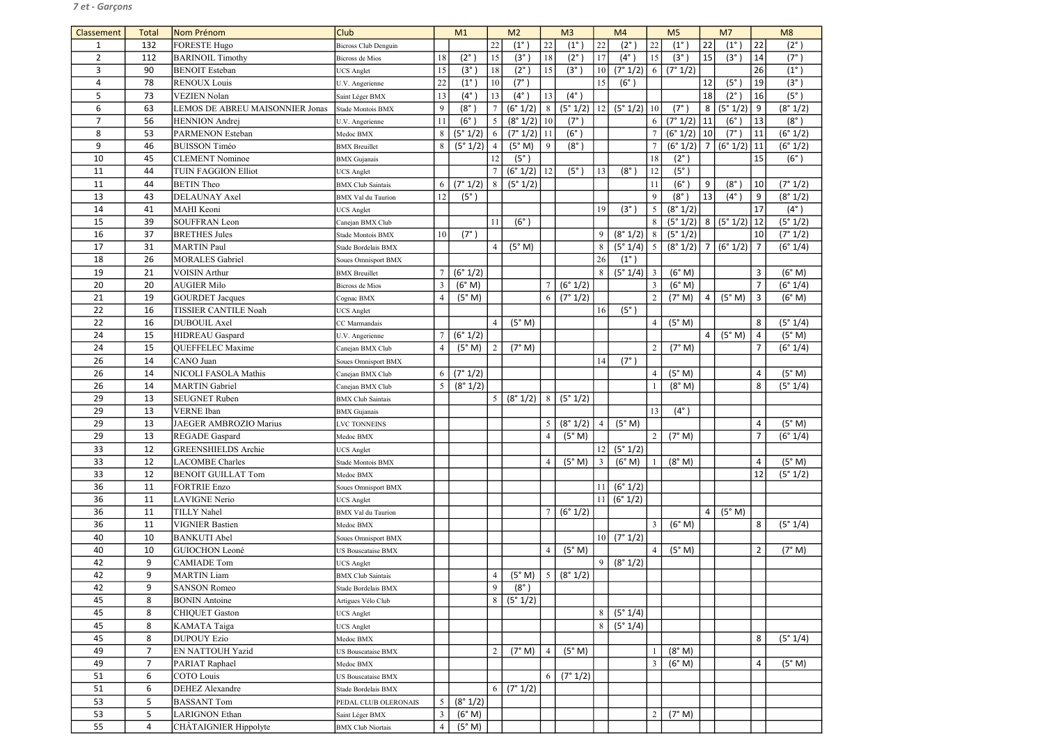*7 et - Garçons*

| Classement | Total | Nom Prénom | Club | M1 | | M2 | | M3 | | M4 | | M5 | | M7 | | M8 | |
|---|---|---|---|---|---|---|---|---|---|---|---|---|---|---|---|---|---|
| 1 | 132 | FORESTE Hugo | Bicross Club Denguin | | | 22 | (1°) | 22 | (1°) | 22 | (2°) | 22 | (1°) | 22 | (1°) | 22 | (2°) |
| 2 | 112 | BARINOIL Timothy | Bicross de Mios | 18 | (2°) | 15 | (3°) | 18 | (2°) | 17 | (4°) | 15 | (3°) | 15 | (3°) | 14 | (7°) |
| 3 | 90 | BENOIT Esteban | UCS Anglet | 15 | (3°) | 18 | (2°) | 15 | (3°) | 10 | (7° 1/2) | 6 | (7° 1/2) | | | 26 | (1°) |
| 4 | 78 | RENOUX Louis | U.V. Angerienne | 22 | (1°) | 10 | (7°) | | | 15 | (6°) | | | 12 | (5°) | 19 | (3°) |
| 5 | 73 | VEZIEN Nolan | Saint Léger BMX | 13 | (4°) | 13 | (4°) | 13 | (4°) | | | | | 18 | (2°) | 16 | (5°) |
| 6 | 63 | LEMOS DE ABREU MAISONNIER Jonas | Stade Montois BMX | 9 | (8°) | 7 | (6° 1/2) | 8 | (5° 1/2) | 12 | (5° 1/2) | 10 | (7°) | 8 | (5° 1/2) | 9 | (8° 1/2) |
| 7 | 56 | HENNION Andrej | U.V. Angerienne | 11 | (6°) | 5 | (8° 1/2) | 10 | (7°) | | | 6 | (7° 1/2) | 11 | (6°) | 13 | (8°) |
| 8 | 53 | PARMENON Esteban | Medoc BMX | 8 | (5° 1/2) | 6 | (7° 1/2) | 11 | (6°) | | | 7 | (6° 1/2) | 10 | (7°) | 11 | (6° 1/2) |
| 9 | 46 | BUISSON Timéo | BMX Breuillet | 8 | (5° 1/2) | 4 | (5° M) | 9 | (8°) | | | 7 | (6° 1/2) | 7 | (6° 1/2) | 11 | (6° 1/2) |
| 10 | 45 | CLEMENT Nominoe | BMX Gujanais | | | 12 | (5°) | | | | | 18 | (2°) | | | 15 | (6°) |
| 11 | 44 | TUIN FAGGION Elliot | UCS Anglet | | | 7 | (6° 1/2) | 12 | (5°) | 13 | (8°) | 12 | (5°) | | | | |
| 11 | 44 | BETIN Theo | BMX Club Saintais | 6 | (7° 1/2) | 8 | (5° 1/2) | | | | | 11 | (6°) | 9 | (8°) | 10 | (7° 1/2) |
| 13 | 43 | DELAUNAY Axel | BMX Val du Taurion | 12 | (5°) | | | | | | | 9 | (8°) | 13 | (4°) | 9 | (8° 1/2) |
| 14 | 41 | MAHI Keoni | UCS Anglet | | | | | | | 19 | (3°) | 5 | (8° 1/2) | | | 17 | (4°) |
| 15 | 39 | SOUFFRAN Leon | Canejan BMX Club | | | 11 | (6°) | | | | | 8 | (5° 1/2) | 8 | (5° 1/2) | 12 | (5° 1/2) |
| 16 | 37 | BRETHES Jules | Stade Montois BMX | 10 | (7°) | | | | | 9 | (8° 1/2) | 8 | (5° 1/2) | | | 10 | (7° 1/2) |
| 17 | 31 | MARTIN Paul | Stade Bordelais BMX | | | 4 | (5° M) | | | 8 | (5° 1/4) | 5 | (8° 1/2) | 7 | (6° 1/2) | 7 | (6° 1/4) |
| 18 | 26 | MORALES Gabriel | Soues Omnisport BMX | | | | | | | 26 | (1°) | | | | | | |
| 19 | 21 | VOISIN Arthur | BMX Breuillet | 7 | (6° 1/2) | | | | | 8 | (5° 1/4) | 3 | (6° M) | | | 3 | (6° M) |
| 20 | 20 | AUGIER Milo | Bicross de Mios | 3 | (6° M) | | | 7 | (6° 1/2) | | | 3 | (6° M) | | | 7 | (6° 1/4) |
| 21 | 19 | GOURDET Jacques | Cognac BMX | 4 | (5° M) | | | 6 | (7° 1/2) | | | 2 | (7° M) | 4 | (5° M) | 3 | (6° M) |
| 22 | 16 | TISSIER CANTILE Noah | UCS Anglet | | | | | | | 16 | (5°) | | | | | | |
| 22 | 16 | DUBOUIL Axel | CC Marmandais | | | 4 | (5° M) | | | | | 4 | (5° M) | | | 8 | (5° 1/4) |
| 24 | 15 | HIDREAU Gaspard | U.V. Angerienne | 7 | (6° 1/2) | | | | | | | | | 4 | (5° M) | 4 | (5° M) |
| 24 | 15 | QUEFFELEC Maxime | Canejan BMX Club | 4 | (5° M) | 2 | (7° M) | | | | | 2 | (7° M) | | | 7 | (6° 1/4) |
| 26 | 14 | CANO Juan | Soues Omnisport BMX | | | | | | | 14 | (7°) | | | | | | |
| 26 | 14 | NICOLI FASOLA Mathis | Canejan BMX Club | 6 | (7° 1/2) | | | | | | | 4 | (5° M) | | | 4 | (5° M) |
| 26 | 14 | MARTIN Gabriel | Canejan BMX Club | 5 | (8° 1/2) | | | | | | | 1 | (8° M) | | | 8 | (5° 1/4) |
| 29 | 13 | SEUGNET Ruben | BMX Club Saintais | | | 5 | (8° 1/2) | 8 | (5° 1/2) | | | | | | | | |
| 29 | 13 | VERNE Iban | BMX Gujanais | | | | | | | | | 13 | (4°) | | | | |
| 29 | 13 | JAEGER AMBROZIO Marius | LVC TONNEINS | | | | | 5 | (8° 1/2) | 4 | (5° M) | | | | | 4 | (5° M) |
| 29 | 13 | REGADE Gaspard | Medoc BMX | | | | | 4 | (5° M) | | | 2 | (7° M) | | | 7 | (6° 1/4) |
| 33 | 12 | GREENSHIELDS Archie | UCS Anglet | | | | | | | 12 | (5° 1/2) | | | | | | |
| 33 | 12 | LACOMBE Charles | Stade Montois BMX | | | | | 4 | (5° M) | 3 | (6° M) | 1 | (8° M) | | | 4 | (5° M) |
| 33 | 12 | BENOIT GUILLAT Tom | Medoc BMX | | | | | | | | | | | | | 12 | (5° 1/2) |
| 36 | 11 | FORTRIE Enzo | Soues Omnisport BMX | | | | | | | 11 | (6° 1/2) | | | | | | |
| 36 | 11 | LAVIGNE Nerio | UCS Anglet | | | | | | | 11 | (6° 1/2) | | | | | | |
| 36 | 11 | TILLY Nahel | BMX Val du Taurion | | | | | 7 | (6° 1/2) | | | | | 4 | (5° M) | | |
| 36 | 11 | VIGNIER Bastien | Medoc BMX | | | | | | | | | 3 | (6° M) | | | 8 | (5° 1/4) |
| 40 | 10 | BANKUTI Abel | Soues Omnisport BMX | | | | | | | 10 | (7° 1/2) | | | | | | |
| 40 | 10 | GUIOCHON Leoné | US Bouscataise BMX | | | | | 4 | (5° M) | | | 4 | (5° M) | | | 2 | (7° M) |
| 42 | 9 | CAMIADE Tom | UCS Anglet | | | | | | | 9 | (8° 1/2) | | | | | | |
| 42 | 9 | MARTIN Liam | BMX Club Saintais | | | 4 | (5° M) | 5 | (8° 1/2) | | | | | | | | |
| 42 | 9 | SANSON Romeo | Stade Bordelais BMX | | | 9 | (8°) | | | | | | | | | | |
| 45 | 8 | BONIN Antoine | Artigues Vélo Club | | | 8 | (5° 1/2) | | | | | | | | | | |
| 45 | 8 | CHIQUET Gaston | UCS Anglet | | | | | | | 8 | (5° 1/4) | | | | | | |
| 45 | 8 | KAMATA Taiga | UCS Anglet | | | | | | | 8 | (5° 1/4) | | | | | | |
| 45 | 8 | DUPOUY Ezio | Medoc BMX | | | | | | | | | | | | | 8 | (5° 1/4) |
| 49 | 7 | EN NATTOUH Yazid | US Bouscataise BMX | | | 2 | (7° M) | 4 | (5° M) | | | 1 | (8° M) | | | | |
| 49 | 7 | PARIAT Raphael | Medoc BMX | | | | | | | | | 3 | (6° M) | | | 4 | (5° M) |
| 51 | 6 | COTO Louis | US Bouscataise BMX | | | | | 6 | (7° 1/2) | | | | | | | | |
| 51 | 6 | DEHEZ Alexandre | Stade Bordelais BMX | | | 6 | (7° 1/2) | | | | | | | | | | |
| 53 | 5 | BASSANT Tom | PEDAL CLUB OLERONAIS | 5 | (8° 1/2) | | | | | | | | | | | | |
| 53 | 5 | LARIGNON Ethan | Saint Léger BMX | 3 | (6° M) | | | | | | | 2 | (7° M) | | | | |
| 55 | 4 | CHÂTAIGNIER Hippolyte | BMX Club Niortais | 4 | (5° M) | | | | | | | | | | | | |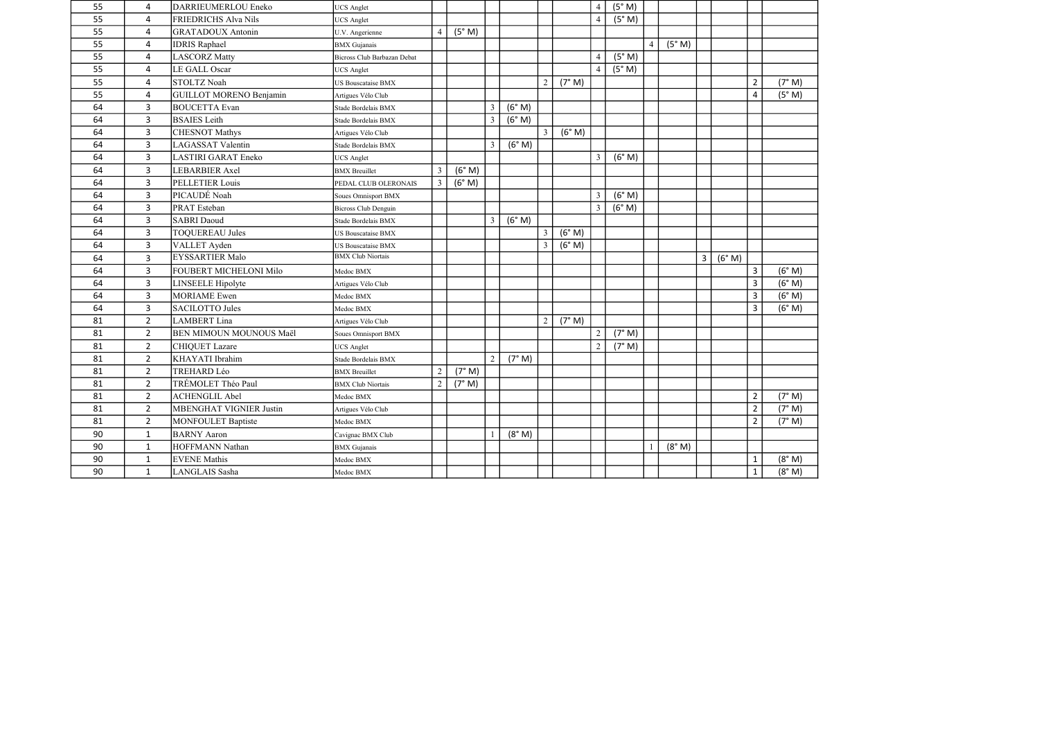| | | | | | | | | | | | | | | | | | |
|---|---|---|---|---|---|---|---|---|---|---|---|---|---|---|---|---|---|
| 55 | 4 | DARRIEUMERLOU Eneko | UCS Anglet | | | | | | | 4 | (5° M) | | | | | | |
| 55 | 4 | FRIEDRICHS Alva Nils | UCS Anglet | | | | | | | 4 | (5° M) | | | | | | |
| 55 | 4 | GRATADOUX Antonin | U.V. Angerienne | 4 | (5° M) | | | | | | | | | | | | |
| 55 | 4 | IDRIS Raphael | BMX Gujanais | | | | | | | | | 4 | (5° M) | | | | |
| 55 | 4 | LASCORZ Matty | Bicross Club Barbazan Debat | | | | | | | 4 | (5° M) | | | | | | |
| 55 | 4 | LE GALL Oscar | UCS Anglet | | | | | | | 4 | (5° M) | | | | | | |
| 55 | 4 | STOLTZ Noah | US Bouscataise BMX | | | | | 2 | (7° M) | | | | | | | 2 | (7° M) |
| 55 | 4 | GUILLOT MORENO Benjamin | Artigues Vélo Club | | | | | | | | | | | | | 4 | (5° M) |
| 64 | 3 | BOUCETTA Evan | Stade Bordelais BMX | | | 3 | (6° M) | | | | | | | | | | |
| 64 | 3 | BSAIES Leith | Stade Bordelais BMX | | | 3 | (6° M) | | | | | | | | | | |
| 64 | 3 | CHESNOT Mathys | Artigues Vélo Club | | | | | 3 | (6° M) | | | | | | | | |
| 64 | 3 | LAGASSAT Valentin | Stade Bordelais BMX | | | 3 | (6° M) | | | | | | | | | | |
| 64 | 3 | LASTIRI GARAT Eneko | UCS Anglet | | | | | | | 3 | (6° M) | | | | | | |
| 64 | 3 | LEBARBIER Axel | BMX Breuillet | 3 | (6° M) | | | | | | | | | | | | |
| 64 | 3 | PELLETIER Louis | PEDAL CLUB OLERONAIS | 3 | (6° M) | | | | | | | | | | | | |
| 64 | 3 | PICAUDÉ Noah | Soues Omnisport BMX | | | | | | | 3 | (6° M) | | | | | | |
| 64 | 3 | PRAT Esteban | Bicross Club Denguin | | | | | | | 3 | (6° M) | | | | | | |
| 64 | 3 | SABRI Daoud | Stade Bordelais BMX | | | 3 | (6° M) | | | | | | | | | | |
| 64 | 3 | TOQUEREAU Jules | US Bouscataise BMX | | | | | 3 | (6° M) | | | | | | | | |
| 64 | 3 | VALLET Ayden | US Bouscataise BMX | | | | | 3 | (6° M) | | | | | | | | |
| 64 | 3 | EYSSARTIER Malo | BMX Club Niortais | | | | | | | | | | | 3 | (6° M) | | |
| 64 | 3 | FOUBERT MICHELONI Milo | Medoc BMX | | | | | | | | | | | | | 3 | (6° M) |
| 64 | 3 | LINSEELE Hipolyte | Artigues Vélo Club | | | | | | | | | | | | | 3 | (6° M) |
| 64 | 3 | MORIAME Ewen | Medoc BMX | | | | | | | | | | | | | 3 | (6° M) |
| 64 | 3 | SACILOTTO Jules | Medoc BMX | | | | | | | | | | | | | 3 | (6° M) |
| 81 | 2 | LAMBERT Lina | Artigues Vélo Club | | | | | 2 | (7° M) | | | | | | | | |
| 81 | 2 | BEN MIMOUN MOUNOUS Maël | Soues Omnisport BMX | | | | | | | 2 | (7° M) | | | | | | |
| 81 | 2 | CHIQUET Lazare | UCS Anglet | | | | | | | 2 | (7° M) | | | | | | |
| 81 | 2 | KHAYATI Ibrahim | Stade Bordelais BMX | | | 2 | (7° M) | | | | | | | | | | |
| 81 | 2 | TREHARD Léo | BMX Breuillet | 2 | (7° M) | | | | | | | | | | | | |
| 81 | 2 | TRÉMOLET Théo Paul | BMX Club Niortais | 2 | (7° M) | | | | | | | | | | | | |
| 81 | 2 | ACHENGLIL Abel | Medoc BMX | | | | | | | | | | | | | 2 | (7° M) |
| 81 | 2 | MBENGHAT VIGNIER Justin | Artigues Vélo Club | | | | | | | | | | | | | 2 | (7° M) |
| 81 | 2 | MONFOULET Baptiste | Medoc BMX | | | | | | | | | | | | | 2 | (7° M) |
| 90 | 1 | BARNY Aaron | Cavignac BMX Club | | | 1 | (8° M) | | | | | | | | | | |
| 90 | 1 | HOFFMANN Nathan | BMX Gujanais | | | | | | | | | 1 | (8° M) | | | | |
| 90 | 1 | EVENE Mathis | Medoc BMX | | | | | | | | | | | | | 1 | (8° M) |
| 90 | 1 | LANGLAIS Sasha | Medoc BMX | | | | | | | | | | | | | 1 | (8° M) |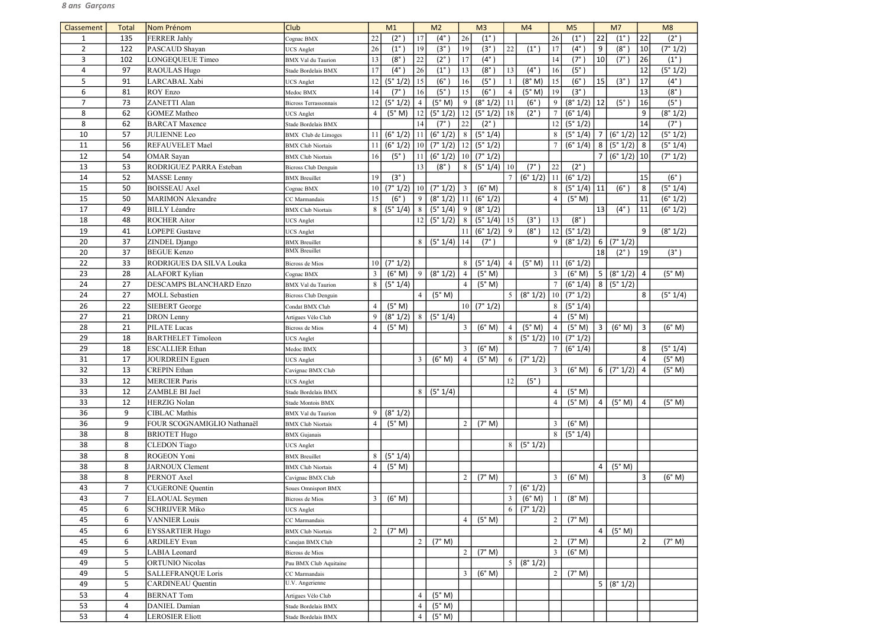***8 ans Garçons***

| Classement | Total | Nom Prénom | Club | M1 | | M2 | | M3 | | M4 | | M5 | | M7 | | M8 | |
|---|---|---|---|---|---|---|---|---|---|---|---|---|---|---|---|---|---|
| 1 | 135 | FERRER Jahly | Cognac BMX | 22 | (2° ) | 17 | (4° ) | 26 | (1° ) | | | 26 | (1° ) | 22 | (1° ) | 22 | (2° ) |
| 2 | 122 | PASCAUD Shayan | UCS Anglet | 26 | (1° ) | 19 | (3° ) | 19 | (3° ) | 22 | (1° ) | 17 | (4° ) | 9 | (8° ) | 10 | (7° 1/2) |
| 3 | 102 | LONGEQUEUE Timeo | BMX Val du Taurion | 13 | (8° ) | 22 | (2° ) | 17 | (4° ) | | | 14 | (7° ) | 10 | (7° ) | 26 | (1° ) |
| 4 | 97 | RAOULAS Hugo | Stade Bordelais BMX | 17 | (4° ) | 26 | (1° ) | 13 | (8° ) | 13 | (4° ) | 16 | (5° ) | | | 12 | (5° 1/2) |
| 5 | 91 | LARCABAL Xabi | UCS Anglet | 12 | (5° 1/2) | 15 | (6° ) | 16 | (5° ) | 1 | (8° M) | 15 | (6° ) | 15 | (3° ) | 17 | (4° ) |
| 6 | 81 | ROY Enzo | Medoc BMX | 14 | (7° ) | 16 | (5° ) | 15 | (6° ) | 4 | (5° M) | 19 | (3° ) | | | 13 | (8° ) |
| 7 | 73 | ZANETTI Alan | Bicross Terrassonnais | 12 | (5° 1/2) | 4 | (5° M) | 9 | (8° 1/2) | 11 | (6° ) | 9 | (8° 1/2) | 12 | (5° ) | 16 | (5° ) |
| 8 | 62 | GOMEZ Matheo | UCS Anglet | 4 | (5° M) | 12 | (5° 1/2) | 12 | (5° 1/2) | 18 | (2° ) | 7 | (6° 1/4) | | | 9 | (8° 1/2) |
| 8 | 62 | BARCAT Maxence | Stade Bordelais BMX | | | 14 | (7° ) | 22 | (2° ) | | | 12 | (5° 1/2) | | | 14 | (7° ) |
| 10 | 57 | JULIENNE Leo | BMX Club de Limoges | 11 | (6° 1/2) | 11 | (6° 1/2) | 8 | (5° 1/4) | | | 8 | (5° 1/4) | 7 | (6° 1/2) | 12 | (5° 1/2) |
| 11 | 56 | REFAUVELET Mael | BMX Club Niortais | 11 | (6° 1/2) | 10 | (7° 1/2) | 12 | (5° 1/2) | | | 7 | (6° 1/4) | 8 | (5° 1/2) | 8 | (5° 1/4) |
| 12 | 54 | OMAR Sayan | BMX Club Niortais | 16 | (5° ) | 11 | (6° 1/2) | 10 | (7° 1/2) | | | | | 7 | (6° 1/2) | 10 | (7° 1/2) |
| 13 | 53 | RODRIGUEZ PARRA Esteban | Bicross Club Denguin | | | 13 | (8° ) | 8 | (5° 1/4) | 10 | (7° ) | 22 | (2° ) | | | | |
| 14 | 52 | MASSE Lenny | BMX Breuillet | 19 | (3° ) | | | | | 7 | (6° 1/2) | 11 | (6° 1/2) | | | 15 | (6° ) |
| 15 | 50 | BOISSEAU Axel | Cognac BMX | 10 | (7° 1/2) | 10 | (7° 1/2) | 3 | (6° M) | | | 8 | (5° 1/4) | 11 | (6° ) | 8 | (5° 1/4) |
| 15 | 50 | MARIMON Alexandre | CC Marmandais | 15 | (6° ) | 9 | (8° 1/2) | 11 | (6° 1/2) | | | 4 | (5° M) | | | 11 | (6° 1/2) |
| 17 | 49 | BILLY Léandre | BMX Club Niortais | 8 | (5° 1/4) | 8 | (5° 1/4) | 9 | (8° 1/2) | | | | | 13 | (4° ) | 11 | (6° 1/2) |
| 18 | 48 | ROCHER Aitor | UCS Anglet | | | 12 | (5° 1/2) | 8 | (5° 1/4) | 15 | (3° ) | 13 | (8° ) | | | | |
| 19 | 41 | LOPEPE Gustave | UCS Anglet | | | | | 11 | (6° 1/2) | 9 | (8° ) | 12 | (5° 1/2) | | | 9 | (8° 1/2) |
| 20 | 37 | ZINDEL Django | BMX Breuillet | | | 8 | (5° 1/4) | 14 | (7° ) | | | 9 | (8° 1/2) | 6 | (7° 1/2) | | |
| 20 | 37 | BEGUE Kenzo | BMX Breuillet | | | | | | | | | | | 18 | (2° ) | 19 | (3° ) |
| 22 | 33 | RODRIGUES DA SILVA Louka | Bicross de Mios | 10 | (7° 1/2) | | | 8 | (5° 1/4) | 4 | (5° M) | 11 | (6° 1/2) | | | | |
| 23 | 28 | ALAFORT Kylian | Cognac BMX | 3 | (6° M) | 9 | (8° 1/2) | 4 | (5° M) | | | 3 | (6° M) | 5 | (8° 1/2) | 4 | (5° M) |
| 24 | 27 | DESCAMPS BLANCHARD Enzo | BMX Val du Taurion | 8 | (5° 1/4) | | | 4 | (5° M) | | | 7 | (6° 1/4) | 8 | (5° 1/2) | | |
| 24 | 27 | MOLL Sebastien | Bicross Club Denguin | | | 4 | (5° M) | | | 5 | (8° 1/2) | 10 | (7° 1/2) | | | 8 | (5° 1/4) |
| 26 | 22 | SIEBERT George | Condat BMX Club | 4 | (5° M) | | | 10 | (7° 1/2) | | | 8 | (5° 1/4) | | | | |
| 27 | 21 | DRON Lenny | Artigues Vélo Club | 9 | (8° 1/2) | 8 | (5° 1/4) | | | | | 4 | (5° M) | | | | |
| 28 | 21 | PILATE Lucas | Bicross de Mios | 4 | (5° M) | | | 3 | (6° M) | 4 | (5° M) | 4 | (5° M) | 3 | (6° M) | 3 | (6° M) |
| 29 | 18 | BARTHELET Timoleon | UCS Anglet | | | | | | | 8 | (5° 1/2) | 10 | (7° 1/2) | | | | |
| 29 | 18 | ESCALLIER Ethan | Medoc BMX | | | | | 3 | (6° M) | | | 7 | (6° 1/4) | | | 8 | (5° 1/4) |
| 31 | 17 | JOURDREIN Eguen | UCS Anglet | | | 3 | (6° M) | 4 | (5° M) | 6 | (7° 1/2) | | | | | 4 | (5° M) |
| 32 | 13 | CREPIN Ethan | Cavignac BMX Club | | | | | | | | | 3 | (6° M) | 6 | (7° 1/2) | 4 | (5° M) |
| 33 | 12 | MERCIER Paris | UCS Anglet | | | | | | | 12 | (5° ) | | | | | | |
| 33 | 12 | ZAMBLE BI Jael | Stade Bordelais BMX | | | 8 | (5° 1/4) | | | | | 4 | (5° M) | | | | |
| 33 | 12 | HERZIG Nolan | Stade Montois BMX | | | | | | | | | 4 | (5° M) | 4 | (5° M) | 4 | (5° M) |
| 36 | 9 | CIBLAC Mathis | BMX Val du Taurion | 9 | (8° 1/2) | | | | | | | | | | | | |
| 36 | 9 | FOUR SCOGNAMIGLIO Nathanaël | BMX Club Niortais | 4 | (5° M) | | | 2 | (7° M) | | | 3 | (6° M) | | | | |
| 38 | 8 | BRIOTET Hugo | BMX Gujanais | | | | | | | | | 8 | (5° 1/4) | | | | |
| 38 | 8 | CLEDON Tiago | UCS Anglet | | | | | | | 8 | (5° 1/2) | | | | | | |
| 38 | 8 | ROGEON Yoni | BMX Breuillet | 8 | (5° 1/4) | | | | | | | | | | | | |
| 38 | 8 | JARNOUX Clement | BMX Club Niortais | 4 | (5° M) | | | | | | | | | 4 | (5° M) | | |
| 38 | 8 | PERNOT Axel | Cavignac BMX Club | | | | | 2 | (7° M) | | | 3 | (6° M) | | | 3 | (6° M) |
| 43 | 7 | CUGERONE Quentin | Soues Omnisport BMX | | | | | | | 7 | (6° 1/2) | | | | | | |
| 43 | 7 | ELAOUAL Seymen | Bicross de Mios | 3 | (6° M) | | | | | 3 | (6° M) | 1 | (8° M) | | | | |
| 45 | 6 | SCHRIJVER Miko | UCS Anglet | | | | | | | 6 | (7° 1/2) | | | | | | |
| 45 | 6 | VANNIER Louis | CC Marmandais | | | | | 4 | (5° M) | | | 2 | (7° M) | | | | |
| 45 | 6 | EYSSARTIER Hugo | BMX Club Niortais | 2 | (7° M) | | | | | | | | | 4 | (5° M) | | |
| 45 | 6 | ARDILEY Evan | Canejan BMX Club | | | 2 | (7° M) | | | | | 2 | (7° M) | | | 2 | (7° M) |
| 49 | 5 | LABIA Leonard | Bicross de Mios | | | | | 2 | (7° M) | | | 3 | (6° M) | | | | |
| 49 | 5 | ORTUNIO Nicolas | Pau BMX Club Aquitaine | | | | | | | 5 | (8° 1/2) | | | | | | |
| 49 | 5 | SALLEFRANQUE Loris | CC Marmandais | | | | | 3 | (6° M) | | | 2 | (7° M) | | | | |
| 49 | 5 | CARDINEAU Quentin | U.V. Angerienne | | | | | | | | | | | 5 | (8° 1/2) | | |
| 53 | 4 | BERNAT Tom | Artigues Vélo Club | | | 4 | (5° M) | | | | | | | | | | |
| 53 | 4 | DANIEL Damian | Stade Bordelais BMX | | | 4 | (5° M) | | | | | | | | | | |
| 53 | 4 | LEROSIER Eliott | Stade Bordelais BMX | | | 4 | (5° M) | | | | | | | | | | |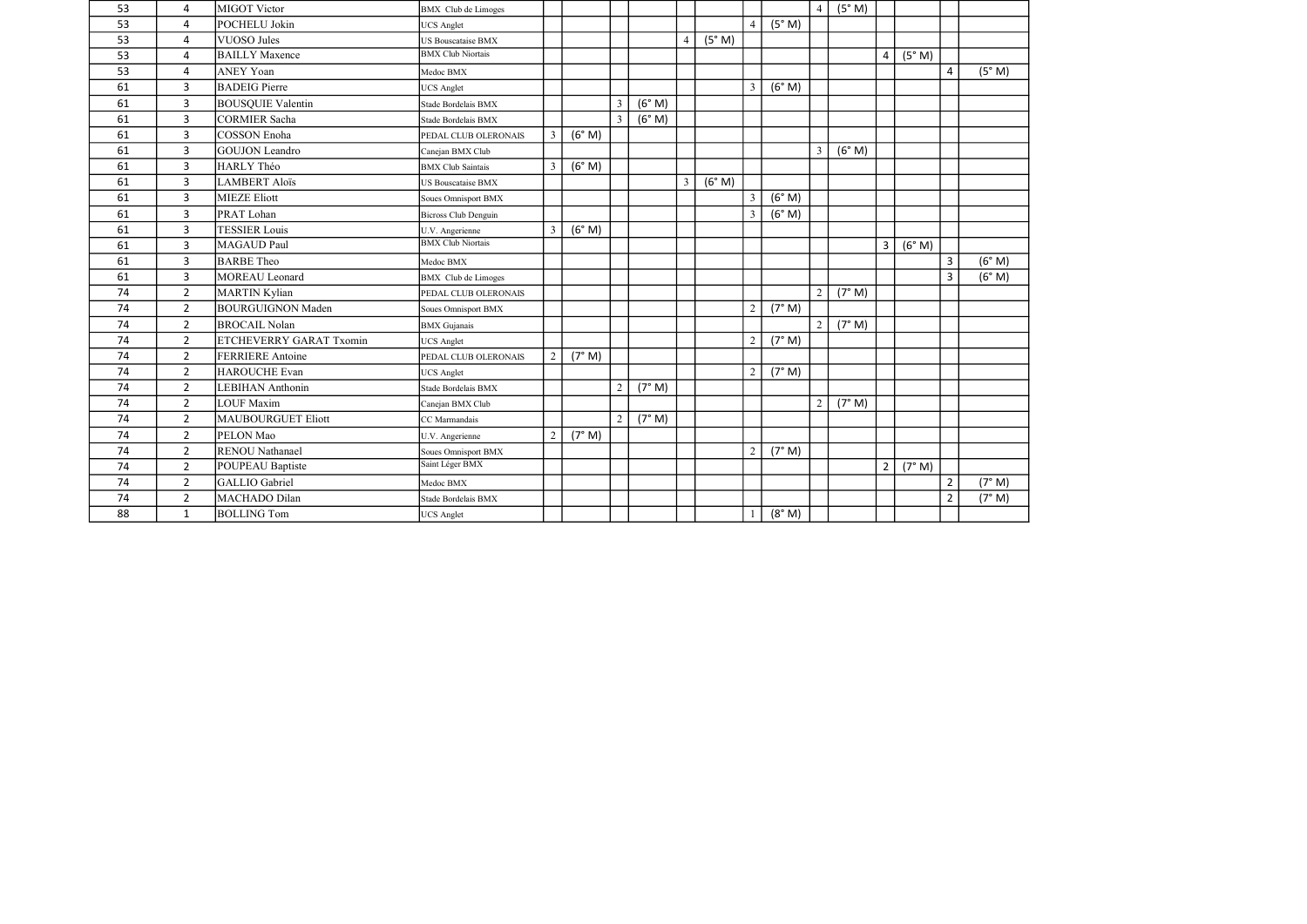| | | | | | | | | | | | | | | | | | |
|---|---|---|---|---|---|---|---|---|---|---|---|---|---|---|---|---|---|
| 53 | 4 | MIGOT Victor | BMX Club de Limoges | | | | | | | | | 4 | (5° M) | | | | |
| 53 | 4 | POCHELU Jokin | UCS Anglet | | | | | | | 4 | (5° M) | | | | | | |
| 53 | 4 | VUOSO Jules | US Bouscataise BMX | | | | | 4 | (5° M) | | | | | | | | |
| 53 | 4 | BAILLY Maxence | BMX Club Niortais | | | | | | | | | | | 4 | (5° M) | | |
| 53 | 4 | ANEY Yoan | Medoc BMX | | | | | | | | | | | | | 4 | (5° M) |
| 61 | 3 | BADEIG Pierre | UCS Anglet | | | | | | | 3 | (6° M) | | | | | | |
| 61 | 3 | BOUSQUIE Valentin | Stade Bordelais BMX | | | 3 | (6° M) | | | | | | | | | | |
| 61 | 3 | CORMIER Sacha | Stade Bordelais BMX | | | 3 | (6° M) | | | | | | | | | | |
| 61 | 3 | COSSON Enoha | PEDAL CLUB OLERONAIS | 3 | (6° M) | | | | | | | | | | | | |
| 61 | 3 | GOUJON Leandro | Canejan BMX Club | | | | | | | | | 3 | (6° M) | | | | |
| 61 | 3 | HARLY Théo | BMX Club Saintais | 3 | (6° M) | | | | | | | | | | | | |
| 61 | 3 | LAMBERT Aloïs | US Bouscataise BMX | | | | | 3 | (6° M) | | | | | | | | |
| 61 | 3 | MIEZE Eliott | Soues Omnisport BMX | | | | | | | 3 | (6° M) | | | | | | |
| 61 | 3 | PRAT Lohan | Bicross Club Denguin | | | | | | | 3 | (6° M) | | | | | | |
| 61 | 3 | TESSIER Louis | U.V. Angerienne | 3 | (6° M) | | | | | | | | | | | | |
| 61 | 3 | MAGAUD Paul | BMX Club Niortais | | | | | | | | | | | 3 | (6° M) | | |
| 61 | 3 | BARBE Theo | Medoc BMX | | | | | | | | | | | | | 3 | (6° M) |
| 61 | 3 | MOREAU Leonard | BMX Club de Limoges | | | | | | | | | | | | | 3 | (6° M) |
| 74 | 2 | MARTIN Kylian | PEDAL CLUB OLERONAIS | | | | | | | | | 2 | (7° M) | | | | |
| 74 | 2 | BOURGUIGNON Maden | Soues Omnisport BMX | | | | | | | 2 | (7° M) | | | | | | |
| 74 | 2 | BROCAIL Nolan | BMX Gujanais | | | | | | | | | 2 | (7° M) | | | | |
| 74 | 2 | ETCHEVERRY GARAT Txomin | UCS Anglet | | | | | | | 2 | (7° M) | | | | | | |
| 74 | 2 | FERRIERE Antoine | PEDAL CLUB OLERONAIS | 2 | (7° M) | | | | | | | | | | | | |
| 74 | 2 | HAROUCHE Evan | UCS Anglet | | | | | | | 2 | (7° M) | | | | | | |
| 74 | 2 | LEBIHAN Anthonin | Stade Bordelais BMX | | | 2 | (7° M) | | | | | | | | | | |
| 74 | 2 | LOUF Maxim | Canejan BMX Club | | | | | | | | | 2 | (7° M) | | | | |
| 74 | 2 | MAUBOURGUET Eliott | CC Marmandais | | | 2 | (7° M) | | | | | | | | | | |
| 74 | 2 | PELON Mao | U.V. Angerienne | 2 | (7° M) | | | | | | | | | | | | |
| 74 | 2 | RENOU Nathanael | Soues Omnisport BMX | | | | | | | 2 | (7° M) | | | | | | |
| 74 | 2 | POUPEAU Baptiste | Saint Léger BMX | | | | | | | | | | | 2 | (7° M) | | |
| 74 | 2 | GALLIO Gabriel | Medoc BMX | | | | | | | | | | | | | 2 | (7° M) |
| 74 | 2 | MACHADO Dilan | Stade Bordelais BMX | | | | | | | | | | | | | 2 | (7° M) |
| 88 | 1 | BOLLING Tom | UCS Anglet | | | | | | | 1 | (8° M) | | | | | | |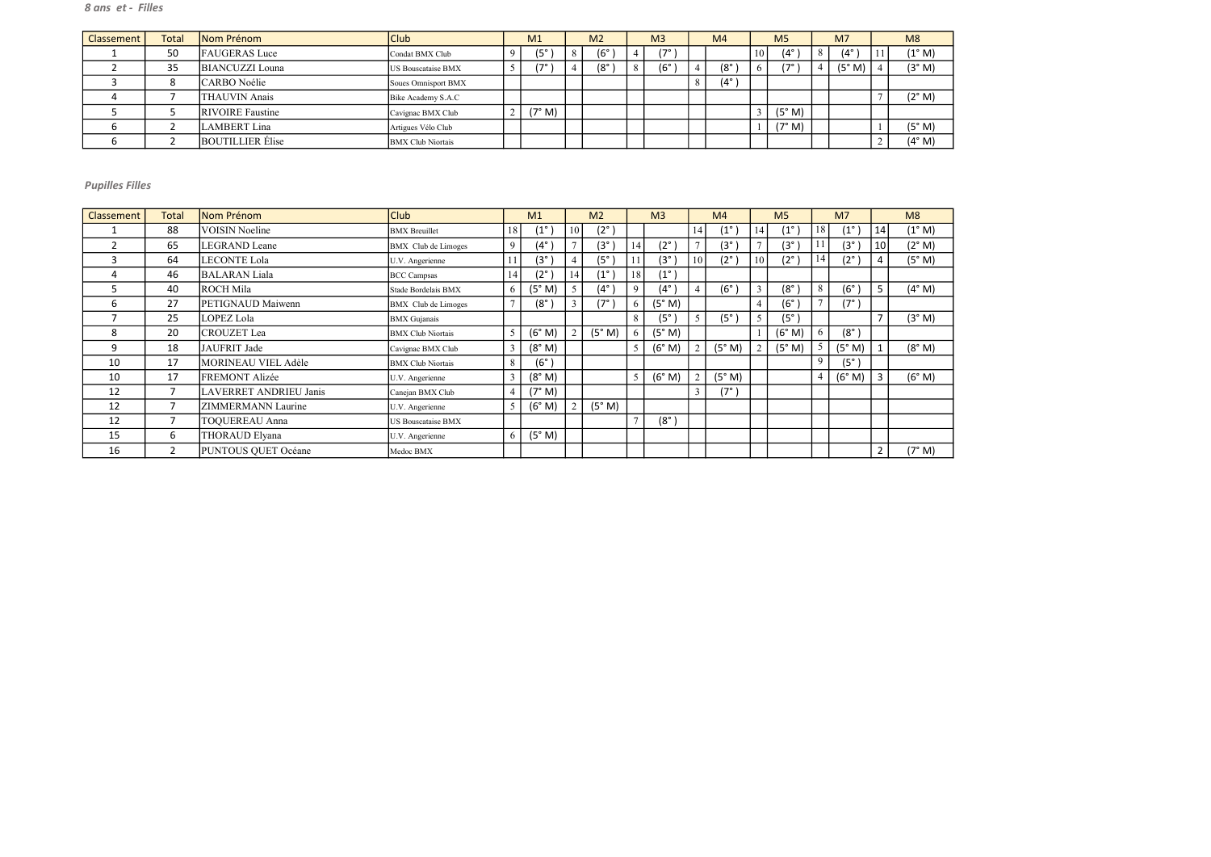*8 ans et - Filles*

| Classement | Total | Nom Prénom | Club | M1 | | M2 | | M3 | | M4 | | M5 | | M7 | | M8 | |
|---|---|---|---|---|---|---|---|---|---|---|---|---|---|---|---|---|---|
| 1 | 50 | FAUGERAS Luce | Condat BMX Club | 9 | (5° ) | 8 | (6° ) | 4 | (7° ) | | | 10 | (4° ) | 8 | (4° ) | 11 | (1° M) |
| 2 | 35 | BIANCUZZI Louna | US Bouscataise BMX | 5 | (7° ) | 4 | (8° ) | 8 | (6° ) | 4 | (8° ) | 6 | (7° ) | 4 | (5° M) | 4 | (3° M) |
| 3 | 8 | CARBO Noélie | Soues Omnisport BMX | | | | | | | 8 | (4° ) | | | | | | |
| 4 | 7 | THAUVIN Anais | Bike Academy S.A.C | | | | | | | | | | | | | 7 | (2° M) |
| 5 | 5 | RIVOIRE Faustine | Cavignac BMX Club | 2 | (7° M) | | | | | | | 3 | (5° M) | | | | |
| 6 | 2 | LAMBERT Lina | Artigues Vélo Club | | | | | | | | | 1 | (7° M) | | | 1 | (5° M) |
| 6 | 2 | BOUTILLIER Élise | BMX Club Niortais | | | | | | | | | | | | | 2 | (4° M) |

*Pupilles Filles*

| Classement | Total | Nom Prénom | Club | M1 | | M2 | | M3 | | M4 | | M5 | | M7 | | M8 | |
|---|---|---|---|---|---|---|---|---|---|---|---|---|---|---|---|---|---|
| 1 | 88 | VOISIN Noeline | BMX Breuillet | 18 | (1° ) | 10 | (2° ) | | | 14 | (1° ) | 14 | (1° ) | 18 | (1° ) | 14 | (1° M) |
| 2 | 65 | LEGRAND Leane | BMX Club de Limoges | 9 | (4° ) | 7 | (3° ) | 14 | (2° ) | 7 | (3° ) | 7 | (3° ) | 11 | (3° ) | 10 | (2° M) |
| 3 | 64 | LECONTE Lola | U.V. Angerienne | 11 | (3° ) | 4 | (5° ) | 11 | (3° ) | 10 | (2° ) | 10 | (2° ) | 14 | (2° ) | 4 | (5° M) |
| 4 | 46 | BALARAN Liala | BCC Campsas | 14 | (2° ) | 14 | (1° ) | 18 | (1° ) | | | | | | | | |
| 5 | 40 | ROCH Mila | Stade Bordelais BMX | 6 | (5° M) | 5 | (4° ) | 9 | (4° ) | 4 | (6° ) | 3 | (8° ) | 8 | (6° ) | 5 | (4° M) |
| 6 | 27 | PETIGNAUD Maiwenn | BMX Club de Limoges | 7 | (8° ) | 3 | (7° ) | 6 | (5° M) | | | 4 | (6° ) | 7 | (7° ) | | |
| 7 | 25 | LOPEZ Lola | BMX Gujanais | | | | | 8 | (5° ) | 5 | (5° ) | 5 | (5° ) | | | 7 | (3° M) |
| 8 | 20 | CROUZET Lea | BMX Club Niortais | 5 | (6° M) | 2 | (5° M) | 6 | (5° M) | | | 1 | (6° M) | 6 | (8° ) | | |
| 9 | 18 | JAUFRIT Jade | Cavignac BMX Club | 3 | (8° M) | | | 5 | (6° M) | 2 | (5° M) | 2 | (5° M) | 5 | (5° M) | 1 | (8° M) |
| 10 | 17 | MORINEAU VIEL Adèle | BMX Club Niortais | 8 | (6° ) | | | | | | | | | 9 | (5° ) | | |
| 10 | 17 | FREMONT Alizée | U.V. Angerienne | 3 | (8° M) | | | 5 | (6° M) | 2 | (5° M) | | | 4 | (6° M) | 3 | (6° M) |
| 12 | 7 | LAVERRET ANDRIEU Janis | Canejan BMX Club | 4 | (7° M) | | | | | 3 | (7° ) | | | | | | |
| 12 | 7 | ZIMMERMANN Laurine | U.V. Angerienne | 5 | (6° M) | 2 | (5° M) | | | | | | | | | | |
| 12 | 7 | TOQUEREAU Anna | US Bouscataise BMX | | | | | 7 | (8° ) | | | | | | | | |
| 15 | 6 | THORAUD Elyana | U.V. Angerienne | 6 | (5° M) | | | | | | | | | | | | |
| 16 | 2 | PUNTOUS QUET Océane | Medoc BMX | | | | | | | | | | | | | 2 | (7° M) |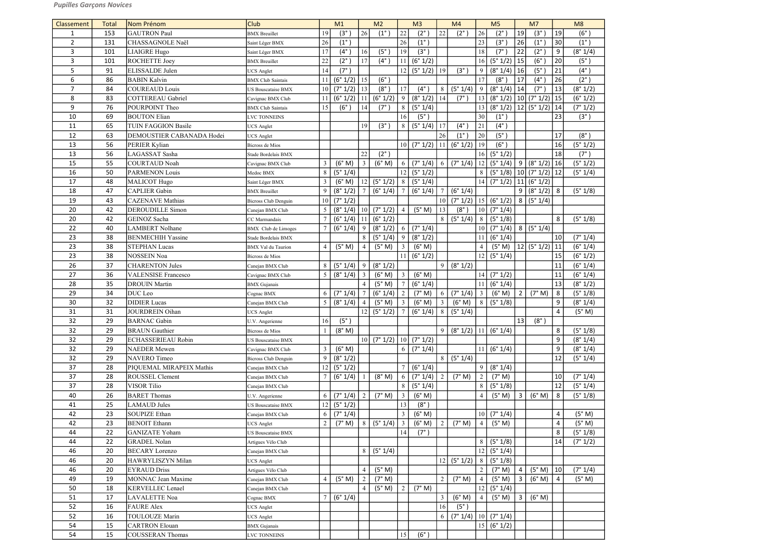*Pupilles Garçons Novices*

| Classement | Total | Nom Prénom | Club | M1 | | M2 | | M3 | | M4 | | M5 | | M7 | | M8 | |
|---|---|---|---|---|---|---|---|---|---|---|---|---|---|---|---|---|---|
| 1 | 153 | GAUTRON Paul | BMX Breuillet | 19 | (3°) | 26 | (1°) | 22 | (2°) | 22 | (2°) | 26 | (2°) | 19 | (3°) | 19 | (6°) |
| 2 | 131 | CHASSAGNOLE Naël | Saint Léger BMX | 26 | (1°) | | | 26 | (1°) | | | 23 | (3°) | 26 | (1°) | 30 | (1°) |
| 3 | 101 | LIAIGRE Hugo | Saint Léger BMX | 17 | (4°) | 16 | (5°) | 19 | (3°) | | | 18 | (7°) | 22 | (2°) | 9 | (8° 1/4) |
| 3 | 101 | ROCHETTE Joey | BMX Breuillet | 22 | (2°) | 17 | (4°) | 11 | (6° 1/2) | | | 16 | (5° 1/2) | 15 | (6°) | 20 | (5°) |
| 5 | 91 | ELISSALDE Julen | UCS Anglet | 14 | (7°) | | | 12 | (5° 1/2) | 19 | (3°) | 9 | (8° 1/4) | 16 | (5°) | 21 | (4°) |
| 6 | 86 | BABIN Kalvin | BMX Club Saintais | 11 | (6° 1/2) | 15 | (6°) | | | | | 17 | (8°) | 17 | (4°) | 26 | (2°) |
| 7 | 84 | COUREAUD Louis | US Bouscataise BMX | 10 | (7° 1/2) | 13 | (8°) | 17 | (4°) | 8 | (5° 1/4) | 9 | (8° 1/4) | 14 | (7°) | 13 | (8° 1/2) |
| 8 | 83 | COTTEREAU Gabriel | Cavignac BMX Club | 11 | (6° 1/2) | 11 | (6° 1/2) | 9 | (8° 1/2) | 14 | (7°) | 13 | (8° 1/2) | 10 | (7° 1/2) | 15 | (6° 1/2) |
| 9 | 76 | POURPOINT Theo | BMX Club Saintais | 15 | (6°) | 14 | (7°) | 8 | (5° 1/4) | | | 13 | (8° 1/2) | 12 | (5° 1/2) | 14 | (7° 1/2) |
| 10 | 69 | BOUTON Elian | LVC TONNEINS | | | | | 16 | (5°) | | | 30 | (1°) | | | 23 | (3°) |
| 11 | 65 | TUIN FAGGION Basile | UCS Anglet | | | 19 | (3°) | 8 | (5° 1/4) | 17 | (4°) | 21 | (4°) | | | | |
| 12 | 63 | DEMOUSTIER CABANADA Hodei | UCS Anglet | | | | | | | 26 | (1°) | 20 | (5°) | | | 17 | (8°) |
| 13 | 56 | PERIER Kylian | Bicross de Mios | | | | | 10 | (7° 1/2) | 11 | (6° 1/2) | 19 | (6°) | | | 16 | (5° 1/2) |
| 13 | 56 | LAGASSAT Sasha | Stade Bordelais BMX | | | 22 | (2°) | | | | | 16 | (5° 1/2) | | | 18 | (7°) |
| 15 | 55 | COURTAUD Noah | Cavignac BMX Club | 3 | (6° M) | 3 | (6° M) | 6 | (7° 1/4) | 6 | (7° 1/4) | 12 | (5° 1/4) | 9 | (8° 1/2) | 16 | (5° 1/2) |
| 16 | 50 | PARMENON Louis | Medoc BMX | 8 | (5° 1/4) | | | 12 | (5° 1/2) | | | 8 | (5° 1/8) | 10 | (7° 1/2) | 12 | (5° 1/4) |
| 17 | 48 | MALICOT Hugo | Saint Léger BMX | 3 | (6° M) | 12 | (5° 1/2) | 8 | (5° 1/4) | | | 14 | (7° 1/2) | 11 | (6° 1/2) | | |
| 18 | 47 | CAPLIER Gabin | BMX Breuillet | 9 | (8° 1/2) | 7 | (6° 1/4) | 7 | (6° 1/4) | 7 | (6° 1/4) | | | 9 | (8° 1/2) | 8 | (5° 1/8) |
| 19 | 43 | CAZENAVE Mathias | Bicross Club Denguin | 10 | (7° 1/2) | | | | | 10 | (7° 1/2) | 15 | (6° 1/2) | 8 | (5° 1/4) | | |
| 20 | 42 | DEROUDILLE Simon | Canejan BMX Club | 5 | (8° 1/4) | 10 | (7° 1/2) | 4 | (5° M) | 13 | (8°) | 10 | (7° 1/4) | | | | |
| 20 | 42 | GEINOZ Sacha | CC Marmandais | 7 | (6° 1/4) | 11 | (6° 1/2) | | | 8 | (5° 1/4) | 8 | (5° 1/8) | | | 8 | (5° 1/8) |
| 22 | 40 | LAMBERT Nolhane | BMX Club de Limoges | 7 | (6° 1/4) | 9 | (8° 1/2) | 6 | (7° 1/4) | | | 10 | (7° 1/4) | 8 | (5° 1/4) | | |
| 23 | 38 | BENMECHIH Yassine | Stade Bordelais BMX | | | 8 | (5° 1/4) | 9 | (8° 1/2) | | | 11 | (6° 1/4) | | | 10 | (7° 1/4) |
| 23 | 38 | STEPHAN Lucas | BMX Val du Taurion | 4 | (5° M) | 4 | (5° M) | 3 | (6° M) | | | 4 | (5° M) | 12 | (5° 1/2) | 11 | (6° 1/4) |
| 23 | 38 | NOSSEIN Noa | Bicross de Mios | | | | | 11 | (6° 1/2) | | | 12 | (5° 1/4) | | | 15 | (6° 1/2) |
| 26 | 37 | CHARENTON Jules | Canejan BMX Club | 8 | (5° 1/4) | 9 | (8° 1/2) | | | 9 | (8° 1/2) | | | | | 11 | (6° 1/4) |
| 27 | 36 | VALENSISE Francesco | Cavignac BMX Club | 5 | (8° 1/4) | 3 | (6° M) | 3 | (6° M) | | | 14 | (7° 1/2) | | | 11 | (6° 1/4) |
| 28 | 35 | DROUIN Martin | BMX Gujanais | | | 4 | (5° M) | 7 | (6° 1/4) | | | 11 | (6° 1/4) | | | 13 | (8° 1/2) |
| 29 | 34 | DUC Leo | Cognac BMX | 6 | (7° 1/4) | 7 | (6° 1/4) | 2 | (7° M) | 6 | (7° 1/4) | 3 | (6° M) | 2 | (7° M) | 8 | (5° 1/8) |
| 30 | 32 | DIDIER Lucas | Canejan BMX Club | 5 | (8° 1/4) | 4 | (5° M) | 3 | (6° M) | 3 | (6° M) | 8 | (5° 1/8) | | | 9 | (8° 1/4) |
| 31 | 31 | JOURDREIN Oihan | UCS Anglet | | | 12 | (5° 1/2) | 7 | (6° 1/4) | 8 | (5° 1/4) | | | | | 4 | (5° M) |
| 32 | 29 | BARNAC Gabin | U.V. Angerienne | 16 | (5°) | | | | | | | | | 13 | (8°) | | |
| 32 | 29 | BRAUN Gauthier | Bicross de Mios | 1 | (8° M) | | | | | 9 | (8° 1/2) | 11 | (6° 1/4) | | | 8 | (5° 1/8) |
| 32 | 29 | ECHASSERIEAU Robin | US Bouscataise BMX | | | 10 | (7° 1/2) | 10 | (7° 1/2) | | | | | | | 9 | (8° 1/4) |
| 32 | 29 | NAEDER Mewen | Cavignac BMX Club | 3 | (6° M) | | | 6 | (7° 1/4) | | | 11 | (6° 1/4) | | | 9 | (8° 1/4) |
| 32 | 29 | NAVERO Timeo | Bicross Club Denguin | 9 | (8° 1/2) | | | | | 8 | (5° 1/4) | | | | | 12 | (5° 1/4) |
| 37 | 28 | PIQUEMAL MIRAPEIX Mathis | Canejan BMX Club | 12 | (5° 1/2) | | | 7 | (6° 1/4) | | | 9 | (8° 1/4) | | | | |
| 37 | 28 | ROUSSEL Clement | Canejan BMX Club | 7 | (6° 1/4) | 1 | (8° M) | 6 | (7° 1/4) | 2 | (7° M) | 2 | (7° M) | | | 10 | (7° 1/4) |
| 37 | 28 | VISOR Tilio | Canejan BMX Club | | | | | 8 | (5° 1/4) | | | 8 | (5° 1/8) | | | 12 | (5° 1/4) |
| 40 | 26 | BARET Thomas | U.V. Angerienne | 6 | (7° 1/4) | 2 | (7° M) | 3 | (6° M) | | | 4 | (5° M) | 3 | (6° M) | 8 | (5° 1/8) |
| 41 | 25 | LAMAUD Jules | US Bouscataise BMX | 12 | (5° 1/2) | | | 13 | (8°) | | | | | | | | |
| 42 | 23 | SOUPIZE Ethan | Canejan BMX Club | 6 | (7° 1/4) | | | 3 | (6° M) | | | 10 | (7° 1/4) | | | 4 | (5° M) |
| 42 | 23 | BENOIT Ethann | UCS Anglet | 2 | (7° M) | 8 | (5° 1/4) | 3 | (6° M) | 2 | (7° M) | 4 | (5° M) | | | 4 | (5° M) |
| 44 | 22 | GANIZATE Yoham | US Bouscataise BMX | | | | | 14 | (7°) | | | | | | | 8 | (5° 1/8) |
| 44 | 22 | GRADEL Nolan | Artigues Vélo Club | | | | | | | | | 8 | (5° 1/8) | | | 14 | (7° 1/2) |
| 46 | 20 | BECARY Lorenzo | Canejan BMX Club | | | 8 | (5° 1/4) | | | | | 12 | (5° 1/4) | | | | |
| 46 | 20 | HAWRYLISZYN Milan | UCS Anglet | | | | | | | 12 | (5° 1/2) | 8 | (5° 1/8) | | | | |
| 46 | 20 | EYRAUD Driss | Artigues Vélo Club | | | 4 | (5° M) | | | | | 2 | (7° M) | 4 | (5° M) | 10 | (7° 1/4) |
| 49 | 19 | MONNAC Jean Maxime | Canejan BMX Club | 4 | (5° M) | 2 | (7° M) | | | 2 | (7° M) | 4 | (5° M) | 3 | (6° M) | 4 | (5° M) |
| 50 | 18 | KERVELLEC Lenael | Canejan BMX Club | | | 4 | (5° M) | 2 | (7° M) | | | 12 | (5° 1/4) | | | | |
| 51 | 17 | LAVALETTE Noa | Cognac BMX | 7 | (6° 1/4) | | | | | 3 | (6° M) | 4 | (5° M) | 3 | (6° M) | | |
| 52 | 16 | FAURE Alex | UCS Anglet | | | | | | | 16 | (5°) | | | | | | |
| 52 | 16 | TOULOUZE Marin | UCS Anglet | | | | | | | 6 | (7° 1/4) | 10 | (7° 1/4) | | | | |
| 54 | 15 | CARTRON Elouan | BMX Gujanais | | | | | | | | | 15 | (6° 1/2) | | | | |
| 54 | 15 | COUSSERAN Thomas | LVC TONNEINS | | | | | 15 | (6°) | | | | | | | | |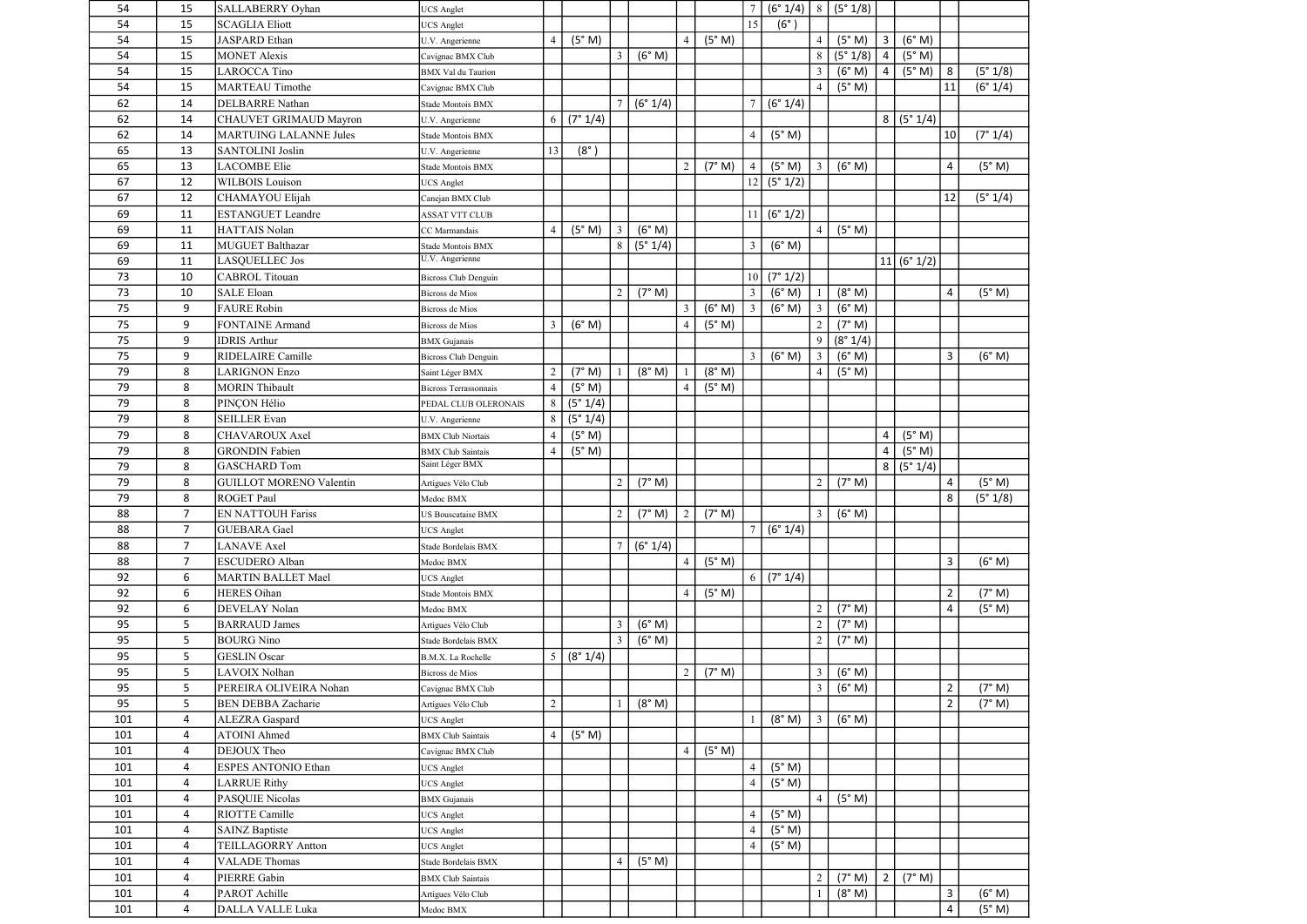| | | | | | | | | | | | | | | | | | |
|---|---|---|---|---|---|---|---|---|---|---|---|---|---|---|---|---|---|
| 54 | 15 | SALLABERRY Oyhan | UCS Anglet | | | | | | | 7 | (6° 1/4) | 8 | (5° 1/8) | | | | |
| 54 | 15 | SCAGLIA Eliott | UCS Anglet | | | | | | | 15 | (6°) | | | | | | |
| 54 | 15 | JASPARD Ethan | U.V. Angerienne | 4 | (5° M) | | | 4 | (5° M) | | | 4 | (5° M) | 3 | (6° M) | | |
| 54 | 15 | MONET Alexis | Cavignac BMX Club | | | 3 | (6° M) | | | | | 8 | (5° 1/8) | 4 | (5° M) | | |
| 54 | 15 | LAROCCA Tino | BMX Val du Taurion | | | | | | | | | 3 | (6° M) | 4 | (5° M) | 8 | (5° 1/8) |
| 54 | 15 | MARTEAU Timothe | Cavignac BMX Club | | | | | | | | | 4 | (5° M) | | | 11 | (6° 1/4) |
| 62 | 14 | DELBARRE Nathan | Stade Montois BMX | | | 7 | (6° 1/4) | | | 7 | (6° 1/4) | | | | | | |
| 62 | 14 | CHAUVET GRIMAUD Mayron | U.V. Angerienne | 6 | (7° 1/4) | | | | | | | | | 8 | (5° 1/4) | | |
| 62 | 14 | MARTUING LALANNE Jules | Stade Montois BMX | | | | | | | 4 | (5° M) | | | | | 10 | (7° 1/4) |
| 65 | 13 | SANTOLINI Joslin | U.V. Angerienne | 13 | (8°) | | | | | | | | | | | | |
| 65 | 13 | LACOMBE Elie | Stade Montois BMX | | | | | 2 | (7° M) | 4 | (5° M) | 3 | (6° M) | | | 4 | (5° M) |
| 67 | 12 | WILBOIS Louison | UCS Anglet | | | | | | | 12 | (5° 1/2) | | | | | | |
| 67 | 12 | CHAMAYOU Elijah | Canejan BMX Club | | | | | | | | | | | | | 12 | (5° 1/4) |
| 69 | 11 | ESTANGUET Leandre | ASSAT VTT CLUB | | | | | | | 11 | (6° 1/2) | | | | | | |
| 69 | 11 | HATTAIS Nolan | CC Marmandais | 4 | (5° M) | 3 | (6° M) | | | | | 4 | (5° M) | | | | |
| 69 | 11 | MUGUET Balthazar | Stade Montois BMX | | | 8 | (5° 1/4) | | | 3 | (6° M) | | | | | | |
| 69 | 11 | LASQUELLEC Jos | U.V. Angerienne | | | | | | | | | | | 11 | (6° 1/2) | | |
| 73 | 10 | CABROL Titouan | Bicross Club Denguin | | | | | | | 10 | (7° 1/2) | | | | | | |
| 73 | 10 | SALE Eloan | Bicross de Mios | | | 2 | (7° M) | | | 3 | (6° M) | 1 | (8° M) | | | 4 | (5° M) |
| 75 | 9 | FAURE Robin | Bicross de Mios | | | | | 3 | (6° M) | 3 | (6° M) | 3 | (6° M) | | | | |
| 75 | 9 | FONTAINE Armand | Bicross de Mios | 3 | (6° M) | | | 4 | (5° M) | | | 2 | (7° M) | | | | |
| 75 | 9 | IDRIS Arthur | BMX Gujanais | | | | | | | | | 9 | (8° 1/4) | | | | |
| 75 | 9 | RIDELAIRE Camille | Bicross Club Denguin | | | | | | | 3 | (6° M) | 3 | (6° M) | | | 3 | (6° M) |
| 79 | 8 | LARIGNON Enzo | Saint Léger BMX | 2 | (7° M) | 1 | (8° M) | 1 | (8° M) | | | 4 | (5° M) | | | | |
| 79 | 8 | MORIN Thibault | Bicross Terrassonnais | 4 | (5° M) | | | 4 | (5° M) | | | | | | | | |
| 79 | 8 | PINÇON Hélio | PEDAL CLUB OLERONAIS | 8 | (5° 1/4) | | | | | | | | | | | | |
| 79 | 8 | SEILLER Evan | U.V. Angerienne | 8 | (5° 1/4) | | | | | | | | | | | | |
| 79 | 8 | CHAVAROUX Axel | BMX Club Niortais | 4 | (5° M) | | | | | | | | | 4 | (5° M) | | |
| 79 | 8 | GRONDIN Fabien | BMX Club Saintais | 4 | (5° M) | | | | | | | | | 4 | (5° M) | | |
| 79 | 8 | GASCHARD Tom | Saint Léger BMX | | | | | | | | | | | 8 | (5° 1/4) | | |
| 79 | 8 | GUILLOT MORENO Valentin | Artigues Vélo Club | | | 2 | (7° M) | | | | | 2 | (7° M) | | | 4 | (5° M) |
| 79 | 8 | ROGET Paul | Medoc BMX | | | | | | | | | | | | | 8 | (5° 1/8) |
| 88 | 7 | EN NATTOUH Fariss | US Bouscataise BMX | | | 2 | (7° M) | 2 | (7° M) | | | 3 | (6° M) | | | | |
| 88 | 7 | GUEBARA Gael | UCS Anglet | | | | | | | 7 | (6° 1/4) | | | | | | |
| 88 | 7 | LANAVE Axel | Stade Bordelais BMX | | | 7 | (6° 1/4) | | | | | | | | | | |
| 88 | 7 | ESCUDERO Alban | Medoc BMX | | | | | 4 | (5° M) | | | | | | | 3 | (6° M) |
| 92 | 6 | MARTIN BALLET Mael | UCS Anglet | | | | | | | 6 | (7° 1/4) | | | | | | |
| 92 | 6 | HERES Oihan | Stade Montois BMX | | | | | 4 | (5° M) | | | | | | | 2 | (7° M) |
| 92 | 6 | DEVELAY Nolan | Medoc BMX | | | | | | | | | 2 | (7° M) | | | 4 | (5° M) |
| 95 | 5 | BARRAUD James | Artigues Vélo Club | | | 3 | (6° M) | | | | | 2 | (7° M) | | | | |
| 95 | 5 | BOURG Nino | Stade Bordelais BMX | | | 3 | (6° M) | | | | | 2 | (7° M) | | | | |
| 95 | 5 | GESLIN Oscar | B.M.X. La Rochelle | 5 | (8° 1/4) | | | | | | | | | | | | |
| 95 | 5 | LAVOIX Nolhan | Bicross de Mios | | | | | 2 | (7° M) | | | 3 | (6° M) | | | | |
| 95 | 5 | PEREIRA OLIVEIRA Nohan | Cavignac BMX Club | | | | | | | | | 3 | (6° M) | | | 2 | (7° M) |
| 95 | 5 | BEN DEBBA Zacharie | Artigues Vélo Club | 2 | | 1 | (8° M) | | | | | | | | | 2 | (7° M) |
| 101 | 4 | ALEZRA Gaspard | UCS Anglet | | | | | | | 1 | (8° M) | 3 | (6° M) | | | | |
| 101 | 4 | ATOINI Ahmed | BMX Club Saintais | 4 | (5° M) | | | | | | | | | | | | |
| 101 | 4 | DEJOUX Theo | Cavignac BMX Club | | | | | 4 | (5° M) | | | | | | | | |
| 101 | 4 | ESPES ANTONIO Ethan | UCS Anglet | | | | | | | 4 | (5° M) | | | | | | |
| 101 | 4 | LARRUE Rithy | UCS Anglet | | | | | | | 4 | (5° M) | | | | | | |
| 101 | 4 | PASQUIE Nicolas | BMX Gujanais | | | | | | | | | 4 | (5° M) | | | | |
| 101 | 4 | RIOTTE Camille | UCS Anglet | | | | | | | 4 | (5° M) | | | | | | |
| 101 | 4 | SAINZ Baptiste | UCS Anglet | | | | | | | 4 | (5° M) | | | | | | |
| 101 | 4 | TEILLAGORRY Antton | UCS Anglet | | | | | | | 4 | (5° M) | | | | | | |
| 101 | 4 | VALADE Thomas | Stade Bordelais BMX | | | 4 | (5° M) | | | | | | | | | | |
| 101 | 4 | PIERRE Gabin | BMX Club Saintais | | | | | | | | | 2 | (7° M) | 2 | (7° M) | | |
| 101 | 4 | PAROT Achille | Artigues Vélo Club | | | | | | | | | 1 | (8° M) | | | 3 | (6° M) |
| 101 | 4 | DALLA VALLE Luka | Medoc BMX | | | | | | | | | | | | | 4 | (5° M) |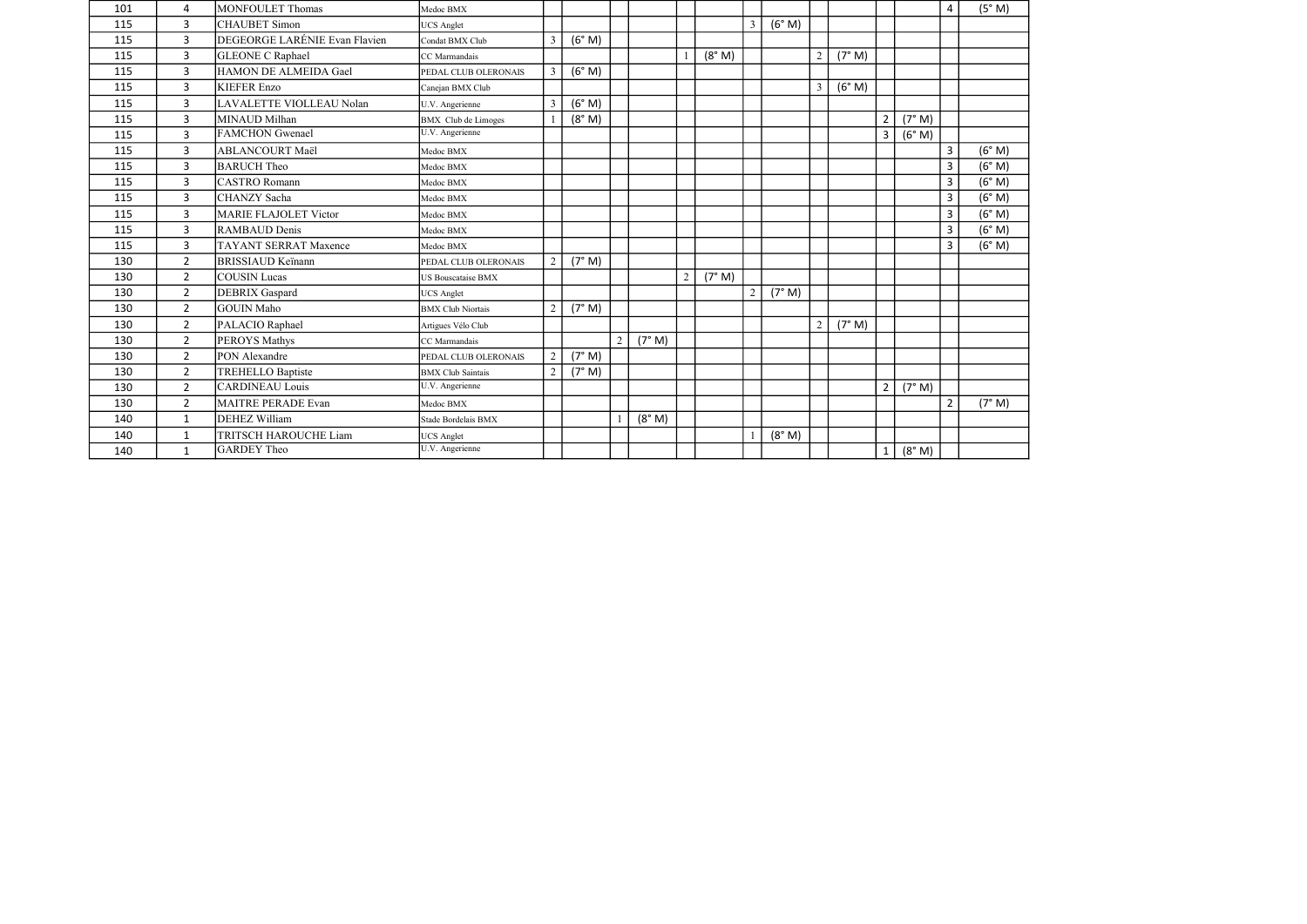| | | | | | | | | | | | | | | | | | |
|---|---|---|---|---|---|---|---|---|---|---|---|---|---|---|---|---|---|
| 101 | 4 | MONFOULET Thomas | Medoc BMX | | | | | | | | | | | | | 4 | (5° M) |
| 115 | 3 | CHAUBET Simon | UCS Anglet | | | | | | | 3 | (6° M) | | | | | | |
| 115 | 3 | DEGEORGE LARÉNIE Evan Flavien | Condat BMX Club | 3 | (6° M) | | | | | | | | | | | | |
| 115 | 3 | GLEONE C Raphael | CC Marmandais | | | | | 1 | (8° M) | | | 2 | (7° M) | | | | |
| 115 | 3 | HAMON DE ALMEIDA Gael | PEDAL CLUB OLERONAIS | 3 | (6° M) | | | | | | | | | | | | |
| 115 | 3 | KIEFER Enzo | Canejan BMX Club | | | | | | | | | 3 | (6° M) | | | | |
| 115 | 3 | LAVALETTE VIOLLEAU Nolan | U.V. Angerienne | 3 | (6° M) | | | | | | | | | | | | |
| 115 | 3 | MINAUD Milhan | BMX Club de Limoges | 1 | (8° M) | | | | | | | | | 2 | (7° M) | | |
| 115 | 3 | FAMCHON Gwenael | U.V. Angerienne | | | | | | | | | | | 3 | (6° M) | | |
| 115 | 3 | ABLANCOURT Maël | Medoc BMX | | | | | | | | | | | | | 3 | (6° M) |
| 115 | 3 | BARUCH Theo | Medoc BMX | | | | | | | | | | | | | 3 | (6° M) |
| 115 | 3 | CASTRO Romann | Medoc BMX | | | | | | | | | | | | | 3 | (6° M) |
| 115 | 3 | CHANZY Sacha | Medoc BMX | | | | | | | | | | | | | 3 | (6° M) |
| 115 | 3 | MARIE FLAJOLET Victor | Medoc BMX | | | | | | | | | | | | | 3 | (6° M) |
| 115 | 3 | RAMBAUD Denis | Medoc BMX | | | | | | | | | | | | | 3 | (6° M) |
| 115 | 3 | TAYANT SERRAT Maxence | Medoc BMX | | | | | | | | | | | | | 3 | (6° M) |
| 130 | 2 | BRISSIAUD Keïnann | PEDAL CLUB OLERONAIS | 2 | (7° M) | | | | | | | | | | | | |
| 130 | 2 | COUSIN Lucas | US Bouscataise BMX | | | | | 2 | (7° M) | | | | | | | | |
| 130 | 2 | DEBRIX Gaspard | UCS Anglet | | | | | | | 2 | (7° M) | | | | | | |
| 130 | 2 | GOUIN Maho | BMX Club Niortais | 2 | (7° M) | | | | | | | | | | | | |
| 130 | 2 | PALACIO Raphael | Artigues Vélo Club | | | | | | | | | 2 | (7° M) | | | | |
| 130 | 2 | PEROYS Mathys | CC Marmandais | | | 2 | (7° M) | | | | | | | | | | |
| 130 | 2 | PON Alexandre | PEDAL CLUB OLERONAIS | 2 | (7° M) | | | | | | | | | | | | |
| 130 | 2 | TREHELLO Baptiste | BMX Club Saintais | 2 | (7° M) | | | | | | | | | | | | |
| 130 | 2 | CARDINEAU Louis | U.V. Angerienne | | | | | | | | | | | 2 | (7° M) | | |
| 130 | 2 | MAITRE PERADE Evan | Medoc BMX | | | | | | | | | | | | | 2 | (7° M) |
| 140 | 1 | DEHEZ William | Stade Bordelais BMX | | | 1 | (8° M) | | | | | | | | | | |
| 140 | 1 | TRITSCH HAROUCHE Liam | UCS Anglet | | | | | | | 1 | (8° M) | | | | | | |
| 140 | 1 | GARDEY Theo | U.V. Angerienne | | | | | | | | | | | 1 | (8° M) | | |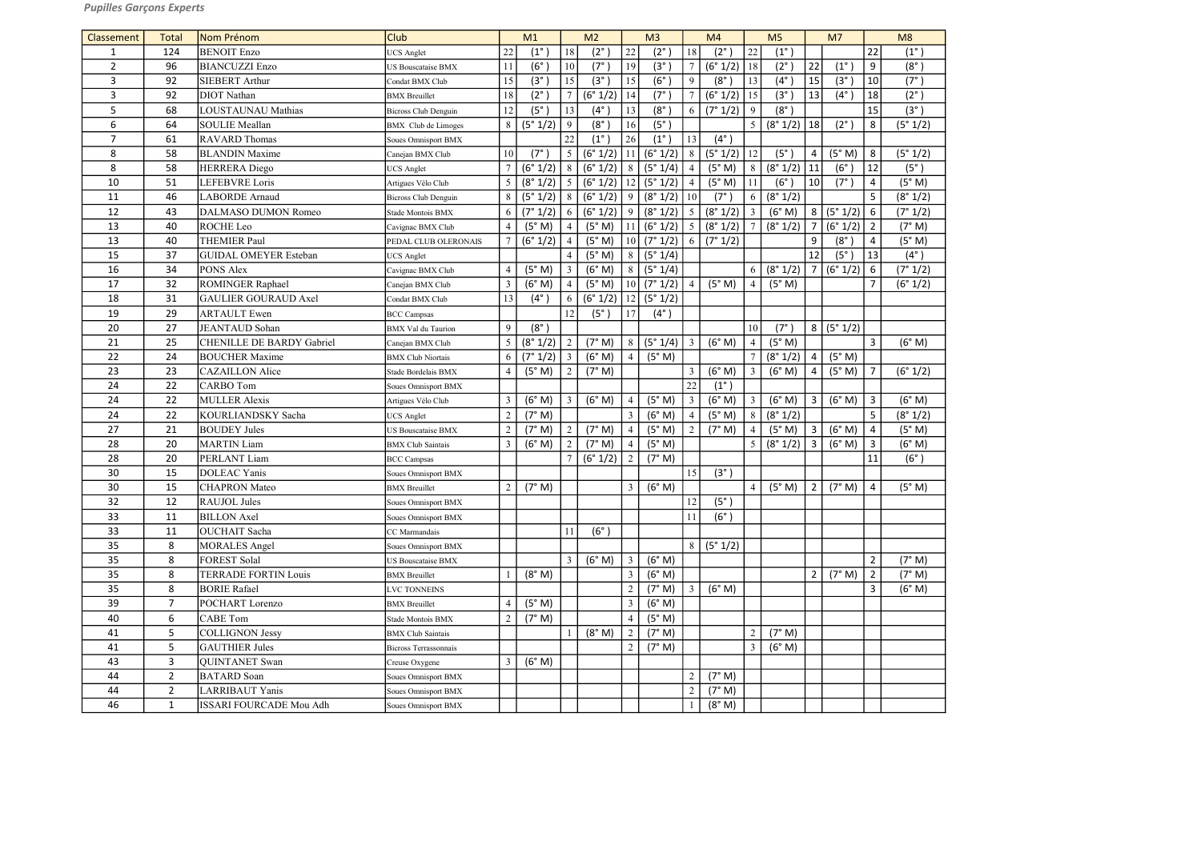*Pupilles Garçons Experts*

| Classement | Total | Nom Prénom | Club | M1 | | M2 | | M3 | | M4 | | M5 | | M7 | | M8 | |
|---|---|---|---|---|---|---|---|---|---|---|---|---|---|---|---|---|---|
| 1 | 124 | BENOIT Enzo | UCS Anglet | 22 | (1° ) | 18 | (2° ) | 22 | (2° ) | 18 | (2° ) | 22 | (1° ) | | | 22 | (1° ) |
| 2 | 96 | BIANCUZZI Enzo | US Bouscataise BMX | 11 | (6° ) | 10 | (7° ) | 19 | (3° ) | 7 | (6° 1/2) | 18 | (2° ) | 22 | (1° ) | 9 | (8° ) |
| 3 | 92 | SIEBERT Arthur | Condat BMX Club | 15 | (3° ) | 15 | (3° ) | 15 | (6° ) | 9 | (8° ) | 13 | (4° ) | 15 | (3° ) | 10 | (7° ) |
| 3 | 92 | DIOT Nathan | BMX Breuillet | 18 | (2° ) | 7 | (6° 1/2) | 14 | (7° ) | 7 | (6° 1/2) | 15 | (3° ) | 13 | (4° ) | 18 | (2° ) |
| 5 | 68 | LOUSTAUNAU Mathias | Bicross Club Denguin | 12 | (5° ) | 13 | (4° ) | 13 | (8° ) | 6 | (7° 1/2) | 9 | (8° ) | | | 15 | (3° ) |
| 6 | 64 | SOULIE Meallan | BMX Club de Limoges | 8 | (5° 1/2) | 9 | (8° ) | 16 | (5° ) | | | 5 | (8° 1/2) | 18 | (2° ) | 8 | (5° 1/2) |
| 7 | 61 | RAVARD Thomas | Soues Omnisport BMX | | | 22 | (1° ) | 26 | (1° ) | 13 | (4° ) | | | | | | |
| 8 | 58 | BLANDIN Maxime | Canejan BMX Club | 10 | (7° ) | 5 | (6° 1/2) | 11 | (6° 1/2) | 8 | (5° 1/2) | 12 | (5° ) | 4 | (5° M) | 8 | (5° 1/2) |
| 8 | 58 | HERRERA Diego | UCS Anglet | 7 | (6° 1/2) | 8 | (6° 1/2) | 8 | (5° 1/4) | 4 | (5° M) | 8 | (8° 1/2) | 11 | (6° ) | 12 | (5° ) |
| 10 | 51 | LEFEBVRE Loris | Artigues Vélo Club | 5 | (8° 1/2) | 5 | (6° 1/2) | 12 | (5° 1/2) | 4 | (5° M) | 11 | (6° ) | 10 | (7° ) | 4 | (5° M) |
| 11 | 46 | LABORDE Arnaud | Bicross Club Denguin | 8 | (5° 1/2) | 8 | (6° 1/2) | 9 | (8° 1/2) | 10 | (7° ) | 6 | (8° 1/2) | | | 5 | (8° 1/2) |
| 12 | 43 | DALMASO DUMON Romeo | Stade Montois BMX | 6 | (7° 1/2) | 6 | (6° 1/2) | 9 | (8° 1/2) | 5 | (8° 1/2) | 3 | (6° M) | 8 | (5° 1/2) | 6 | (7° 1/2) |
| 13 | 40 | ROCHE Leo | Cavignac BMX Club | 4 | (5° M) | 4 | (5° M) | 11 | (6° 1/2) | 5 | (8° 1/2) | 7 | (8° 1/2) | 7 | (6° 1/2) | 2 | (7° M) |
| 13 | 40 | THEMIER Paul | PEDAL CLUB OLERONAIS | 7 | (6° 1/2) | 4 | (5° M) | 10 | (7° 1/2) | 6 | (7° 1/2) | | | 9 | (8° ) | 4 | (5° M) |
| 15 | 37 | GUIDAL OMEYER Esteban | UCS Anglet | | | 4 | (5° M) | 8 | (5° 1/4) | | | | | 12 | (5° ) | 13 | (4° ) |
| 16 | 34 | PONS Alex | Cavignac BMX Club | 4 | (5° M) | 3 | (6° M) | 8 | (5° 1/4) | | | 6 | (8° 1/2) | 7 | (6° 1/2) | 6 | (7° 1/2) |
| 17 | 32 | ROMINGER Raphael | Canejan BMX Club | 3 | (6° M) | 4 | (5° M) | 10 | (7° 1/2) | 4 | (5° M) | 4 | (5° M) | | | 7 | (6° 1/2) |
| 18 | 31 | GAULIER GOURAUD Axel | Condat BMX Club | 13 | (4° ) | 6 | (6° 1/2) | 12 | (5° 1/2) | | | | | | | | |
| 19 | 29 | ARTAULT Ewen | BCC Campsas | | | 12 | (5° ) | 17 | (4° ) | | | | | | | | |
| 20 | 27 | JEANTAUD Sohan | BMX Val du Taurion | 9 | (8° ) | | | | | | | 10 | (7° ) | 8 | (5° 1/2) | | |
| 21 | 25 | CHENILLE DE BARDY Gabriel | Canejan BMX Club | 5 | (8° 1/2) | 2 | (7° M) | 8 | (5° 1/4) | 3 | (6° M) | 4 | (5° M) | | | 3 | (6° M) |
| 22 | 24 | BOUCHER Maxime | BMX Club Niortais | 6 | (7° 1/2) | 3 | (6° M) | 4 | (5° M) | | | 7 | (8° 1/2) | 4 | (5° M) | | |
| 23 | 23 | CAZAILLON Alice | Stade Bordelais BMX | 4 | (5° M) | 2 | (7° M) | | | 3 | (6° M) | 3 | (6° M) | 4 | (5° M) | 7 | (6° 1/2) |
| 24 | 22 | CARBO Tom | Soues Omnisport BMX | | | | | | | 22 | (1° ) | | | | | | |
| 24 | 22 | MULLER Alexis | Artigues Vélo Club | 3 | (6° M) | 3 | (6° M) | 4 | (5° M) | 3 | (6° M) | 3 | (6° M) | 3 | (6° M) | 3 | (6° M) |
| 24 | 22 | KOURLIANDSKY Sacha | UCS Anglet | 2 | (7° M) | | | 3 | (6° M) | 4 | (5° M) | 8 | (8° 1/2) | | | 5 | (8° 1/2) |
| 27 | 21 | BOUDEY Jules | US Bouscataise BMX | 2 | (7° M) | 2 | (7° M) | 4 | (5° M) | 2 | (7° M) | 4 | (5° M) | 3 | (6° M) | 4 | (5° M) |
| 28 | 20 | MARTIN Liam | BMX Club Saintais | 3 | (6° M) | 2 | (7° M) | 4 | (5° M) | | | 5 | (8° 1/2) | 3 | (6° M) | 3 | (6° M) |
| 28 | 20 | PERLANT Liam | BCC Campsas | | | 7 | (6° 1/2) | 2 | (7° M) | | | | | | | 11 | (6° ) |
| 30 | 15 | DOLEAC Yanis | Soues Omnisport BMX | | | | | | | 15 | (3° ) | | | | | | |
| 30 | 15 | CHAPRON Mateo | BMX Breuillet | 2 | (7° M) | | | 3 | (6° M) | | | 4 | (5° M) | 2 | (7° M) | 4 | (5° M) |
| 32 | 12 | RAUJOL Jules | Soues Omnisport BMX | | | | | | | 12 | (5° ) | | | | | | |
| 33 | 11 | BILLON Axel | Soues Omnisport BMX | | | | | | | 11 | (6° ) | | | | | | |
| 33 | 11 | OUCHAIT Sacha | CC Marmandais | | | 11 | (6° ) | | | | | | | | | | |
| 35 | 8 | MORALES Angel | Soues Omnisport BMX | | | | | | | 8 | (5° 1/2) | | | | | | |
| 35 | 8 | FOREST Solal | US Bouscataise BMX | | | 3 | (6° M) | 3 | (6° M) | | | | | | | 2 | (7° M) |
| 35 | 8 | TERRADE FORTIN Louis | BMX Breuillet | 1 | (8° M) | | | 3 | (6° M) | | | | | 2 | (7° M) | 2 | (7° M) |
| 35 | 8 | BORIE Rafael | LVC TONNEINS | | | | | 2 | (7° M) | 3 | (6° M) | | | | | 3 | (6° M) |
| 39 | 7 | POCHART Lorenzo | BMX Breuillet | 4 | (5° M) | | | 3 | (6° M) | | | | | | | | |
| 40 | 6 | CABE Tom | Stade Montois BMX | 2 | (7° M) | | | 4 | (5° M) | | | | | | | | |
| 41 | 5 | COLLIGNON Jessy | BMX Club Saintais | | | 1 | (8° M) | 2 | (7° M) | | | 2 | (7° M) | | | | |
| 41 | 5 | GAUTHIER Jules | Bicross Terrassonnais | | | | | 2 | (7° M) | | | 3 | (6° M) | | | | |
| 43 | 3 | QUINTANET Swan | Creuse Oxygene | 3 | (6° M) | | | | | | | | | | | | |
| 44 | 2 | BATARD Soan | Soues Omnisport BMX | | | | | | | 2 | (7° M) | | | | | | |
| 44 | 2 | LARRIBAUT Yanis | Soues Omnisport BMX | | | | | | | 2 | (7° M) | | | | | | |
| 46 | 1 | ISSARI FOURCADE Mou Adh | Soues Omnisport BMX | | | | | | | 1 | (8° M) | | | | | | |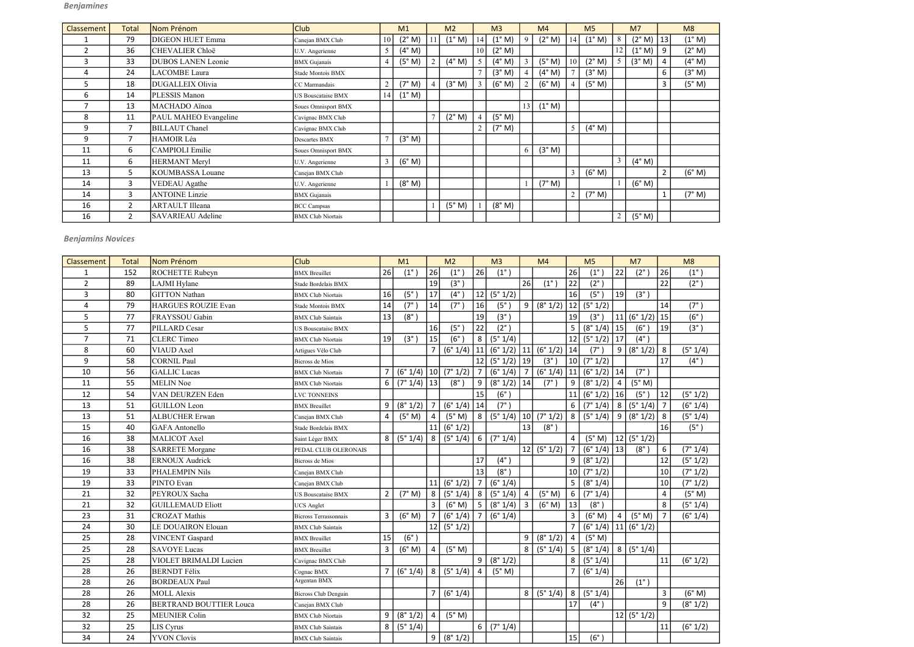*Benjamines*

| Classement | Total | Nom Prénom | Club | M1 | | M2 | | M3 | | M4 | | M5 | | M7 | | M8 | |
|---|---|---|---|---|---|---|---|---|---|---|---|---|---|---|---|---|---|
| 1 | 79 | DIGEON HUET Emma | Canejan BMX Club | 10 | (2° M) | 11 | (1° M) | 14 | (1° M) | 9 | (2° M) | 14 | (1° M) | 8 | (2° M) | 13 | (1° M) |
| 2 | 36 | CHEVALIER Chloë | U.V. Angerienne | 5 | (4° M) | | | 10 | (2° M) | | | | | 12 | (1° M) | 9 | (2° M) |
| 3 | 33 | DUBOS LANEN Leonie | BMX Gujanais | 4 | (5° M) | 2 | (4° M) | 5 | (4° M) | 3 | (5° M) | 10 | (2° M) | 5 | (3° M) | 4 | (4° M) |
| 4 | 24 | LACOMBE Laura | Stade Montois BMX | | | | | 7 | (3° M) | 4 | (4° M) | 7 | (3° M) | | | 6 | (3° M) |
| 5 | 18 | DUGALLEIX Olivia | CC Marmandais | 2 | (7° M) | 4 | (3° M) | 3 | (6° M) | 2 | (6° M) | 4 | (5° M) | | | 3 | (5° M) |
| 6 | 14 | PLESSIS Manon | US Bouscataise BMX | 14 | (1° M) | | | | | | | | | | | | |
| 7 | 13 | MACHADO Aïnoa | Soues Omnisport BMX | | | | | | | 13 | (1° M) | | | | | | |
| 8 | 11 | PAUL MAHEO Evangeline | Cavignac BMX Club | | | 7 | (2° M) | 4 | (5° M) | | | | | | | | |
| 9 | 7 | BILLAUT Chanel | Cavignac BMX Club | | | | | 2 | (7° M) | | | 5 | (4° M) | | | | |
| 9 | 7 | HAMOIR Léa | Descartes BMX | 7 | (3° M) | | | | | | | | | | | | |
| 11 | 6 | CAMPIOLI Emilie | Soues Omnisport BMX | | | | | | | 6 | (3° M) | | | | | | |
| 11 | 6 | HERMANT Meryl | U.V. Angerienne | 3 | (6° M) | | | | | | | | | 3 | (4° M) | | |
| 13 | 5 | KOUMBASSA Louane | Canejan BMX Club | | | | | | | | | 3 | (6° M) | | | 2 | (6° M) |
| 14 | 3 | VEDEAU Agathe | U.V. Angerienne | 1 | (8° M) | | | | | 1 | (7° M) | | | 1 | (6° M) | | |
| 14 | 3 | ANTOINE Linzie | BMX Gujanais | | | | | | | | | 2 | (7° M) | | | 1 | (7° M) |
| 16 | 2 | ARTAULT Illeana | BCC Campsas | | | 1 | (5° M) | 1 | (8° M) | | | | | | | | |
| 16 | 2 | SAVARIEAU Adeline | BMX Club Niortais | | | | | | | | | | | 2 | (5° M) | | |

*Benjamins Novices*

| Classement | Total | Nom Prénom | Club | M1 | | M2 | | M3 | | M4 | | M5 | | M7 | | M8 | |
|---|---|---|---|---|---|---|---|---|---|---|---|---|---|---|---|---|---|
| 1 | 152 | ROCHETTE Rubeyn | BMX Breuillet | 26 | (1° ) | 26 | (1° ) | 26 | (1° ) | | | 26 | (1° ) | 22 | (2° ) | 26 | (1° ) |
| 2 | 89 | LAJMI Hylane | Stade Bordelais BMX | | | 19 | (3° ) | | | 26 | (1° ) | 22 | (2° ) | | | 22 | (2° ) |
| 3 | 80 | GITTON Nathan | BMX Club Niortais | 16 | (5° ) | 17 | (4° ) | 12 | (5° 1/2) | | | 16 | (5° ) | 19 | (3° ) | | |
| 4 | 79 | HARGUES ROUZIE Evan | Stade Montois BMX | 14 | (7° ) | 14 | (7° ) | 16 | (5° ) | 9 | (8° 1/2) | 12 | (5° 1/2) | | | 14 | (7° ) |
| 5 | 77 | FRAYSSOU Gabin | BMX Club Saintais | 13 | (8° ) | | | 19 | (3° ) | | | 19 | (3° ) | 11 | (6° 1/2) | 15 | (6° ) |
| 5 | 77 | PILLARD Cesar | US Bouscataise BMX | | | 16 | (5° ) | 22 | (2° ) | | | 5 | (8° 1/4) | 15 | (6° ) | 19 | (3° ) |
| 7 | 71 | CLERC Timeo | BMX Club Niortais | 19 | (3° ) | 15 | (6° ) | 8 | (5° 1/4) | | | 12 | (5° 1/2) | 17 | (4° ) | | |
| 8 | 60 | VIAUD Axel | Artigues Vélo Club | | | 7 | (6° 1/4) | 11 | (6° 1/2) | 11 | (6° 1/2) | 14 | (7° ) | 9 | (8° 1/2) | 8 | (5° 1/4) |
| 9 | 58 | CORNIL Paul | Bicross de Mios | | | | | 12 | (5° 1/2) | 19 | (3° ) | 10 | (7° 1/2) | | | 17 | (4° ) |
| 10 | 56 | GALLIC Lucas | BMX Club Niortais | 7 | (6° 1/4) | 10 | (7° 1/2) | 7 | (6° 1/4) | 7 | (6° 1/4) | 11 | (6° 1/2) | 14 | (7° ) | | |
| 11 | 55 | MELIN Noe | BMX Club Niortais | 6 | (7° 1/4) | 13 | (8° ) | 9 | (8° 1/2) | 14 | (7° ) | 9 | (8° 1/2) | 4 | (5° M) | | |
| 12 | 54 | VAN DEURZEN Eden | LVC TONNEINS | | | | | 15 | (6° ) | | | 11 | (6° 1/2) | 16 | (5° ) | 12 | (5° 1/2) |
| 13 | 51 | GUILLON Leon | BMX Breuillet | 9 | (8° 1/2) | 7 | (6° 1/4) | 14 | (7° ) | | | 6 | (7° 1/4) | 8 | (5° 1/4) | 7 | (6° 1/4) |
| 13 | 51 | ALBUCHER Erwan | Canejan BMX Club | 4 | (5° M) | 4 | (5° M) | 8 | (5° 1/4) | 10 | (7° 1/2) | 8 | (5° 1/4) | 9 | (8° 1/2) | 8 | (5° 1/4) |
| 15 | 40 | GAFA Antonello | Stade Bordelais BMX | | | 11 | (6° 1/2) | | | 13 | (8° ) | | | | | 16 | (5° ) |
| 16 | 38 | MALICOT Axel | Saint Léger BMX | 8 | (5° 1/4) | 8 | (5° 1/4) | 6 | (7° 1/4) | | | 4 | (5° M) | 12 | (5° 1/2) | | |
| 16 | 38 | SARRETE Morgane | PEDAL CLUB OLERONAIS | | | | | | | 12 | (5° 1/2) | 7 | (6° 1/4) | 13 | (8° ) | 6 | (7° 1/4) |
| 16 | 38 | ERNOUX Audrick | Bicross de Mios | | | | | 17 | (4° ) | | | 9 | (8° 1/2) | | | 12 | (5° 1/2) |
| 19 | 33 | PHALEMPIN Nils | Canejan BMX Club | | | | | 13 | (8° ) | | | 10 | (7° 1/2) | | | 10 | (7° 1/2) |
| 19 | 33 | PINTO Evan | Canejan BMX Club | | | 11 | (6° 1/2) | 7 | (6° 1/4) | | | 5 | (8° 1/4) | | | 10 | (7° 1/2) |
| 21 | 32 | PEYROUX Sacha | US Bouscataise BMX | 2 | (7° M) | 8 | (5° 1/4) | 8 | (5° 1/4) | 4 | (5° M) | 6 | (7° 1/4) | | | 4 | (5° M) |
| 21 | 32 | GUILLEMAUD Eliott | UCS Anglet | | | 3 | (6° M) | 5 | (8° 1/4) | 3 | (6° M) | 13 | (8° ) | | | 8 | (5° 1/4) |
| 23 | 31 | CROZAT Mathis | Bicross Terrassonnais | 3 | (6° M) | 7 | (6° 1/4) | 7 | (6° 1/4) | | | 3 | (6° M) | 4 | (5° M) | 7 | (6° 1/4) |
| 24 | 30 | LE DOUAIRON Elouan | BMX Club Saintais | | | 12 | (5° 1/2) | | | | | 7 | (6° 1/4) | 11 | (6° 1/2) | | |
| 25 | 28 | VINCENT Gaspard | BMX Breuillet | 15 | (6° ) | | | | | 9 | (8° 1/2) | 4 | (5° M) | | | | |
| 25 | 28 | SAVOYE Lucas | BMX Breuillet | 3 | (6° M) | 4 | (5° M) | | | 8 | (5° 1/4) | 5 | (8° 1/4) | 8 | (5° 1/4) | | |
| 25 | 28 | VIOLET BRIMALDI Lucien | Cavignac BMX Club | | | | | 9 | (8° 1/2) | | | 8 | (5° 1/4) | | | 11 | (6° 1/2) |
| 28 | 26 | BERNDT Félix | Cognac BMX | 7 | (6° 1/4) | 8 | (5° 1/4) | 4 | (5° M) | | | 7 | (6° 1/4) | | | | |
| 28 | 26 | BORDEAUX Paul | Argentan BMX | | | | | | | | | | | 26 | (1° ) | | |
| 28 | 26 | MOLL Alexis | Bicross Club Denguin | | | 7 | (6° 1/4) | | | 8 | (5° 1/4) | 8 | (5° 1/4) | | | 3 | (6° M) |
| 28 | 26 | BERTRAND BOUTTIER Louca | Canejan BMX Club | | | | | | | | | 17 | (4° ) | | | 9 | (8° 1/2) |
| 32 | 25 | MEUNIER Colin | BMX Club Niortais | 9 | (8° 1/2) | 4 | (5° M) | | | | | | | 12 | (5° 1/2) | | |
| 32 | 25 | LIS Cyrus | BMX Club Saintais | 8 | (5° 1/4) | | | 6 | (7° 1/4) | | | | | | | 11 | (6° 1/2) |
| 34 | 24 | YVON Clovis | BMX Club Saintais | | | 9 | (8° 1/2) | | | | | 15 | (6° ) | | | | |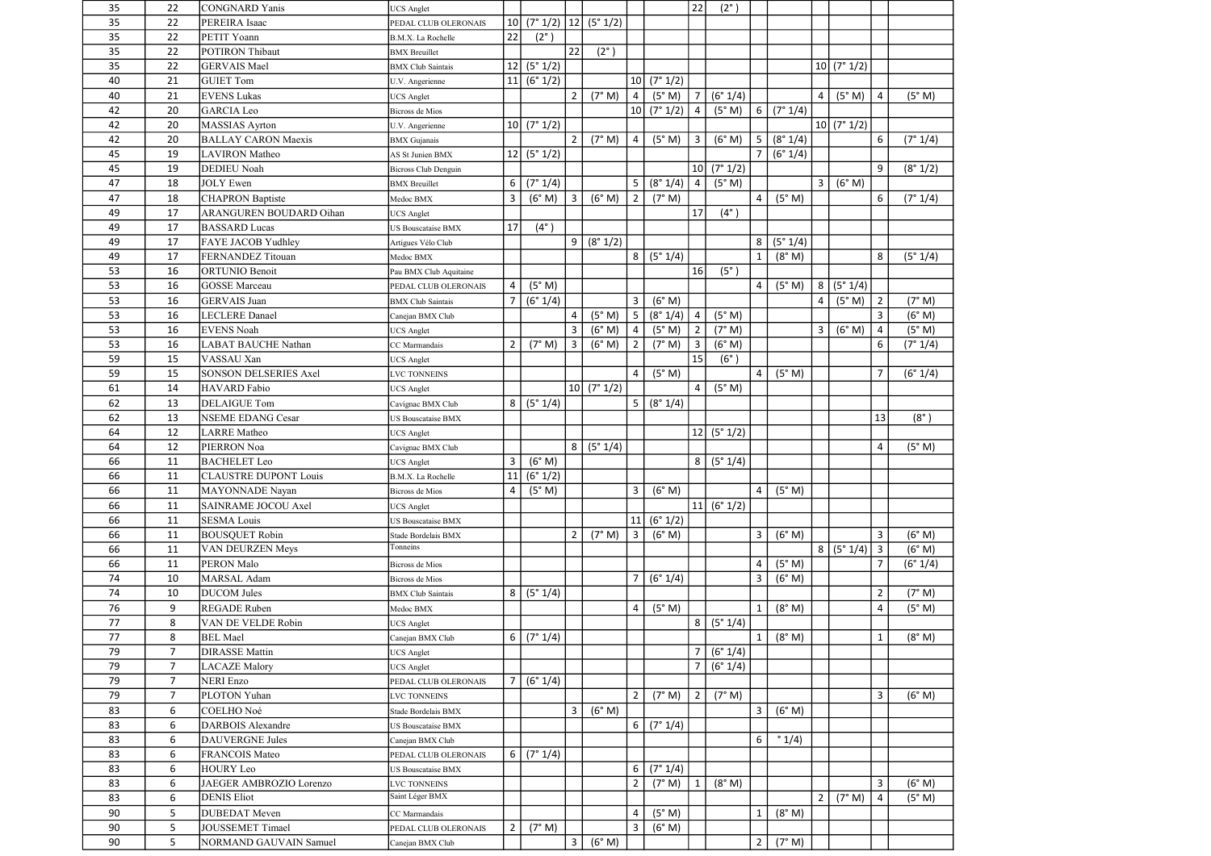| | | | | | | | | | | | | | | | | | |
|---|---|---|---|---|---|---|---|---|---|---|---|---|---|---|---|---|---|
| 35 | 22 | CONGNARD Yanis | UCS Anglet | | | | | | | 22 | (2° ) | | | | | | |
| 35 | 22 | PEREIRA Isaac | PEDAL CLUB OLERONAIS | 10 | (7° 1/2) | 12 | (5° 1/2) | | | | | | | | | | |
| 35 | 22 | PETIT Yoann | B.M.X. La Rochelle | 22 | (2° ) | | | | | | | | | | | | |
| 35 | 22 | POTIRON Thibaut | BMX Breuillet | | | 22 | (2° ) | | | | | | | | | | |
| 35 | 22 | GERVAIS Mael | BMX Club Saintais | 12 | (5° 1/2) | | | | | | | | | 10 | (7° 1/2) | | |
| 40 | 21 | GUIET Tom | U.V. Angerienne | 11 | (6° 1/2) | | | 10 | (7° 1/2) | | | | | | | | |
| 40 | 21 | EVENS Lukas | UCS Anglet | | | 2 | (7° M) | 4 | (5° M) | 7 | (6° 1/4) | | | 4 | (5° M) | 4 | (5° M) |
| 42 | 20 | GARCIA Leo | Bicross de Mios | | | | | 10 | (7° 1/2) | 4 | (5° M) | 6 | (7° 1/4) | | | | |
| 42 | 20 | MASSIAS Ayrton | U.V. Angerienne | 10 | (7° 1/2) | | | | | | | | | 10 | (7° 1/2) | | |
| 42 | 20 | BALLAY CARON Maexis | BMX Gujanais | | | 2 | (7° M) | 4 | (5° M) | 3 | (6° M) | 5 | (8° 1/4) | | | 6 | (7° 1/4) |
| 45 | 19 | LAVIRON Matheo | AS St Junien BMX | 12 | (5° 1/2) | | | | | | | 7 | (6° 1/4) | | | | |
| 45 | 19 | DEDIEU Noah | Bicross Club Denguin | | | | | | | 10 | (7° 1/2) | | | | | 9 | (8° 1/2) |
| 47 | 18 | JOLY Ewen | BMX Breuillet | 6 | (7° 1/4) | | | 5 | (8° 1/4) | 4 | (5° M) | | | 3 | (6° M) | | |
| 47 | 18 | CHAPRON Baptiste | Medoc BMX | 3 | (6° M) | 3 | (6° M) | 2 | (7° M) | | | 4 | (5° M) | | | 6 | (7° 1/4) |
| 49 | 17 | ARANGUREN BOUDARD Oihan | UCS Anglet | | | | | | | 17 | (4° ) | | | | | | |
| 49 | 17 | BASSARD Lucas | US Bouscataise BMX | 17 | (4° ) | | | | | | | | | | | | |
| 49 | 17 | FAYE JACOB Yudhley | Artigues Vélo Club | | | 9 | (8° 1/2) | | | | | 8 | (5° 1/4) | | | | |
| 49 | 17 | FERNANDEZ Titouan | Medoc BMX | | | | | 8 | (5° 1/4) | | | 1 | (8° M) | | | 8 | (5° 1/4) |
| 53 | 16 | ORTUNIO Benoit | Pau BMX Club Aquitaine | | | | | | | 16 | (5° ) | | | | | | |
| 53 | 16 | GOSSE Marceau | PEDAL CLUB OLERONAIS | 4 | (5° M) | | | | | | | 4 | (5° M) | 8 | (5° 1/4) | | |
| 53 | 16 | GERVAIS Juan | BMX Club Saintais | 7 | (6° 1/4) | | | 3 | (6° M) | | | | | 4 | (5° M) | 2 | (7° M) |
| 53 | 16 | LECLERE Danael | Canejan BMX Club | | | 4 | (5° M) | 5 | (8° 1/4) | 4 | (5° M) | | | | | 3 | (6° M) |
| 53 | 16 | EVENS Noah | UCS Anglet | | | 3 | (6° M) | 4 | (5° M) | 2 | (7° M) | | | 3 | (6° M) | 4 | (5° M) |
| 53 | 16 | LABAT BAUCHE Nathan | CC Marmandais | 2 | (7° M) | 3 | (6° M) | 2 | (7° M) | 3 | (6° M) | | | | | 6 | (7° 1/4) |
| 59 | 15 | VASSAU Xan | UCS Anglet | | | | | | | 15 | (6° ) | | | | | | |
| 59 | 15 | SONSON DELSERIES Axel | LVC TONNEINS | | | | | 4 | (5° M) | | | 4 | (5° M) | | | 7 | (6° 1/4) |
| 61 | 14 | HAVARD Fabio | UCS Anglet | | | 10 | (7° 1/2) | | | 4 | (5° M) | | | | | | |
| 62 | 13 | DELAIGUE Tom | Cavignac BMX Club | 8 | (5° 1/4) | | | 5 | (8° 1/4) | | | | | | | | |
| 62 | 13 | NSEME EDANG Cesar | US Bouscataise BMX | | | | | | | | | | | | | 13 | (8° ) |
| 64 | 12 | LARRE Matheo | UCS Anglet | | | | | | | 12 | (5° 1/2) | | | | | | |
| 64 | 12 | PIERRON Noa | Cavignac BMX Club | | | 8 | (5° 1/4) | | | | | | | | | 4 | (5° M) |
| 66 | 11 | BACHELET Leo | UCS Anglet | 3 | (6° M) | | | | | 8 | (5° 1/4) | | | | | | |
| 66 | 11 | CLAUSTRE DUPONT Louis | B.M.X. La Rochelle | 11 | (6° 1/2) | | | | | | | | | | | | |
| 66 | 11 | MAYONNADE Nayan | Bicross de Mios | 4 | (5° M) | | | 3 | (6° M) | | | 4 | (5° M) | | | | |
| 66 | 11 | SAINRAME JOCOU Axel | UCS Anglet | | | | | | | 11 | (6° 1/2) | | | | | | |
| 66 | 11 | SESMA Louis | US Bouscataise BMX | | | | | 11 | (6° 1/2) | | | | | | | | |
| 66 | 11 | BOUSQUET Robin | Stade Bordelais BMX | | | 2 | (7° M) | 3 | (6° M) | | | 3 | (6° M) | | | 3 | (6° M) |
| 66 | 11 | VAN DEURZEN Meys | Tonneins | | | | | | | | | | | 8 | (5° 1/4) | 3 | (6° M) |
| 66 | 11 | PERON Malo | Bicross de Mios | | | | | | | | | 4 | (5° M) | | | 7 | (6° 1/4) |
| 74 | 10 | MARSAL Adam | Bicross de Mios | | | | | 7 | (6° 1/4) | | | 3 | (6° M) | | | | |
| 74 | 10 | DUCOM Jules | BMX Club Saintais | 8 | (5° 1/4) | | | | | | | | | | | 2 | (7° M) |
| 76 | 9 | REGADE Ruben | Medoc BMX | | | | | 4 | (5° M) | | | 1 | (8° M) | | | 4 | (5° M) |
| 77 | 8 | VAN DE VELDE Robin | UCS Anglet | | | | | | | 8 | (5° 1/4) | | | | | | |
| 77 | 8 | BEL Mael | Canejan BMX Club | 6 | (7° 1/4) | | | | | | | 1 | (8° M) | | | 1 | (8° M) |
| 79 | 7 | DIRASSE Mattin | UCS Anglet | | | | | | | 7 | (6° 1/4) | | | | | | |
| 79 | 7 | LACAZE Malory | UCS Anglet | | | | | | | 7 | (6° 1/4) | | | | | | |
| 79 | 7 | NERI Enzo | PEDAL CLUB OLERONAIS | 7 | (6° 1/4) | | | | | | | | | | | | |
| 79 | 7 | PLOTON Yuhan | LVC TONNEINS | | | | | 2 | (7° M) | 2 | (7° M) | | | | | 3 | (6° M) |
| 83 | 6 | COELHO Noé | Stade Bordelais BMX | | | 3 | (6° M) | | | | | 3 | (6° M) | | | | |
| 83 | 6 | DARBOIS Alexandre | US Bouscataise BMX | | | | | 6 | (7° 1/4) | | | | | | | | |
| 83 | 6 | DAUVERGNE Jules | Canejan BMX Club | | | | | | | | | 6 | ° 1/4) | | | | |
| 83 | 6 | FRANCOIS Mateo | PEDAL CLUB OLERONAIS | 6 | (7° 1/4) | | | | | | | | | | | | |
| 83 | 6 | HOURY Leo | US Bouscataise BMX | | | | | 6 | (7° 1/4) | | | | | | | | |
| 83 | 6 | JAEGER AMBROZIO Lorenzo | LVC TONNEINS | | | | | 2 | (7° M) | 1 | (8° M) | | | | | 3 | (6° M) |
| 83 | 6 | DENIS Eliot | Saint Léger BMX | | | | | | | | | | | 2 | (7° M) | 4 | (5° M) |
| 90 | 5 | DUBEDAT Meven | CC Marmandais | | | | | 4 | (5° M) | | | 1 | (8° M) | | | | |
| 90 | 5 | JOUSSEMET Timael | PEDAL CLUB OLERONAIS | 2 | (7° M) | | | 3 | (6° M) | | | | | | | | |
| 90 | 5 | NORMAND GAUVAIN Samuel | Canejan BMX Club | | | 3 | (6° M) | | | | | 2 | (7° M) | | | | |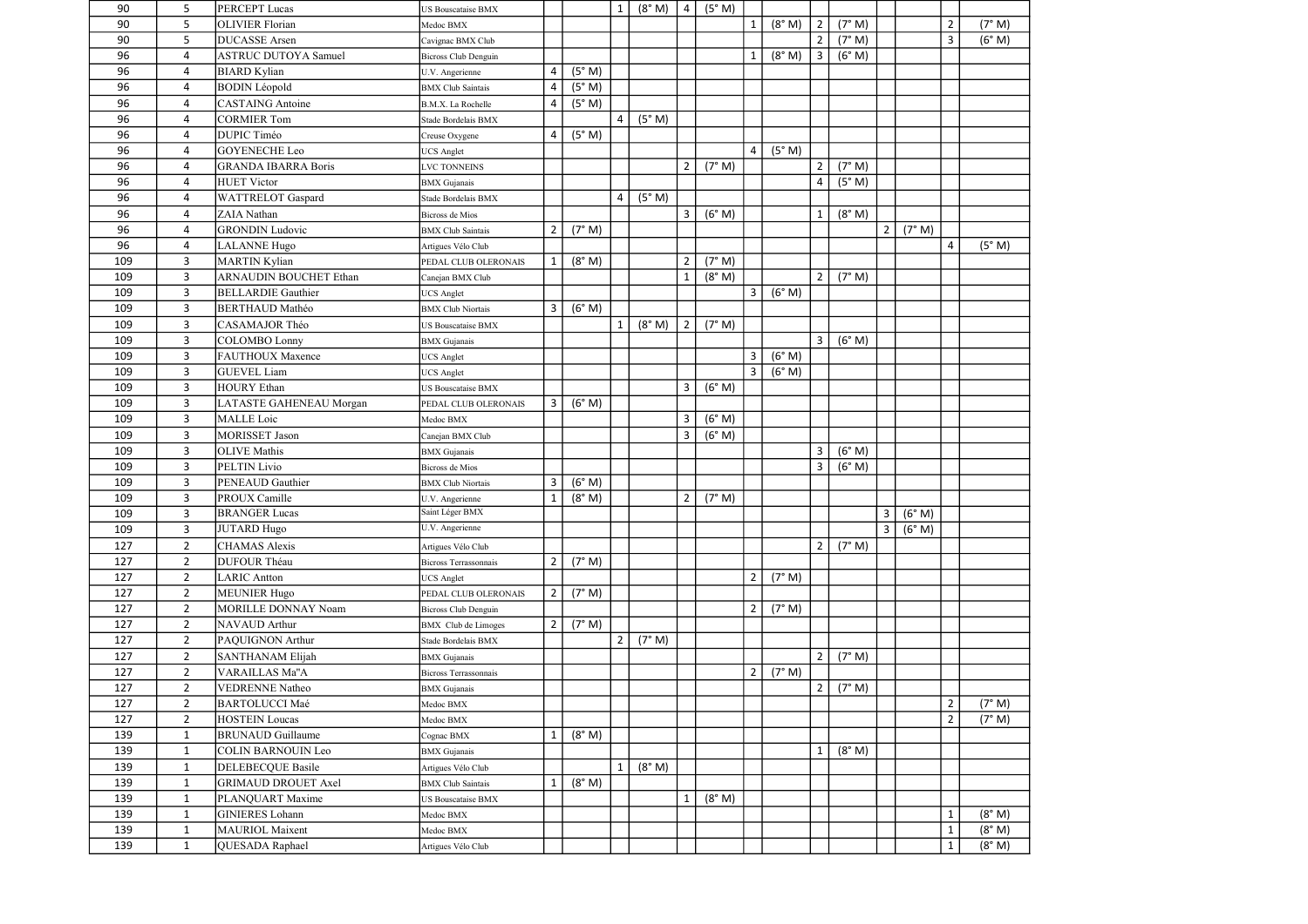| | | | | | | | | | | | | | | | | | |
|---|---|---|---|---|---|---|---|---|---|---|---|---|---|---|---|---|---|
| 90 | 5 | PERCEPT Lucas | US Bouscataise BMX | | | 1 | (8° M) | 4 | (5° M) | | | | | | | | |
| 90 | 5 | OLIVIER Florian | Medoc BMX | | | | | | | 1 | (8° M) | 2 | (7° M) | | | 2 | (7° M) |
| 90 | 5 | DUCASSE Arsen | Cavignac BMX Club | | | | | | | | | 2 | (7° M) | | | 3 | (6° M) |
| 96 | 4 | ASTRUC DUTOYA Samuel | Bicross Club Denguin | | | | | | | 1 | (8° M) | 3 | (6° M) | | | | |
| 96 | 4 | BIARD Kylian | U.V. Angerienne | 4 | (5° M) | | | | | | | | | | | | |
| 96 | 4 | BODIN Léopold | BMX Club Saintais | 4 | (5° M) | | | | | | | | | | | | |
| 96 | 4 | CASTAING Antoine | B.M.X. La Rochelle | 4 | (5° M) | | | | | | | | | | | | |
| 96 | 4 | CORMIER Tom | Stade Bordelais BMX | | | 4 | (5° M) | | | | | | | | | | |
| 96 | 4 | DUPIC Timéo | Creuse Oxygene | 4 | (5° M) | | | | | | | | | | | | |
| 96 | 4 | GOYENECHE Leo | UCS Anglet | | | | | | | 4 | (5° M) | | | | | | |
| 96 | 4 | GRANDA IBARRA Boris | LVC TONNEINS | | | | | 2 | (7° M) | | | 2 | (7° M) | | | | |
| 96 | 4 | HUET Victor | BMX Gujanais | | | | | | | | | 4 | (5° M) | | | | |
| 96 | 4 | WATTRELOT Gaspard | Stade Bordelais BMX | | | 4 | (5° M) | | | | | | | | | | |
| 96 | 4 | ZAIA Nathan | Bicross de Mios | | | | | 3 | (6° M) | | | 1 | (8° M) | | | | |
| 96 | 4 | GRONDIN Ludovic | BMX Club Saintais | 2 | (7° M) | | | | | | | | | 2 | (7° M) | | |
| 96 | 4 | LALANNE Hugo | Artigues Vélo Club | | | | | | | | | | | | | 4 | (5° M) |
| 109 | 3 | MARTIN Kylian | PEDAL CLUB OLERONAIS | 1 | (8° M) | | | 2 | (7° M) | | | | | | | | |
| 109 | 3 | ARNAUDIN BOUCHET Ethan | Canejan BMX Club | | | | | 1 | (8° M) | | | 2 | (7° M) | | | | |
| 109 | 3 | BELLARDIE Gauthier | UCS Anglet | | | | | | | 3 | (6° M) | | | | | | |
| 109 | 3 | BERTHAUD Mathéo | BMX Club Niortais | 3 | (6° M) | | | | | | | | | | | | |
| 109 | 3 | CASAMAJOR Théo | US Bouscataise BMX | | | 1 | (8° M) | 2 | (7° M) | | | | | | | | |
| 109 | 3 | COLOMBO Lonny | BMX Gujanais | | | | | | | | | 3 | (6° M) | | | | |
| 109 | 3 | FAUTHOUX Maxence | UCS Anglet | | | | | | | 3 | (6° M) | | | | | | |
| 109 | 3 | GUEVEL Liam | UCS Anglet | | | | | | | 3 | (6° M) | | | | | | |
| 109 | 3 | HOURY Ethan | US Bouscataise BMX | | | | | 3 | (6° M) | | | | | | | | |
| 109 | 3 | LATASTE GAHENEAU Morgan | PEDAL CLUB OLERONAIS | 3 | (6° M) | | | | | | | | | | | | |
| 109 | 3 | MALLE Loic | Medoc BMX | | | | | 3 | (6° M) | | | | | | | | |
| 109 | 3 | MORISSET Jason | Canejan BMX Club | | | | | 3 | (6° M) | | | | | | | | |
| 109 | 3 | OLIVE Mathis | BMX Gujanais | | | | | | | | | 3 | (6° M) | | | | |
| 109 | 3 | PELTIN Livio | Bicross de Mios | | | | | | | | | 3 | (6° M) | | | | |
| 109 | 3 | PENEAUD Gauthier | BMX Club Niortais | 3 | (6° M) | | | | | | | | | | | | |
| 109 | 3 | PROUX Camille | U.V. Angerienne | 1 | (8° M) | | | 2 | (7° M) | | | | | | | | |
| 109 | 3 | BRANGER Lucas | Saint Léger BMX | | | | | | | | | | | 3 | (6° M) | | |
| 109 | 3 | JUTARD Hugo | U.V. Angerienne | | | | | | | | | | | 3 | (6° M) | | |
| 127 | 2 | CHAMAS Alexis | Artigues Vélo Club | | | | | | | | | 2 | (7° M) | | | | |
| 127 | 2 | DUFOUR Théau | Bicross Terrassonnais | 2 | (7° M) | | | | | | | | | | | | |
| 127 | 2 | LARIC Antton | UCS Anglet | | | | | | | 2 | (7° M) | | | | | | |
| 127 | 2 | MEUNIER Hugo | PEDAL CLUB OLERONAIS | 2 | (7° M) | | | | | | | | | | | | |
| 127 | 2 | MORILLE DONNAY Noam | Bicross Club Denguin | | | | | | | 2 | (7° M) | | | | | | |
| 127 | 2 | NAVAUD Arthur | BMX Club de Limoges | 2 | (7° M) | | | | | | | | | | | | |
| 127 | 2 | PAQUIGNON Arthur | Stade Bordelais BMX | | | 2 | (7° M) | | | | | | | | | | |
| 127 | 2 | SANTHANAM Elijah | BMX Gujanais | | | | | | | | | 2 | (7° M) | | | | |
| 127 | 2 | VARAILLAS Ma"A | Bicross Terrassonnais | | | | | | | 2 | (7° M) | | | | | | |
| 127 | 2 | VEDRENNE Natheo | BMX Gujanais | | | | | | | | | 2 | (7° M) | | | | |
| 127 | 2 | BARTOLUCCI Maé | Medoc BMX | | | | | | | | | | | | | 2 | (7° M) |
| 127 | 2 | HOSTEIN Loucas | Medoc BMX | | | | | | | | | | | | | 2 | (7° M) |
| 139 | 1 | BRUNAUD Guillaume | Cognac BMX | 1 | (8° M) | | | | | | | | | | | | |
| 139 | 1 | COLIN BARNOUIN Leo | BMX Gujanais | | | | | | | | | 1 | (8° M) | | | | |
| 139 | 1 | DELEBECQUE Basile | Artigues Vélo Club | | | 1 | (8° M) | | | | | | | | | | |
| 139 | 1 | GRIMAUD DROUET Axel | BMX Club Saintais | 1 | (8° M) | | | | | | | | | | | | |
| 139 | 1 | PLANQUART Maxime | US Bouscataise BMX | | | | | 1 | (8° M) | | | | | | | | |
| 139 | 1 | GINIERES Lohann | Medoc BMX | | | | | | | | | | | | | 1 | (8° M) |
| 139 | 1 | MAURIOL Maixent | Medoc BMX | | | | | | | | | | | | | 1 | (8° M) |
| 139 | 1 | QUESADA Raphael | Artigues Vélo Club | | | | | | | | | | | | | 1 | (8° M) |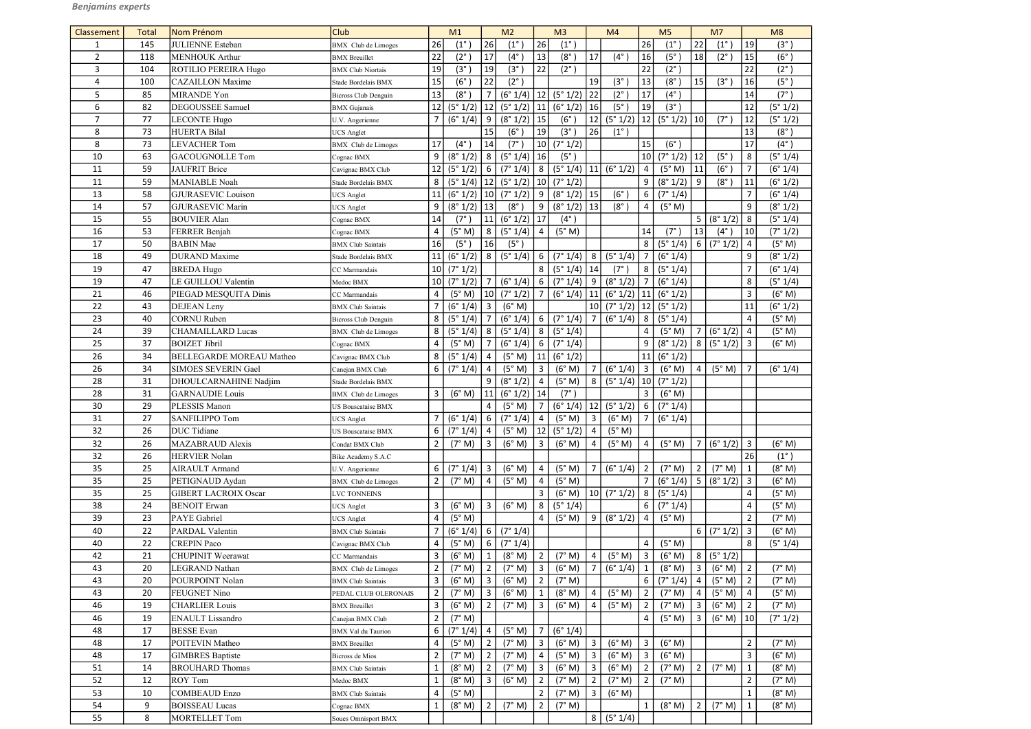***Benjamins experts***

| Classement | Total | Nom Prénom | Club | M1 | | M2 | | M3 | | M4 | | M5 | | M7 | | M8 | |
|---|---|---|---|---|---|---|---|---|---|---|---|---|---|---|---|---|---|
| 1 | 145 | JULIENNE Esteban | BMX Club de Limoges | 26 | (1° ) | 26 | (1° ) | 26 | (1° ) | | | 26 | (1° ) | 22 | (1° ) | 19 | (3° ) |
| 2 | 118 | MENHOUK Arthur | BMX Breuillet | 22 | (2° ) | 17 | (4° ) | 13 | (8° ) | 17 | (4° ) | 16 | (5° ) | 18 | (2° ) | 15 | (6° ) |
| 3 | 104 | ROTILIO PEREIRA Hugo | BMX Club Niortais | 19 | (3° ) | 19 | (3° ) | 22 | (2° ) | | | 22 | (2° ) | | | 22 | (2° ) |
| 4 | 100 | CAZAILLON Maxime | Stade Bordelais BMX | 15 | (6° ) | 22 | (2° ) | | | 19 | (3° ) | 13 | (8° ) | 15 | (3° ) | 16 | (5° ) |
| 5 | 85 | MIRANDE Yon | Bicross Club Denguin | 13 | (8° ) | 7 | (6° 1/4) | 12 | (5° 1/2) | 22 | (2° ) | 17 | (4° ) | | | 14 | (7° ) |
| 6 | 82 | DEGOUSSEE Samuel | BMX Gujanais | 12 | (5° 1/2) | 12 | (5° 1/2) | 11 | (6° 1/2) | 16 | (5° ) | 19 | (3° ) | | | 12 | (5° 1/2) |
| 7 | 77 | LECONTE Hugo | U.V. Angerienne | 7 | (6° 1/4) | 9 | (8° 1/2) | 15 | (6° ) | 12 | (5° 1/2) | 12 | (5° 1/2) | 10 | (7° ) | 12 | (5° 1/2) |
| 8 | 73 | HUERTA Bilal | UCS Anglet | | | 15 | (6° ) | 19 | (3° ) | 26 | (1° ) | | | | | 13 | (8° ) |
| 8 | 73 | LEVACHER Tom | BMX Club de Limoges | 17 | (4° ) | 14 | (7° ) | 10 | (7° 1/2) | | | 15 | (6° ) | | | 17 | (4° ) |
| 10 | 63 | GACOUGNOLLE Tom | Cognac BMX | 9 | (8° 1/2) | 8 | (5° 1/4) | 16 | (5° ) | | | 10 | (7° 1/2) | 12 | (5° ) | 8 | (5° 1/4) |
| 11 | 59 | JAUFRIT Brice | Cavignac BMX Club | 12 | (5° 1/2) | 6 | (7° 1/4) | 8 | (5° 1/4) | 11 | (6° 1/2) | 4 | (5° M) | 11 | (6° ) | 7 | (6° 1/4) |
| 11 | 59 | MANIABLE Noah | Stade Bordelais BMX | 8 | (5° 1/4) | 12 | (5° 1/2) | 10 | (7° 1/2) | | | 9 | (8° 1/2) | 9 | (8° ) | 11 | (6° 1/2) |
| 13 | 58 | GJURASEVIC Louison | UCS Anglet | 11 | (6° 1/2) | 10 | (7° 1/2) | 9 | (8° 1/2) | 15 | (6° ) | 6 | (7° 1/4) | | | 7 | (6° 1/4) |
| 14 | 57 | GJURASEVIC Marin | UCS Anglet | 9 | (8° 1/2) | 13 | (8° ) | 9 | (8° 1/2) | 13 | (8° ) | 4 | (5° M) | | | 9 | (8° 1/2) |
| 15 | 55 | BOUVIER Alan | Cognac BMX | 14 | (7° ) | 11 | (6° 1/2) | 17 | (4° ) | | | | | 5 | (8° 1/2) | 8 | (5° 1/4) |
| 16 | 53 | FERRER Benjah | Cognac BMX | 4 | (5° M) | 8 | (5° 1/4) | 4 | (5° M) | | | 14 | (7° ) | 13 | (4° ) | 10 | (7° 1/2) |
| 17 | 50 | BABIN Mae | BMX Club Saintais | 16 | (5° ) | 16 | (5° ) | | | | | 8 | (5° 1/4) | 6 | (7° 1/2) | 4 | (5° M) |
| 18 | 49 | DURAND Maxime | Stade Bordelais BMX | 11 | (6° 1/2) | 8 | (5° 1/4) | 6 | (7° 1/4) | 8 | (5° 1/4) | 7 | (6° 1/4) | | | 9 | (8° 1/2) |
| 19 | 47 | BREDA Hugo | CC Marmandais | 10 | (7° 1/2) | | | 8 | (5° 1/4) | 14 | (7° ) | 8 | (5° 1/4) | | | 7 | (6° 1/4) |
| 19 | 47 | LE GUILLOU Valentin | Medoc BMX | 10 | (7° 1/2) | 7 | (6° 1/4) | 6 | (7° 1/4) | 9 | (8° 1/2) | 7 | (6° 1/4) | | | 8 | (5° 1/4) |
| 21 | 46 | PIEGAD MESQUITA Dinis | CC Marmandais | 4 | (5° M) | 10 | (7° 1/2) | 7 | (6° 1/4) | 11 | (6° 1/2) | 11 | (6° 1/2) | | | 3 | (6° M) |
| 22 | 43 | DEJEAN Leny | BMX Club Saintais | 7 | (6° 1/4) | 3 | (6° M) | | | 10 | (7° 1/2) | 12 | (5° 1/2) | | | 11 | (6° 1/2) |
| 23 | 40 | CORNU Ruben | Bicross Club Denguin | 8 | (5° 1/4) | 7 | (6° 1/4) | 6 | (7° 1/4) | 7 | (6° 1/4) | 8 | (5° 1/4) | | | 4 | (5° M) |
| 24 | 39 | CHAMAILLARD Lucas | BMX Club de Limoges | 8 | (5° 1/4) | 8 | (5° 1/4) | 8 | (5° 1/4) | | | 4 | (5° M) | 7 | (6° 1/2) | 4 | (5° M) |
| 25 | 37 | BOIZET Jibril | Cognac BMX | 4 | (5° M) | 7 | (6° 1/4) | 6 | (7° 1/4) | | | 9 | (8° 1/2) | 8 | (5° 1/2) | 3 | (6° M) |
| 26 | 34 | BELLEGARDE MOREAU Matheo | Cavignac BMX Club | 8 | (5° 1/4) | 4 | (5° M) | 11 | (6° 1/2) | | | 11 | (6° 1/2) | | | | |
| 26 | 34 | SIMOES SEVERIN Gael | Canejan BMX Club | 6 | (7° 1/4) | 4 | (5° M) | 3 | (6° M) | 7 | (6° 1/4) | 3 | (6° M) | 4 | (5° M) | 7 | (6° 1/4) |
| 28 | 31 | DHOULCARNAHINE Nadjim | Stade Bordelais BMX | | | 9 | (8° 1/2) | 4 | (5° M) | 8 | (5° 1/4) | 10 | (7° 1/2) | | | | |
| 28 | 31 | GARNAUDIE Louis | BMX Club de Limoges | 3 | (6° M) | 11 | (6° 1/2) | 14 | (7° ) | | | 3 | (6° M) | | | | |
| 30 | 29 | PLESSIS Manon | US Bouscataise BMX | | | 4 | (5° M) | 7 | (6° 1/4) | 12 | (5° 1/2) | 6 | (7° 1/4) | | | | |
| 31 | 27 | SANFILIPPO Tom | UCS Anglet | 7 | (6° 1/4) | 6 | (7° 1/4) | 4 | (5° M) | 3 | (6° M) | 7 | (6° 1/4) | | | | |
| 32 | 26 | DUC Tidiane | US Bouscataise BMX | 6 | (7° 1/4) | 4 | (5° M) | 12 | (5° 1/2) | 4 | (5° M) | | | | | | |
| 32 | 26 | MAZABRAUD Alexis | Condat BMX Club | 2 | (7° M) | 3 | (6° M) | 3 | (6° M) | 4 | (5° M) | 4 | (5° M) | 7 | (6° 1/2) | 3 | (6° M) |
| 32 | 26 | HERVIER Nolan | Bike Academy S.A.C | | | | | | | | | | | | | 26 | (1° ) |
| 35 | 25 | AIRAULT Armand | U.V. Angerienne | 6 | (7° 1/4) | 3 | (6° M) | 4 | (5° M) | 7 | (6° 1/4) | 2 | (7° M) | 2 | (7° M) | 1 | (8° M) |
| 35 | 25 | PETIGNAUD Aydan | BMX Club de Limoges | 2 | (7° M) | 4 | (5° M) | 4 | (5° M) | | | 7 | (6° 1/4) | 5 | (8° 1/2) | 3 | (6° M) |
| 35 | 25 | GIBERT LACROIX Oscar | LVC TONNEINS | | | | | 3 | (6° M) | 10 | (7° 1/2) | 8 | (5° 1/4) | | | 4 | (5° M) |
| 38 | 24 | BENOIT Erwan | UCS Anglet | 3 | (6° M) | 3 | (6° M) | 8 | (5° 1/4) | | | 6 | (7° 1/4) | | | 4 | (5° M) |
| 39 | 23 | PAYE Gabriel | UCS Anglet | 4 | (5° M) | | | 4 | (5° M) | 9 | (8° 1/2) | 4 | (5° M) | | | 2 | (7° M) |
| 40 | 22 | PARDAL Valentin | BMX Club Saintais | 7 | (6° 1/4) | 6 | (7° 1/4) | | | | | | | 6 | (7° 1/2) | 3 | (6° M) |
| 40 | 22 | CREPIN Paco | Cavignac BMX Club | 4 | (5° M) | 6 | (7° 1/4) | | | | | 4 | (5° M) | | | 8 | (5° 1/4) |
| 42 | 21 | CHUPINIT Weerawat | CC Marmandais | 3 | (6° M) | 1 | (8° M) | 2 | (7° M) | 4 | (5° M) | 3 | (6° M) | 8 | (5° 1/2) | | |
| 43 | 20 | LEGRAND Nathan | BMX Club de Limoges | 2 | (7° M) | 2 | (7° M) | 3 | (6° M) | 7 | (6° 1/4) | 1 | (8° M) | 3 | (6° M) | 2 | (7° M) |
| 43 | 20 | POURPOINT Nolan | BMX Club Saintais | 3 | (6° M) | 3 | (6° M) | 2 | (7° M) | | | 6 | (7° 1/4) | 4 | (5° M) | 2 | (7° M) |
| 43 | 20 | FEUGNET Nino | PEDAL CLUB OLERONAIS | 2 | (7° M) | 3 | (6° M) | 1 | (8° M) | 4 | (5° M) | 2 | (7° M) | 4 | (5° M) | 4 | (5° M) |
| 46 | 19 | CHARLIER Louis | BMX Breuillet | 3 | (6° M) | 2 | (7° M) | 3 | (6° M) | 4 | (5° M) | 2 | (7° M) | 3 | (6° M) | 2 | (7° M) |
| 46 | 19 | ENAULT Lissandro | Canejan BMX Club | 2 | (7° M) | | | | | | | 4 | (5° M) | 3 | (6° M) | 10 | (7° 1/2) |
| 48 | 17 | BESSE Evan | BMX Val du Taurion | 6 | (7° 1/4) | 4 | (5° M) | 7 | (6° 1/4) | | | | | | | | |
| 48 | 17 | POITEVIN Matheo | BMX Breuillet | 4 | (5° M) | 2 | (7° M) | 3 | (6° M) | 3 | (6° M) | 3 | (6° M) | | | 2 | (7° M) |
| 48 | 17 | GIMBRES Baptiste | Bicross de Mios | 2 | (7° M) | 2 | (7° M) | 4 | (5° M) | 3 | (6° M) | 3 | (6° M) | | | 3 | (6° M) |
| 51 | 14 | BROUHARD Thomas | BMX Club Saintais | 1 | (8° M) | 2 | (7° M) | 3 | (6° M) | 3 | (6° M) | 2 | (7° M) | 2 | (7° M) | 1 | (8° M) |
| 52 | 12 | ROY Tom | Medoc BMX | 1 | (8° M) | 3 | (6° M) | 2 | (7° M) | 2 | (7° M) | 2 | (7° M) | | | 2 | (7° M) |
| 53 | 10 | COMBEAUD Enzo | BMX Club Saintais | 4 | (5° M) | | | 2 | (7° M) | 3 | (6° M) | | | | | 1 | (8° M) |
| 54 | 9 | BOISSEAU Lucas | Cognac BMX | 1 | (8° M) | 2 | (7° M) | 2 | (7° M) | | | 1 | (8° M) | 2 | (7° M) | 1 | (8° M) |
| 55 | 8 | MORTELLET Tom | Soues Omnisport BMX | | | | | | | 8 | (5° 1/4) | | | | | | |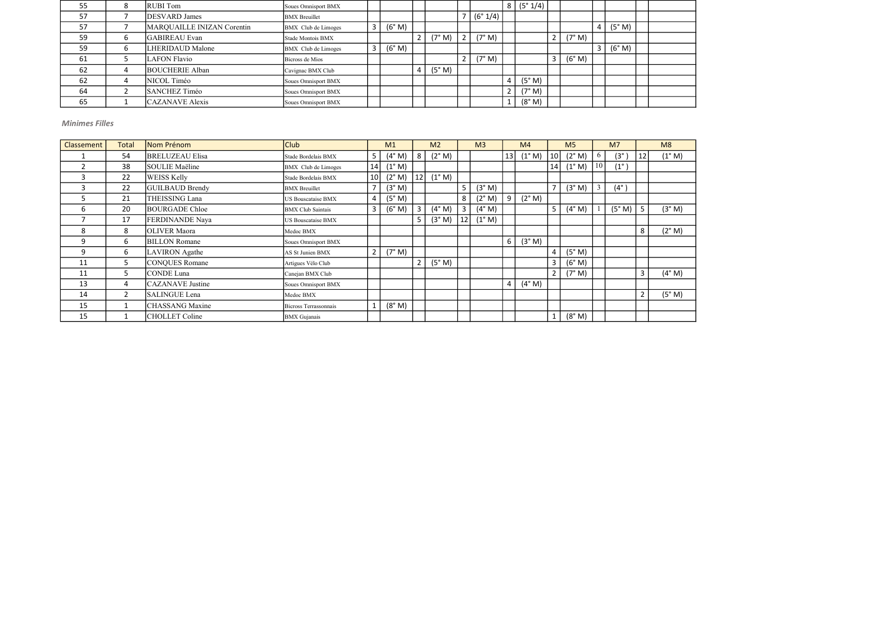| | | | | | | | | | | | | | | | | | |
|---|---|---|---|---|---|---|---|---|---|---|---|---|---|---|---|---|---|
| 55 | 8 | RUBI Tom | Soues Omnisport BMX | | | | | | | 8 | (5° 1/4) | | | | | | |
| 57 | 7 | DESVARD James | BMX Breuillet | | | | | 7 | (6° 1/4) | | | | | | | | |
| 57 | 7 | MARQUAILLE INIZAN Corentin | BMX Club de Limoges | 3 | (6° M) | | | | | | | | | 4 | (5° M) | | |
| 59 | 6 | GABIREAU Evan | Stade Montois BMX | | | 2 | (7° M) | 2 | (7° M) | | | 2 | (7° M) | | | | |
| 59 | 6 | LHERIDAUD Malone | BMX Club de Limoges | 3 | (6° M) | | | | | | | | | 3 | (6° M) | | |
| 61 | 5 | LAFON Flavio | Bicross de Mios | | | | | 2 | (7° M) | | | 3 | (6° M) | | | | |
| 62 | 4 | BOUCHERIE Alban | Cavignac BMX Club | | | 4 | (5° M) | | | | | | | | | | |
| 62 | 4 | NICOL Timéo | Soues Omnisport BMX | | | | | | | 4 | (5° M) | | | | | | |
| 64 | 2 | SANCHEZ Timéo | Soues Omnisport BMX | | | | | | | 2 | (7° M) | | | | | | |
| 65 | 1 | CAZANAVE Alexis | Soues Omnisport BMX | | | | | | | 1 | (8° M) | | | | | | |

*Minimes Filles*

| Classement | Total | Nom Prénom | Club | M1 | | M2 | | M3 | | M4 | | M5 | | M7 | | M8 | |
|---|---|---|---|---|---|---|---|---|---|---|---|---|---|---|---|---|---|
| 1 | 54 | BRELUZEAU Elisa | Stade Bordelais BMX | 5 | (4° M) | 8 | (2° M) | | | 13 | (1° M) | 10 | (2° M) | 6 | (3° ) | 12 | (1° M) |
| 2 | 38 | SOULIE Maëline | BMX Club de Limoges | 14 | (1° M) | | | | | | | 14 | (1° M) | 10 | (1° ) | | |
| 3 | 22 | WEISS Kelly | Stade Bordelais BMX | 10 | (2° M) | 12 | (1° M) | | | | | | | | | | |
| 3 | 22 | GUILBAUD Brendy | BMX Breuillet | 7 | (3° M) | | | 5 | (3° M) | | | 7 | (3° M) | 3 | (4° ) | | |
| 5 | 21 | THEISSING Lana | US Bouscataise BMX | 4 | (5° M) | | | 8 | (2° M) | 9 | (2° M) | | | | | | |
| 6 | 20 | BOURGADE Chloe | BMX Club Saintais | 3 | (6° M) | 3 | (4° M) | 3 | (4° M) | | | 5 | (4° M) | 1 | (5° M) | 5 | (3° M) |
| 7 | 17 | FERDINANDE Naya | US Bouscataise BMX | | | 5 | (3° M) | 12 | (1° M) | | | | | | | | |
| 8 | 8 | OLIVER Maora | Medoc BMX | | | | | | | | | | | | | 8 | (2° M) |
| 9 | 6 | BILLON Romane | Soues Omnisport BMX | | | | | | | 6 | (3° M) | | | | | | |
| 9 | 6 | LAVIRON Agathe | AS St Junien BMX | 2 | (7° M) | | | | | | | 4 | (5° M) | | | | |
| 11 | 5 | CONQUES Romane | Artigues Vélo Club | | | 2 | (5° M) | | | | | 3 | (6° M) | | | | |
| 11 | 5 | CONDE Luna | Canejan BMX Club | | | | | | | | | 2 | (7° M) | | | 3 | (4° M) |
| 13 | 4 | CAZANAVE Justine | Soues Omnisport BMX | | | | | | | 4 | (4° M) | | | | | | |
| 14 | 2 | SALINGUE Lena | Medoc BMX | | | | | | | | | | | | | 2 | (5° M) |
| 15 | 1 | CHASSANG Maxine | Bicross Terrassonnais | 1 | (8° M) | | | | | | | | | | | | |
| 15 | 1 | CHOLLET Coline | BMX Gujanais | | | | | | | | | 1 | (8° M) | | | | |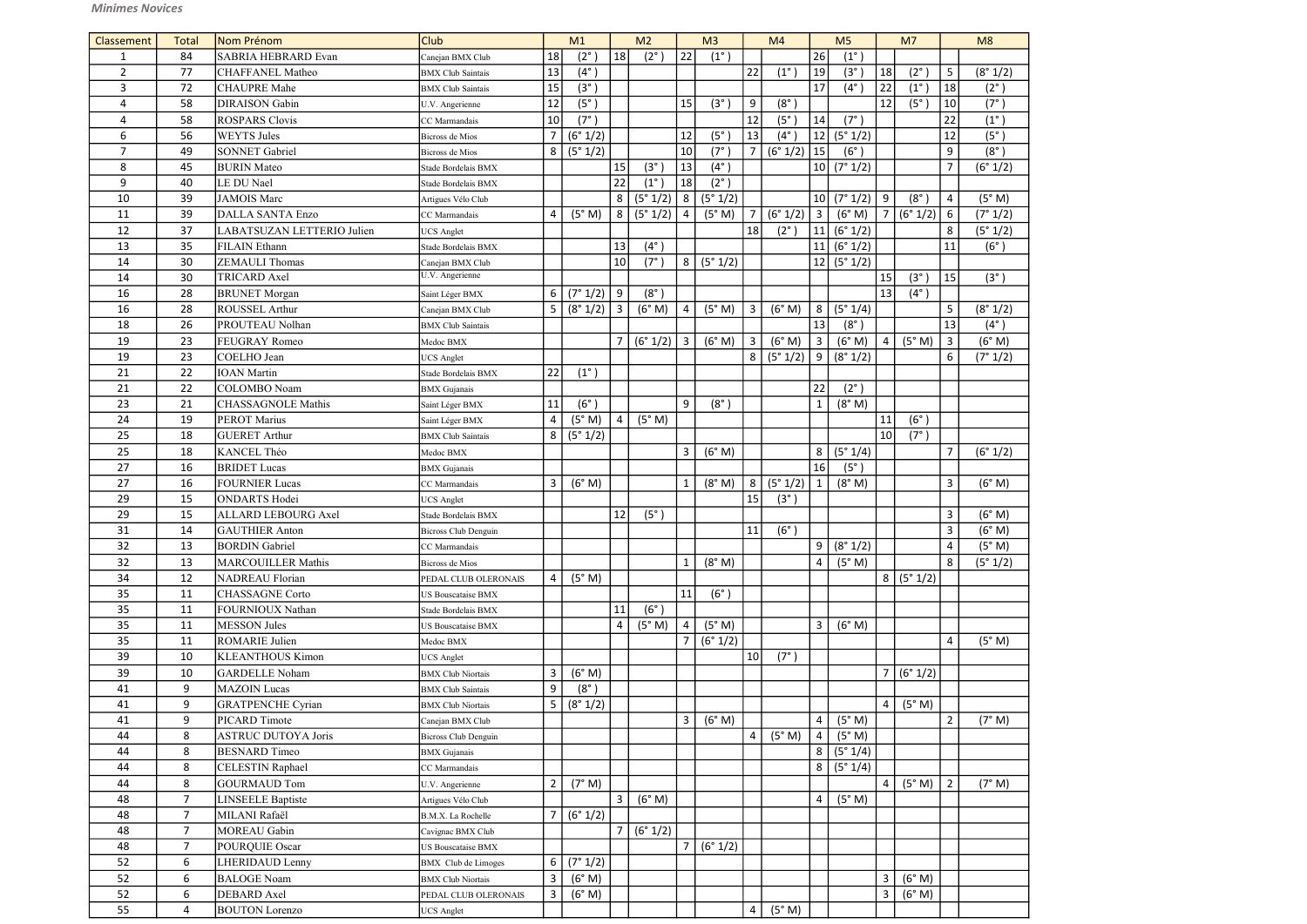*Minimes Novices*

| Classement | Total | Nom Prénom | Club | M1 | | M2 | | M3 | | M4 | | M5 | | M7 | | M8 | |
|---|---|---|---|---|---|---|---|---|---|---|---|---|---|---|---|---|---|
| 1 | 84 | SABRIA HEBRARD Evan | Canejan BMX Club | 18 | (2°) | 18 | (2°) | 22 | (1°) | | | 26 | (1°) | | | | |
| 2 | 77 | CHAFFANEL Matheo | BMX Club Saintais | 13 | (4°) | | | | | 22 | (1°) | 19 | (3°) | 18 | (2°) | 5 | (8° 1/2) |
| 3 | 72 | CHAUPRE Mahe | BMX Club Saintais | 15 | (3°) | | | | | | | 17 | (4°) | 22 | (1°) | 18 | (2°) |
| 4 | 58 | DIRAISON Gabin | U.V. Angerienne | 12 | (5°) | | | 15 | (3°) | 9 | (8°) | | | 12 | (5°) | 10 | (7°) |
| 4 | 58 | ROSPARS Clovis | CC Marmandais | 10 | (7°) | | | | | 12 | (5°) | 14 | (7°) | | | 22 | (1°) |
| 6 | 56 | WEYTS Jules | Bicross de Mios | 7 | (6° 1/2) | | | 12 | (5°) | 13 | (4°) | 12 | (5° 1/2) | | | 12 | (5°) |
| 7 | 49 | SONNET Gabriel | Bicross de Mios | 8 | (5° 1/2) | | | 10 | (7°) | 7 | (6° 1/2) | 15 | (6°) | | | 9 | (8°) |
| 8 | 45 | BURIN Mateo | Stade Bordelais BMX | | | 15 | (3°) | 13 | (4°) | | | 10 | (7° 1/2) | | | 7 | (6° 1/2) |
| 9 | 40 | LE DU Nael | Stade Bordelais BMX | | | 22 | (1°) | 18 | (2°) | | | | | | | | |
| 10 | 39 | JAMOIS Marc | Artigues Vélo Club | | | 8 | (5° 1/2) | 8 | (5° 1/2) | | | 10 | (7° 1/2) | 9 | (8°) | 4 | (5° M) |
| 11 | 39 | DALLA SANTA Enzo | CC Marmandais | 4 | (5° M) | 8 | (5° 1/2) | 4 | (5° M) | 7 | (6° 1/2) | 3 | (6° M) | 7 | (6° 1/2) | 6 | (7° 1/2) |
| 12 | 37 | LABATSUZAN LETTERIO Julien | UCS Anglet | | | | | | | 18 | (2°) | 11 | (6° 1/2) | | | 8 | (5° 1/2) |
| 13 | 35 | FILAIN Ethann | Stade Bordelais BMX | | | 13 | (4°) | | | | | 11 | (6° 1/2) | | | 11 | (6°) |
| 14 | 30 | ZEMAULI Thomas | Canejan BMX Club | | | 10 | (7°) | 8 | (5° 1/2) | | | 12 | (5° 1/2) | | | | |
| 14 | 30 | TRICARD Axel | U.V. Angerienne | | | | | | | | | | | 15 | (3°) | 15 | (3°) |
| 16 | 28 | BRUNET Morgan | Saint Léger BMX | 6 | (7° 1/2) | 9 | (8°) | | | | | | | 13 | (4°) | | |
| 16 | 28 | ROUSSEL Arthur | Canejan BMX Club | 5 | (8° 1/2) | 3 | (6° M) | 4 | (5° M) | 3 | (6° M) | 8 | (5° 1/4) | | | 5 | (8° 1/2) |
| 18 | 26 | PROUTEAU Nolhan | BMX Club Saintais | | | | | | | | | 13 | (8°) | | | 13 | (4°) |
| 19 | 23 | FEUGRAY Romeo | Medoc BMX | | | 7 | (6° 1/2) | 3 | (6° M) | 3 | (6° M) | 3 | (6° M) | 4 | (5° M) | 3 | (6° M) |
| 19 | 23 | COELHO Jean | UCS Anglet | | | | | | | 8 | (5° 1/2) | 9 | (8° 1/2) | | | 6 | (7° 1/2) |
| 21 | 22 | IOAN Martin | Stade Bordelais BMX | 22 | (1°) | | | | | | | | | | | | |
| 21 | 22 | COLOMBO Noam | BMX Gujanais | | | | | | | | | 22 | (2°) | | | | |
| 23 | 21 | CHASSAGNOLE Mathis | Saint Léger BMX | 11 | (6°) | | | 9 | (8°) | | | 1 | (8° M) | | | | |
| 24 | 19 | PEROT Marius | Saint Léger BMX | 4 | (5° M) | 4 | (5° M) | | | | | | | 11 | (6°) | | |
| 25 | 18 | GUERET Arthur | BMX Club Saintais | 8 | (5° 1/2) | | | | | | | | | 10 | (7°) | | |
| 25 | 18 | KANCEL Théo | Medoc BMX | | | | | 3 | (6° M) | | | 8 | (5° 1/4) | | | 7 | (6° 1/2) |
| 27 | 16 | BRIDET Lucas | BMX Gujanais | | | | | | | | | 16 | (5°) | | | | |
| 27 | 16 | FOURNIER Lucas | CC Marmandais | 3 | (6° M) | | | 1 | (8° M) | 8 | (5° 1/2) | 1 | (8° M) | | | 3 | (6° M) |
| 29 | 15 | ONDARTS Hodei | UCS Anglet | | | | | | | 15 | (3°) | | | | | | |
| 29 | 15 | ALLARD LEBOURG Axel | Stade Bordelais BMX | | | 12 | (5°) | | | | | | | | | 3 | (6° M) |
| 31 | 14 | GAUTHIER Anton | Bicross Club Denguin | | | | | | | 11 | (6°) | | | | | 3 | (6° M) |
| 32 | 13 | BORDIN Gabriel | CC Marmandais | | | | | | | | | 9 | (8° 1/2) | | | 4 | (5° M) |
| 32 | 13 | MARCOUILLER Mathis | Bicross de Mios | | | | | 1 | (8° M) | | | 4 | (5° M) | | | 8 | (5° 1/2) |
| 34 | 12 | NADREAU Florian | PEDAL CLUB OLERONAIS | 4 | (5° M) | | | | | | | | | 8 | (5° 1/2) | | |
| 35 | 11 | CHASSAGNE Corto | US Bouscataise BMX | | | | | 11 | (6°) | | | | | | | | |
| 35 | 11 | FOURNIOUX Nathan | Stade Bordelais BMX | | | 11 | (6°) | | | | | | | | | | |
| 35 | 11 | MESSON Jules | US Bouscataise BMX | | | 4 | (5° M) | 4 | (5° M) | | | 3 | (6° M) | | | | |
| 35 | 11 | ROMARIE Julien | Medoc BMX | | | | | 7 | (6° 1/2) | | | | | | | 4 | (5° M) |
| 39 | 10 | KLEANTHOUS Kimon | UCS Anglet | | | | | | | 10 | (7°) | | | | | | |
| 39 | 10 | GARDELLE Noham | BMX Club Niortais | 3 | (6° M) | | | | | | | | | 7 | (6° 1/2) | | |
| 41 | 9 | MAZOIN Lucas | BMX Club Saintais | 9 | (8°) | | | | | | | | | | | | |
| 41 | 9 | GRATPENCHE Cyrian | BMX Club Niortais | 5 | (8° 1/2) | | | | | | | | | 4 | (5° M) | | |
| 41 | 9 | PICARD Timote | Canejan BMX Club | | | | | 3 | (6° M) | | | 4 | (5° M) | | | 2 | (7° M) |
| 44 | 8 | ASTRUC DUTOYA Joris | Bicross Club Denguin | | | | | | | 4 | (5° M) | 4 | (5° M) | | | | |
| 44 | 8 | BESNARD Timeo | BMX Gujanais | | | | | | | | | 8 | (5° 1/4) | | | | |
| 44 | 8 | CELESTIN Raphael | CC Marmandais | | | | | | | | | 8 | (5° 1/4) | | | | |
| 44 | 8 | GOURMAUD Tom | U.V. Angerienne | 2 | (7° M) | | | | | | | | | 4 | (5° M) | 2 | (7° M) |
| 48 | 7 | LINSEELE Baptiste | Artigues Vélo Club | | | 3 | (6° M) | | | | | 4 | (5° M) | | | | |
| 48 | 7 | MILANI Rafaël | B.M.X. La Rochelle | 7 | (6° 1/2) | | | | | | | | | | | | |
| 48 | 7 | MOREAU Gabin | Cavignac BMX Club | | | 7 | (6° 1/2) | | | | | | | | | | |
| 48 | 7 | POURQUIE Oscar | US Bouscataise BMX | | | | | 7 | (6° 1/2) | | | | | | | | |
| 52 | 6 | LHERIDAUD Lenny | BMX Club de Limoges | 6 | (7° 1/2) | | | | | | | | | | | | |
| 52 | 6 | BALOGE Noam | BMX Club Niortais | 3 | (6° M) | | | | | | | | | 3 | (6° M) | | |
| 52 | 6 | DEBARD Axel | PEDAL CLUB OLERONAIS | 3 | (6° M) | | | | | | | | | 3 | (6° M) | | |
| 55 | 4 | BOUTON Lorenzo | UCS Anglet | | | | | | | 4 | (5° M) | | | | | | |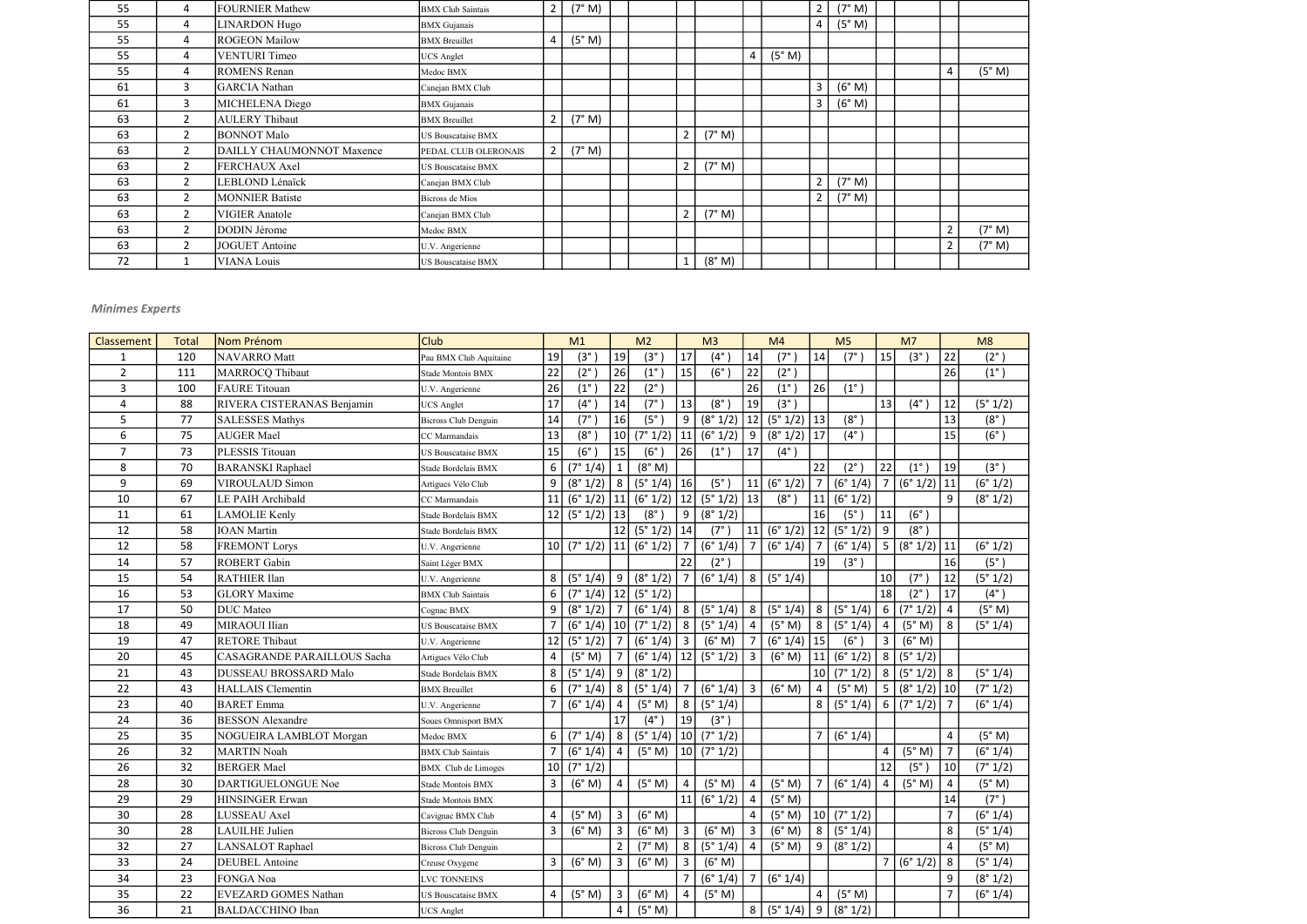| Classement | Total | Nom Prénom | Club | M1 | | M2 | | M3 | | M4 | | M5 | | M7 | | M8 | |
|---|---|---|---|---|---|---|---|---|---|---|---|---|---|---|---|---|---|
| 55 | 4 | FOURNIER Mathew | BMX Club Saintais | 2 | (7° M) | | | | | | | 2 | (7° M) | | | | |
| 55 | 4 | LINARDON Hugo | BMX Gujanais | | | | | | | | | 4 | (5° M) | | | | |
| 55 | 4 | ROGEON Mailow | BMX Breuillet | 4 | (5° M) | | | | | | | | | | | | |
| 55 | 4 | VENTURI Timeo | UCS Anglet | | | | | | | 4 | (5° M) | | | | | | |
| 55 | 4 | ROMENS Renan | Medoc BMX | | | | | | | | | | | | | 4 | (5° M) |
| 61 | 3 | GARCIA Nathan | Canejan BMX Club | | | | | | | | | 3 | (6° M) | | | | |
| 61 | 3 | MICHELENA Diego | BMX Gujanais | | | | | | | | | 3 | (6° M) | | | | |
| 63 | 2 | AULERY Thibaut | BMX Breuillet | 2 | (7° M) | | | | | | | | | | | | |
| 63 | 2 | BONNOT Malo | US Bouscataise BMX | | | | | 2 | (7° M) | | | | | | | | |
| 63 | 2 | DAILLY CHAUMONNOT Maxence | PEDAL CLUB OLERONAIS | 2 | (7° M) | | | | | | | | | | | | |
| 63 | 2 | FERCHAUX Axel | US Bouscataise BMX | | | | | 2 | (7° M) | | | | | | | | |
| 63 | 2 | LEBLOND Lénaïck | Canejan BMX Club | | | | | | | | | 2 | (7° M) | | | | |
| 63 | 2 | MONNIER Batiste | Bicross de Mios | | | | | | | | | 2 | (7° M) | | | | |
| 63 | 2 | VIGIER Anatole | Canejan BMX Club | | | | | 2 | (7° M) | | | | | | | | |
| 63 | 2 | DODIN Jérome | Medoc BMX | | | | | | | | | | | | | 2 | (7° M) |
| 63 | 2 | JOGUET Antoine | U.V. Angerienne | | | | | | | | | | | | | 2 | (7° M) |
| 72 | 1 | VIANA Louis | US Bouscataise BMX | | | | | 1 | (8° M) | | | | | | | | |

*Minimes Experts*

| Classement | Total | Nom Prénom | Club | M1 | | M2 | | M3 | | M4 | | M5 | | M7 | | M8 | |
|---|---|---|---|---|---|---|---|---|---|---|---|---|---|---|---|---|---|
| 1 | 120 | NAVARRO Matt | Pau BMX Club Aquitaine | 19 | (3°) | 19 | (3°) | 17 | (4°) | 14 | (7°) | 14 | (7°) | 15 | (3°) | 22 | (2°) |
| 2 | 111 | MARROCQ Thibaut | Stade Montois BMX | 22 | (2°) | 26 | (1°) | 15 | (6°) | 22 | (2°) | | | | | 26 | (1°) |
| 3 | 100 | FAURE Titouan | U.V. Angerienne | 26 | (1°) | 22 | (2°) | | | 26 | (1°) | 26 | (1°) | | | | |
| 4 | 88 | RIVERA CISTERANAS Benjamin | UCS Anglet | 17 | (4°) | 14 | (7°) | 13 | (8°) | 19 | (3°) | | | 13 | (4°) | 12 | (5° 1/2) |
| 5 | 77 | SALESSES Mathys | Bicross Club Denguin | 14 | (7°) | 16 | (5°) | 9 | (8° 1/2) | 12 | (5° 1/2) | 13 | (8°) | | | 13 | (8°) |
| 6 | 75 | AUGER Mael | CC Marmandais | 13 | (8°) | 10 | (7° 1/2) | 11 | (6° 1/2) | 9 | (8° 1/2) | 17 | (4°) | | | 15 | (6°) |
| 7 | 73 | PLESSIS Titouan | US Bouscataise BMX | 15 | (6°) | 15 | (6°) | 26 | (1°) | 17 | (4°) | | | | | | |
| 8 | 70 | BARANSKI Raphael | Stade Bordelais BMX | 6 | (7° 1/4) | 1 | (8° M) | | | | | 22 | (2°) | 22 | (1°) | 19 | (3°) |
| 9 | 69 | VIROULAUD Simon | Artigues Vélo Club | 9 | (8° 1/2) | 8 | (5° 1/4) | 16 | (5°) | 11 | (6° 1/2) | 7 | (6° 1/4) | 7 | (6° 1/2) | 11 | (6° 1/2) |
| 10 | 67 | LE PAIH Archibald | CC Marmandais | 11 | (6° 1/2) | 11 | (6° 1/2) | 12 | (5° 1/2) | 13 | (8°) | 11 | (6° 1/2) | | | 9 | (8° 1/2) |
| 11 | 61 | LAMOLIE Kenly | Stade Bordelais BMX | 12 | (5° 1/2) | 13 | (8°) | 9 | (8° 1/2) | | | 16 | (5°) | 11 | (6°) | | |
| 12 | 58 | IOAN Martin | Stade Bordelais BMX | | | 12 | (5° 1/2) | 14 | (7°) | 11 | (6° 1/2) | 12 | (5° 1/2) | 9 | (8°) | | |
| 12 | 58 | FREMONT Lorys | U.V. Angerienne | 10 | (7° 1/2) | 11 | (6° 1/2) | 7 | (6° 1/4) | 7 | (6° 1/4) | 7 | (6° 1/4) | 5 | (8° 1/2) | 11 | (6° 1/2) |
| 14 | 57 | ROBERT Gabin | Saint Léger BMX | | | | | 22 | (2°) | | | 19 | (3°) | | | 16 | (5°) |
| 15 | 54 | RATHIER Ilan | U.V. Angerienne | 8 | (5° 1/4) | 9 | (8° 1/2) | 7 | (6° 1/4) | 8 | (5° 1/4) | | | 10 | (7°) | 12 | (5° 1/2) |
| 16 | 53 | GLORY Maxime | BMX Club Saintais | 6 | (7° 1/4) | 12 | (5° 1/2) | | | | | | | 18 | (2°) | 17 | (4°) |
| 17 | 50 | DUC Mateo | Cognac BMX | 9 | (8° 1/2) | 7 | (6° 1/4) | 8 | (5° 1/4) | 8 | (5° 1/4) | 8 | (5° 1/4) | 6 | (7° 1/2) | 4 | (5° M) |
| 18 | 49 | MIRAOUI Ilian | US Bouscataise BMX | 7 | (6° 1/4) | 10 | (7° 1/2) | 8 | (5° 1/4) | 4 | (5° M) | 8 | (5° 1/4) | 4 | (5° M) | 8 | (5° 1/4) |
| 19 | 47 | RETORE Thibaut | U.V. Angerienne | 12 | (5° 1/2) | 7 | (6° 1/4) | 3 | (6° M) | 7 | (6° 1/4) | 15 | (6°) | 3 | (6° M) | | |
| 20 | 45 | CASAGRANDE PARAILLOUS Sacha | Artigues Vélo Club | 4 | (5° M) | 7 | (6° 1/4) | 12 | (5° 1/2) | 3 | (6° M) | 11 | (6° 1/2) | 8 | (5° 1/2) | | |
| 21 | 43 | DUSSEAU BROSSARD Malo | Stade Bordelais BMX | 8 | (5° 1/4) | 9 | (8° 1/2) | | | | | 10 | (7° 1/2) | 8 | (5° 1/2) | 8 | (5° 1/4) |
| 22 | 43 | HALLAIS Clementin | BMX Breuillet | 6 | (7° 1/4) | 8 | (5° 1/4) | 7 | (6° 1/4) | 3 | (6° M) | 4 | (5° M) | 5 | (8° 1/2) | 10 | (7° 1/2) |
| 23 | 40 | BARET Emma | U.V. Angerienne | 7 | (6° 1/4) | 4 | (5° M) | 8 | (5° 1/4) | | | 8 | (5° 1/4) | 6 | (7° 1/2) | 7 | (6° 1/4) |
| 24 | 36 | BESSON Alexandre | Soues Omnisport BMX | | | 17 | (4°) | 19 | (3°) | | | | | | | | |
| 25 | 35 | NOGUEIRA LAMBLOT Morgan | Medoc BMX | 6 | (7° 1/4) | 8 | (5° 1/4) | 10 | (7° 1/2) | | | 7 | (6° 1/4) | | | 4 | (5° M) |
| 26 | 32 | MARTIN Noah | BMX Club Saintais | 7 | (6° 1/4) | 4 | (5° M) | 10 | (7° 1/2) | | | | | 4 | (5° M) | 7 | (6° 1/4) |
| 26 | 32 | BERGER Mael | BMX Club de Limoges | 10 | (7° 1/2) | | | | | | | | | 12 | (5°) | 10 | (7° 1/2) |
| 28 | 30 | DARTIGUELONGUE Noe | Stade Montois BMX | 3 | (6° M) | 4 | (5° M) | 4 | (5° M) | 4 | (5° M) | 7 | (6° 1/4) | 4 | (5° M) | 4 | (5° M) |
| 29 | 29 | HINSINGER Erwan | Stade Montois BMX | | | | | 11 | (6° 1/2) | 4 | (5° M) | | | | | 14 | (7°) |
| 30 | 28 | LUSSEAU Axel | Cavignac BMX Club | 4 | (5° M) | 3 | (6° M) | | | 4 | (5° M) | 10 | (7° 1/2) | | | 7 | (6° 1/4) |
| 30 | 28 | LAUILHE Julien | Bicross Club Denguin | 3 | (6° M) | 3 | (6° M) | 3 | (6° M) | 3 | (6° M) | 8 | (5° 1/4) | | | 8 | (5° 1/4) |
| 32 | 27 | LANSALOT Raphael | Bicross Club Denguin | | | 2 | (7° M) | 8 | (5° 1/4) | 4 | (5° M) | 9 | (8° 1/2) | | | 4 | (5° M) |
| 33 | 24 | DEUBEL Antoine | Creuse Oxygene | 3 | (6° M) | 3 | (6° M) | 3 | (6° M) | | | | | 7 | (6° 1/2) | 8 | (5° 1/4) |
| 34 | 23 | FONGA Noa | LVC TONNEINS | | | | | 7 | (6° 1/4) | 7 | (6° 1/4) | | | | | 9 | (8° 1/2) |
| 35 | 22 | EVEZARD GOMES Nathan | US Bouscataise BMX | 4 | (5° M) | 3 | (6° M) | 4 | (5° M) | | | 4 | (5° M) | | | 7 | (6° 1/4) |
| 36 | 21 | BALDACCHINO Iban | UCS Anglet | | | 4 | (5° M) | | | 8 | (5° 1/4) | 9 | (8° 1/2) | | | | |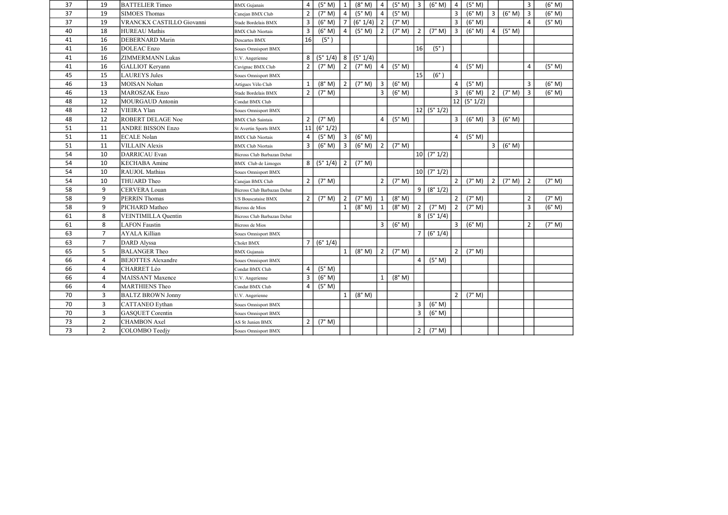| | | | | | | | | | | | | | | | | | |
|---|---|---|---|---|---|---|---|---|---|---|---|---|---|---|---|---|---|
| 37 | 19 | BATTELIER Timeo | BMX Gujanais | 4 | (5° M) | 1 | (8° M) | 4 | (5° M) | 3 | (6° M) | 4 | (5° M) | | | 3 | (6° M) |
| 37 | 19 | SIMOES Thomas | Canejan BMX Club | 2 | (7° M) | 4 | (5° M) | 4 | (5° M) | | | 3 | (6° M) | 3 | (6° M) | 3 | (6° M) |
| 37 | 19 | VRANCKX CASTILLO Giovanni | Stade Bordelais BMX | 3 | (6° M) | 7 | (6° 1/4) | 2 | (7° M) | | | 3 | (6° M) | | | 4 | (5° M) |
| 40 | 18 | HUREAU Mathis | BMX Club Niortais | 3 | (6° M) | 4 | (5° M) | 2 | (7° M) | 2 | (7° M) | 3 | (6° M) | 4 | (5° M) | | |
| 41 | 16 | DEBERNARD Marin | Descartes BMX | 16 | (5° ) | | | | | | | | | | | | |
| 41 | 16 | DOLEAC Enzo | Soues Omnisport BMX | | | | | | | 16 | (5° ) | | | | | | |
| 41 | 16 | ZIMMERMANN Lukas | U.V. Angerienne | 8 | (5° 1/4) | 8 | (5° 1/4) | | | | | | | | | | |
| 41 | 16 | GALLIOT Keryann | Cavignac BMX Club | 2 | (7° M) | 2 | (7° M) | 4 | (5° M) | | | 4 | (5° M) | | | 4 | (5° M) |
| 45 | 15 | LAUREYS Jules | Soues Omnisport BMX | | | | | | | 15 | (6° ) | | | | | | |
| 46 | 13 | MOISAN Nohan | Artigues Vélo Club | 1 | (8° M) | 2 | (7° M) | 3 | (6° M) | | | 4 | (5° M) | | | 3 | (6° M) |
| 46 | 13 | MAROSZAK Enzo | Stade Bordelais BMX | 2 | (7° M) | | | 3 | (6° M) | | | 3 | (6° M) | 2 | (7° M) | 3 | (6° M) |
| 48 | 12 | MOURGAUD Antonin | Condat BMX Club | | | | | | | | | 12 | (5° 1/2) | | | | |
| 48 | 12 | VIEIRA Ylan | Soues Omnisport BMX | | | | | | | 12 | (5° 1/2) | | | | | | |
| 48 | 12 | ROBERT DELAGE Noe | BMX Club Saintais | 2 | (7° M) | | | 4 | (5° M) | | | 3 | (6° M) | 3 | (6° M) | | |
| 51 | 11 | ANDRE BISSON Enzo | St Avertin Sports BMX | 11 | (6° 1/2) | | | | | | | | | | | | |
| 51 | 11 | ECALE Nolan | BMX Club Niortais | 4 | (5° M) | 3 | (6° M) | | | | | 4 | (5° M) | | | | |
| 51 | 11 | VILLAIN Alexis | BMX Club Niortais | 3 | (6° M) | 3 | (6° M) | 2 | (7° M) | | | | | 3 | (6° M) | | |
| 54 | 10 | DARRICAU Evan | Bicross Club Barbazan Debat | | | | | | | 10 | (7° 1/2) | | | | | | |
| 54 | 10 | KECHABA Amine | BMX Club de Limoges | 8 | (5° 1/4) | 2 | (7° M) | | | | | | | | | | |
| 54 | 10 | RAUJOL Mathias | Soues Omnisport BMX | | | | | | | 10 | (7° 1/2) | | | | | | |
| 54 | 10 | THUARD Theo | Canejan BMX Club | 2 | (7° M) | | | 2 | (7° M) | | | 2 | (7° M) | 2 | (7° M) | 2 | (7° M) |
| 58 | 9 | CERVERA Louan | Bicross Club Barbazan Debat | | | | | | | 9 | (8° 1/2) | | | | | | |
| 58 | 9 | PERRIN Thomas | US Bouscataise BMX | 2 | (7° M) | 2 | (7° M) | 1 | (8° M) | | | 2 | (7° M) | | | 2 | (7° M) |
| 58 | 9 | PICHARD Matheo | Bicross de Mios | | | 1 | (8° M) | 1 | (8° M) | 2 | (7° M) | 2 | (7° M) | | | 3 | (6° M) |
| 61 | 8 | VEINTIMILLA Quentin | Bicross Club Barbazan Debat | | | | | | | 8 | (5° 1/4) | | | | | | |
| 61 | 8 | LAFON Faustin | Bicross de Mios | | | | | 3 | (6° M) | | | 3 | (6° M) | | | 2 | (7° M) |
| 63 | 7 | AYALA Killian | Soues Omnisport BMX | | | | | | | 7 | (6° 1/4) | | | | | | |
| 63 | 7 | DARD Alyssa | Cholet BMX | 7 | (6° 1/4) | | | | | | | | | | | | |
| 65 | 5 | BALANGER Theo | BMX Gujanais | | | 1 | (8° M) | 2 | (7° M) | | | 2 | (7° M) | | | | |
| 66 | 4 | BEJOTTES Alexandre | Soues Omnisport BMX | | | | | | | 4 | (5° M) | | | | | | |
| 66 | 4 | CHARRET Léo | Condat BMX Club | 4 | (5° M) | | | | | | | | | | | | |
| 66 | 4 | MAISSANT Maxence | U.V. Angerienne | 3 | (6° M) | | | 1 | (8° M) | | | | | | | | |
| 66 | 4 | MARTHIENS Theo | Condat BMX Club | 4 | (5° M) | | | | | | | | | | | | |
| 70 | 3 | BALTZ BROWN Jonny | U.V. Angerienne | | | 1 | (8° M) | | | | | 2 | (7° M) | | | | |
| 70 | 3 | CATTANEO Eythan | Soues Omnisport BMX | | | | | | | 3 | (6° M) | | | | | | |
| 70 | 3 | GASQUET Corentin | Soues Omnisport BMX | | | | | | | 3 | (6° M) | | | | | | |
| 73 | 2 | CHAMBON Axel | AS St Junien BMX | 2 | (7° M) | | | | | | | | | | | | |
| 73 | 2 | COLOMBO Teedjy | Soues Omnisport BMX | | | | | | | 2 | (7° M) | | | | | | |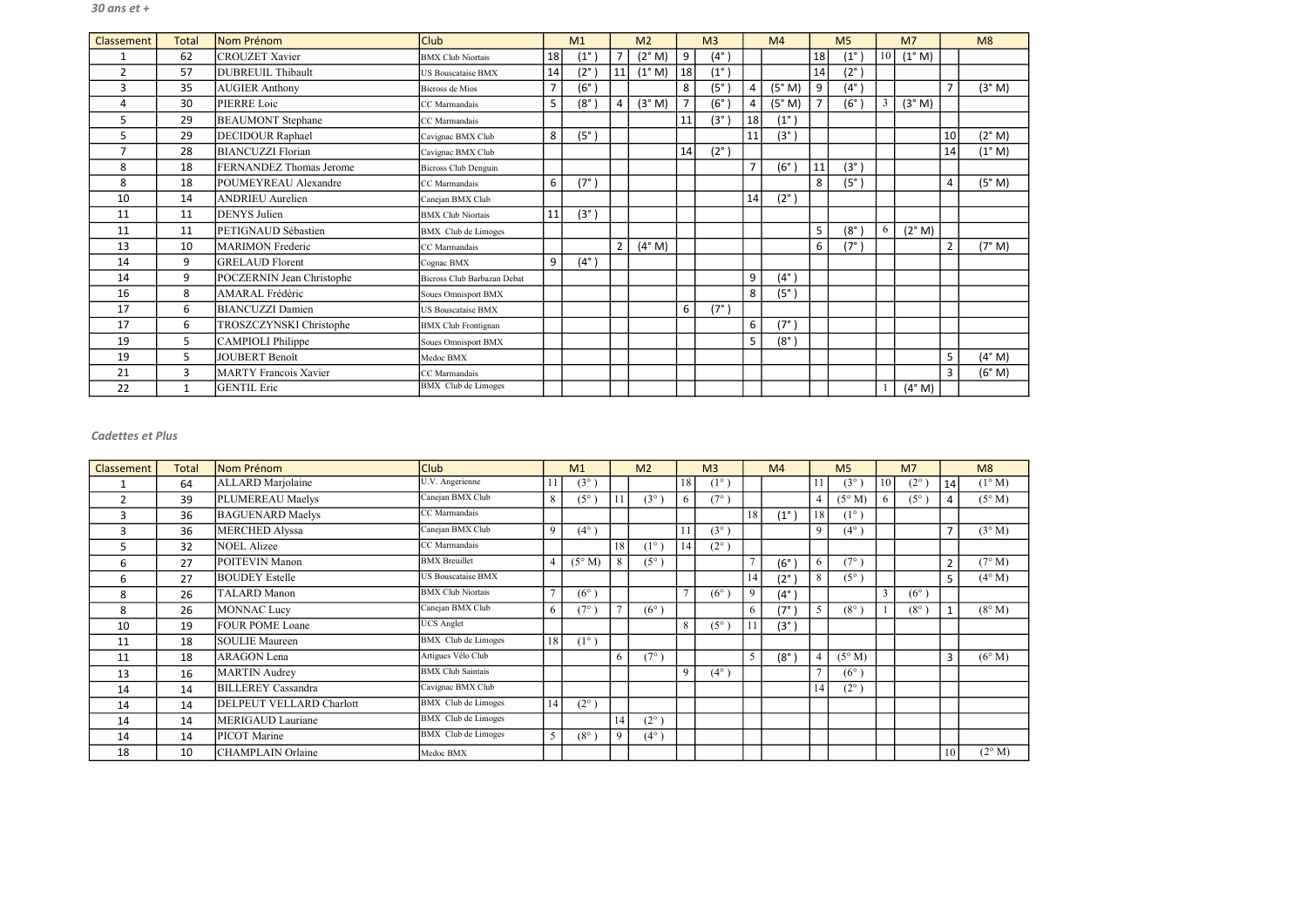*30 ans et +*

| Classement | Total | Nom Prénom | Club | M1 | | M2 | | M3 | | M4 | | M5 | | M7 | | M8 | |
|---|---|---|---|---|---|---|---|---|---|---|---|---|---|---|---|---|---|
| 1 | 62 | CROUZET Xavier | BMX Club Niortais | 18 | (1°) | 7 | (2° M) | 9 | (4°) | | | 18 | (1°) | 10 | (1° M) | | |
| 2 | 57 | DUBREUIL Thibault | US Bouscataise BMX | 14 | (2°) | 11 | (1° M) | 18 | (1°) | | | 14 | (2°) | | | | |
| 3 | 35 | AUGIER Anthony | Bicross de Mios | 7 | (6°) | | | 8 | (5°) | 4 | (5° M) | 9 | (4°) | | | 7 | (3° M) |
| 4 | 30 | PIERRE Loic | CC Marmandais | 5 | (8°) | 4 | (3° M) | 7 | (6°) | 4 | (5° M) | 7 | (6°) | 3 | (3° M) | | |
| 5 | 29 | BEAUMONT Stephane | CC Marmandais | | | | | 11 | (3°) | 18 | (1°) | | | | | | |
| 5 | 29 | DECIDOUR Raphael | Cavignac BMX Club | 8 | (5°) | | | | | 11 | (3°) | | | | | 10 | (2° M) |
| 7 | 28 | BIANCUZZI Florian | Cavignac BMX Club | | | | | 14 | (2°) | | | | | | | 14 | (1° M) |
| 8 | 18 | FERNANDEZ Thomas Jerome | Bicross Club Denguin | | | | | | | 7 | (6°) | 11 | (3°) | | | | |
| 8 | 18 | POUMEYREAU Alexandre | CC Marmandais | 6 | (7°) | | | | | | | 8 | (5°) | | | 4 | (5° M) |
| 10 | 14 | ANDRIEU Aurelien | Canejan BMX Club | | | | | | | 14 | (2°) | | | | | | |
| 11 | 11 | DENYS Julien | BMX Club Niortais | 11 | (3°) | | | | | | | | | | | | |
| 11 | 11 | PETIGNAUD Sébastien | BMX Club de Limoges | | | | | | | | | 5 | (8°) | 6 | (2° M) | | |
| 13 | 10 | MARIMON Frederic | CC Marmandais | | | 2 | (4° M) | | | | | 6 | (7°) | | | 2 | (7° M) |
| 14 | 9 | GRELAUD Florent | Cognac BMX | 9 | (4°) | | | | | | | | | | | | |
| 14 | 9 | POCZERNIN Jean Christophe | Bicross Club Barbazan Debat | | | | | | | 9 | (4°) | | | | | | |
| 16 | 8 | AMARAL Frédéric | Soues Omnisport BMX | | | | | | | 8 | (5°) | | | | | | |
| 17 | 6 | BIANCUZZI Damien | US Bouscataise BMX | | | | | 6 | (7°) | | | | | | | | |
| 17 | 6 | TROSZCZYNSKI Christophe | BMX Club Frontignan | | | | | | | 6 | (7°) | | | | | | |
| 19 | 5 | CAMPIOLI Philippe | Soues Omnisport BMX | | | | | | | 5 | (8°) | | | | | | |
| 19 | 5 | JOUBERT Benoît | Medoc BMX | | | | | | | | | | | | | 5 | (4° M) |
| 21 | 3 | MARTY Francois Xavier | CC Marmandais | | | | | | | | | | | | | 3 | (6° M) |
| 22 | 1 | GENTIL Eric | BMX Club de Limoges | | | | | | | | | | | 1 | (4° M) | | |

*Cadettes et Plus*

| Classement | Total | Nom Prénom | Club | M1 | | M2 | | M3 | | M4 | | M5 | | M7 | | M8 | |
|---|---|---|---|---|---|---|---|---|---|---|---|---|---|---|---|---|---|
| 1 | 64 | ALLARD Marjolaine | U.V. Angerienne | 11 | (3°) | | | 18 | (1°) | | | 11 | (3°) | 10 | (2°) | 14 | (1° M) |
| 2 | 39 | PLUMEREAU Maelys | Canejan BMX Club | 8 | (5°) | 11 | (3°) | 6 | (7°) | | | 4 | (5° M) | 6 | (5°) | 4 | (5° M) |
| 3 | 36 | BAGUENARD Maelys | CC Marmandais | | | | | | | 18 | (1°) | 18 | (1°) | | | | |
| 3 | 36 | MERCHED Alyssa | Canejan BMX Club | 9 | (4°) | | | 11 | (3°) | | | 9 | (4°) | | | 7 | (3° M) |
| 5 | 32 | NOEL Alizee | CC Marmandais | | | 18 | (1°) | 14 | (2°) | | | | | | | | |
| 6 | 27 | POITEVIN Manon | BMX Breuillet | 4 | (5° M) | 8 | (5°) | | | 7 | (6°) | 6 | (7°) | | | 2 | (7° M) |
| 6 | 27 | BOUDEY Estelle | US Bouscataise BMX | | | | | | | 14 | (2°) | 8 | (5°) | | | 5 | (4° M) |
| 8 | 26 | TALARD Manon | BMX Club Niortais | 7 | (6°) | | | 7 | (6°) | 9 | (4°) | | | 3 | (6°) | | |
| 8 | 26 | MONNAC Lucy | Canejan BMX Club | 6 | (7°) | 7 | (6°) | | | 6 | (7°) | 5 | (8°) | 1 | (8°) | 1 | (8° M) |
| 10 | 19 | FOUR POME Loane | UCS Anglet | | | | | 8 | (5°) | 11 | (3°) | | | | | | |
| 11 | 18 | SOULIE Maureen | BMX Club de Limoges | 18 | (1°) | | | | | | | | | | | | |
| 11 | 18 | ARAGON Lena | Artigues Vélo Club | | | 6 | (7°) | | | 5 | (8°) | 4 | (5° M) | | | 3 | (6° M) |
| 13 | 16 | MARTIN Audrey | BMX Club Saintais | | | | | 9 | (4°) | | | 7 | (6°) | | | | |
| 14 | 14 | BILLEREY Cassandra | Cavignac BMX Club | | | | | | | | | 14 | (2°) | | | | |
| 14 | 14 | DELPEUT VELLARD Charlott | BMX Club de Limoges | 14 | (2°) | | | | | | | | | | | | |
| 14 | 14 | MERIGAUD Lauriane | BMX Club de Limoges | | | 14 | (2°) | | | | | | | | | | |
| 14 | 14 | PICOT Marine | BMX Club de Limoges | 5 | (8°) | 9 | (4°) | | | | | | | | | | |
| 18 | 10 | CHAMPLAIN Orlaine | Medoc BMX | | | | | | | | | | | | | 10 | (2° M) |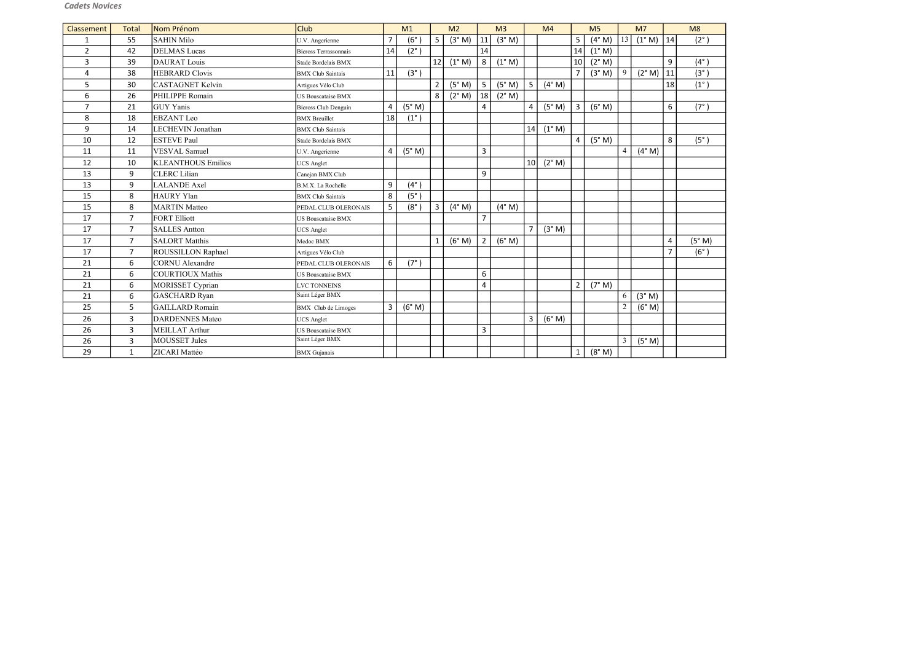*Cadets Novices*

| Classement | Total | Nom Prénom | Club | M1 | | M2 | | M3 | | M4 | | M5 | | M7 | | M8 | |
|---|---|---|---|---|---|---|---|---|---|---|---|---|---|---|---|---|---|
| 1 | 55 | SAHIN Milo | U.V. Angerienne | 7 | (6° ) | 5 | (3° M) | 11 | (3° M) | | | 5 | (4° M) | 13 | (1° M) | 14 | (2° ) |
| 2 | 42 | DELMAS Lucas | Bicross Terrassonnais | 14 | (2° ) | | | 14 | | | | 14 | (1° M) | | | | |
| 3 | 39 | DAURAT Louis | Stade Bordelais BMX | | | 12 | (1° M) | 8 | (1° M) | | | 10 | (2° M) | | | 9 | (4° ) |
| 4 | 38 | HEBRARD Clovis | BMX Club Saintais | 11 | (3° ) | | | | | | | 7 | (3° M) | 9 | (2° M) | 11 | (3° ) |
| 5 | 30 | CASTAGNET Kelvin | Artigues Vélo Club | | | 2 | (5° M) | 5 | (5° M) | 5 | (4° M) | | | | | 18 | (1° ) |
| 6 | 26 | PHILIPPE Romain | US Bouscataise BMX | | | 8 | (2° M) | 18 | (2° M) | | | | | | | | |
| 7 | 21 | GUY Yanis | Bicross Club Denguin | 4 | (5° M) | | | 4 | | 4 | (5° M) | 3 | (6° M) | | | 6 | (7° ) |
| 8 | 18 | EBZANT Leo | BMX Breuillet | 18 | (1° ) | | | | | | | | | | | | |
| 9 | 14 | LECHEVIN Jonathan | BMX Club Saintais | | | | | | | 14 | (1° M) | | | | | | |
| 10 | 12 | ESTEVE Paul | Stade Bordelais BMX | | | | | | | | | 4 | (5° M) | | | 8 | (5° ) |
| 11 | 11 | VESVAL Samuel | U.V. Angerienne | 4 | (5° M) | | | 3 | | | | | | 4 | (4° M) | | |
| 12 | 10 | KLEANTHOUS Emilios | UCS Anglet | | | | | | | 10 | (2° M) | | | | | | |
| 13 | 9 | CLERC Lilian | Canejan BMX Club | | | | | 9 | | | | | | | | | |
| 13 | 9 | LALANDE Axel | B.M.X. La Rochelle | 9 | (4° ) | | | | | | | | | | | | |
| 15 | 8 | HAURY Ylan | BMX Club Saintais | 8 | (5° ) | | | | | | | | | | | | |
| 15 | 8 | MARTIN Matteo | PEDAL CLUB OLERONAIS | 5 | (8° ) | 3 | (4° M) | | (4° M) | | | | | | | | |
| 17 | 7 | FORT Elliott | US Bouscataise BMX | | | | | 7 | | | | | | | | | |
| 17 | 7 | SALLES Antton | UCS Anglet | | | | | | | 7 | (3° M) | | | | | | |
| 17 | 7 | SALORT Matthis | Medoc BMX | | | 1 | (6° M) | 2 | (6° M) | | | | | | | 4 | (5° M) |
| 17 | 7 | ROUSSILLON Raphael | Artigues Vélo Club | | | | | | | | | | | | | 7 | (6° ) |
| 21 | 6 | CORNU Alexandre | PEDAL CLUB OLERONAIS | 6 | (7° ) | | | | | | | | | | | | |
| 21 | 6 | COURTIOUX Mathis | US Bouscataise BMX | | | | | 6 | | | | | | | | | |
| 21 | 6 | MORISSET Cyprian | LVC TONNEINS | | | | | 4 | | | | 2 | (7° M) | | | | |
| 21 | 6 | GASCHARD Ryan | Saint Léger BMX | | | | | | | | | | | 6 | (3° M) | | |
| 25 | 5 | GAILLARD Romain | BMX Club de Limoges | 3 | (6° M) | | | | | | | | | 2 | (6° M) | | |
| 26 | 3 | DARDENNES Mateo | UCS Anglet | | | | | | | 3 | (6° M) | | | | | | |
| 26 | 3 | MEILLAT Arthur | US Bouscataise BMX | | | | | 3 | | | | | | | | | |
| 26 | 3 | MOUSSET Jules | Saint Léger BMX | | | | | | | | | | | 3 | (5° M) | | |
| 29 | 1 | ZICARI Mattéo | BMX Gujanais | | | | | | | | | 1 | (8° M) | | | | |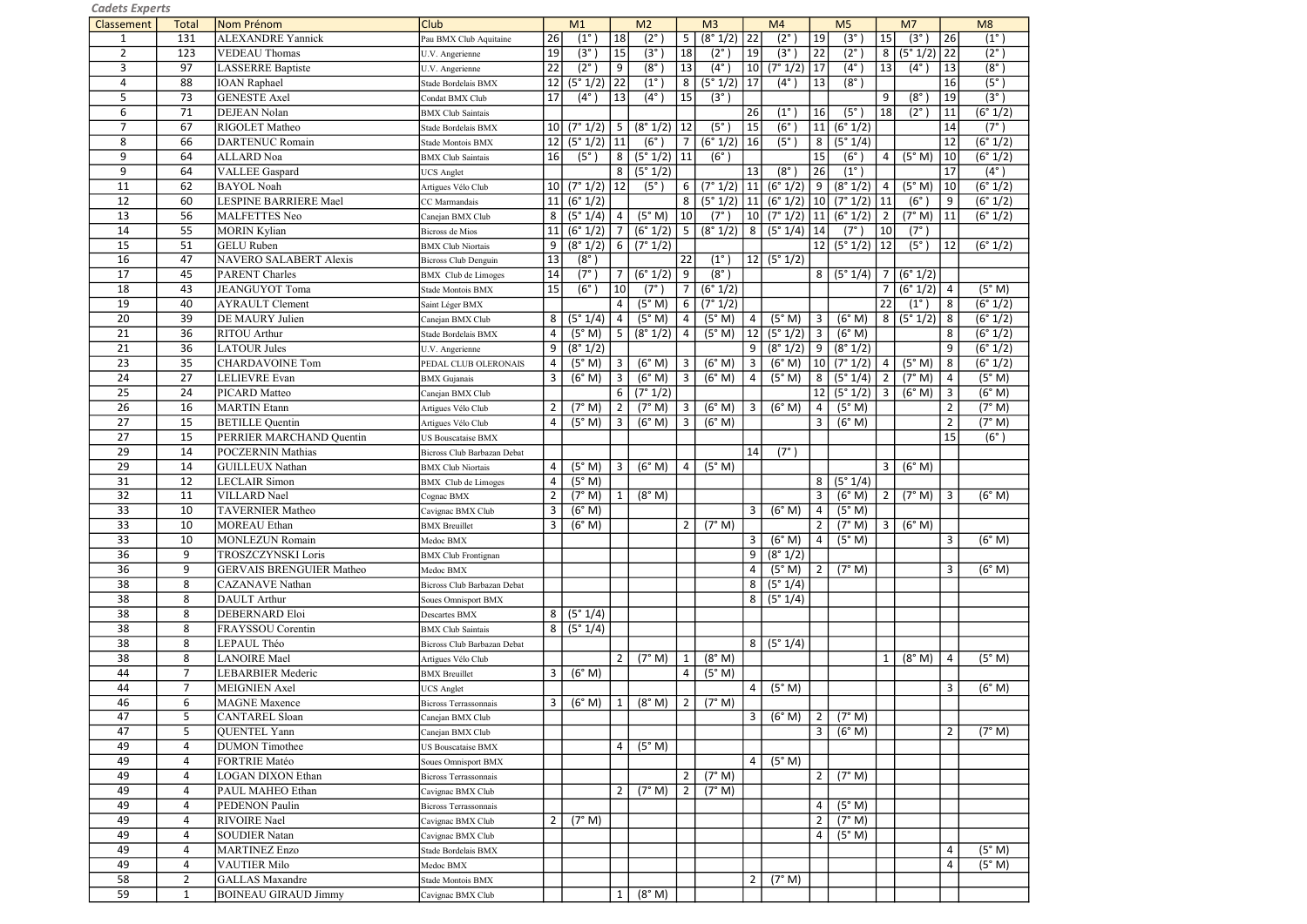*Cadets Experts*

| Classement | Total | Nom Prénom | Club | M1 | | M2 | | M3 | | M4 | | M5 | | M7 | | M8 | |
|---|---|---|---|---|---|---|---|---|---|---|---|---|---|---|---|---|---|
| 1 | 131 | ALEXANDRE Yannick | Pau BMX Club Aquitaine | 26 | (1°) | 18 | (2°) | 5 | (8° 1/2) | 22 | (2°) | 19 | (3°) | 15 | (3°) | 26 | (1°) |
| 2 | 123 | VEDEAU Thomas | U.V. Angerienne | 19 | (3°) | 15 | (3°) | 18 | (2°) | 19 | (3°) | 22 | (2°) | 8 | (5° 1/2) | 22 | (2°) |
| 3 | 97 | LASSERRE Baptiste | U.V. Angerienne | 22 | (2°) | 9 | (8°) | 13 | (4°) | 10 | (7° 1/2) | 17 | (4°) | 13 | (4°) | 13 | (8°) |
| 4 | 88 | IOAN Raphael | Stade Bordelais BMX | 12 | (5° 1/2) | 22 | (1°) | 8 | (5° 1/2) | 17 | (4°) | 13 | (8°) | | | 16 | (5°) |
| 5 | 73 | GENESTE Axel | Condat BMX Club | 17 | (4°) | 13 | (4°) | 15 | (3°) | | | | | 9 | (8°) | 19 | (3°) |
| 6 | 71 | DEJEAN Nolan | BMX Club Saintais | | | | | | | 26 | (1°) | 16 | (5°) | 18 | (2°) | 11 | (6° 1/2) |
| 7 | 67 | RIGOLET Matheo | Stade Bordelais BMX | 10 | (7° 1/2) | 5 | (8° 1/2) | 12 | (5°) | 15 | (6°) | 11 | (6° 1/2) | | | 14 | (7°) |
| 8 | 66 | DARTENUC Romain | Stade Montois BMX | 12 | (5° 1/2) | 11 | (6°) | 7 | (6° 1/2) | 16 | (5°) | 8 | (5° 1/4) | | | 12 | (6° 1/2) |
| 9 | 64 | ALLARD Noa | BMX Club Saintais | 16 | (5°) | 8 | (5° 1/2) | 11 | (6°) | | | 15 | (6°) | 4 | (5° M) | 10 | (6° 1/2) |
| 9 | 64 | VALLEE Gaspard | UCS Anglet | | | 8 | (5° 1/2) | | | 13 | (8°) | 26 | (1°) | | | 17 | (4°) |
| 11 | 62 | BAYOL Noah | Artigues Vélo Club | 10 | (7° 1/2) | 12 | (5°) | 6 | (7° 1/2) | 11 | (6° 1/2) | 9 | (8° 1/2) | 4 | (5° M) | 10 | (6° 1/2) |
| 12 | 60 | LESPINE BARRIERE Mael | CC Marmandais | 11 | (6° 1/2) | | | 8 | (5° 1/2) | 11 | (6° 1/2) | 10 | (7° 1/2) | 11 | (6°) | 9 | (6° 1/2) |
| 13 | 56 | MALFETTES Neo | Canejan BMX Club | 8 | (5° 1/4) | 4 | (5° M) | 10 | (7°) | 10 | (7° 1/2) | 11 | (6° 1/2) | 2 | (7° M) | 11 | (6° 1/2) |
| 14 | 55 | MORIN Kylian | Bicross de Mios | 11 | (6° 1/2) | 7 | (6° 1/2) | 5 | (8° 1/2) | 8 | (5° 1/4) | 14 | (7°) | 10 | (7°) | | |
| 15 | 51 | GELU Ruben | BMX Club Niortais | 9 | (8° 1/2) | 6 | (7° 1/2) | | | | | 12 | (5° 1/2) | 12 | (5°) | 12 | (6° 1/2) |
| 16 | 47 | NAVERO SALABERT Alexis | Bicross Club Denguin | 13 | (8°) | | | 22 | (1°) | 12 | (5° 1/2) | | | | | | |
| 17 | 45 | PARENT Charles | BMX Club de Limoges | 14 | (7°) | 7 | (6° 1/2) | 9 | (8°) | | | 8 | (5° 1/4) | 7 | (6° 1/2) | | |
| 18 | 43 | JEANGUYOT Toma | Stade Montois BMX | 15 | (6°) | 10 | (7°) | 7 | (6° 1/2) | | | | | 7 | (6° 1/2) | 4 | (5° M) |
| 19 | 40 | AYRAULT Clement | Saint Léger BMX | | | 4 | (5° M) | 6 | (7° 1/2) | | | | | 22 | (1°) | 8 | (6° 1/2) |
| 20 | 39 | DE MAURY Julien | Canejan BMX Club | 8 | (5° 1/4) | 4 | (5° M) | 4 | (5° M) | 4 | (5° M) | 3 | (6° M) | 8 | (5° 1/2) | 8 | (6° 1/2) |
| 21 | 36 | RITOU Arthur | Stade Bordelais BMX | 4 | (5° M) | 5 | (8° 1/2) | 4 | (5° M) | 12 | (5° 1/2) | 3 | (6° M) | | | 8 | (6° 1/2) |
| 21 | 36 | LATOUR Jules | U.V. Angerienne | 9 | (8° 1/2) | | | | | 9 | (8° 1/2) | 9 | (8° 1/2) | | | 9 | (6° 1/2) |
| 23 | 35 | CHARDAVOINE Tom | PEDAL CLUB OLERONAIS | 4 | (5° M) | 3 | (6° M) | 3 | (6° M) | 3 | (6° M) | 10 | (7° 1/2) | 4 | (5° M) | 8 | (6° 1/2) |
| 24 | 27 | LELIEVRE Evan | BMX Gujanais | 3 | (6° M) | 3 | (6° M) | 3 | (6° M) | 4 | (5° M) | 8 | (5° 1/4) | 2 | (7° M) | 4 | (5° M) |
| 25 | 24 | PICARD Matteo | Canejan BMX Club | | | 6 | (7° 1/2) | | | | | 12 | (5° 1/2) | 3 | (6° M) | 3 | (6° M) |
| 26 | 16 | MARTIN Etann | Artigues Vélo Club | 2 | (7° M) | 2 | (7° M) | 3 | (6° M) | 3 | (6° M) | 4 | (5° M) | | | 2 | (7° M) |
| 27 | 15 | BETILLE Quentin | Artigues Vélo Club | 4 | (5° M) | 3 | (6° M) | 3 | (6° M) | | | 3 | (6° M) | | | 2 | (7° M) |
| 27 | 15 | PERRIER MARCHAND Quentin | US Bouscataise BMX | | | | | | | | | | | | | 15 | (6°) |
| 29 | 14 | POCZERNIN Mathias | Bicross Club Barbazan Debat | | | | | | | 14 | (7°) | | | | | | |
| 29 | 14 | GUILLEUX Nathan | BMX Club Niortais | 4 | (5° M) | 3 | (6° M) | 4 | (5° M) | | | | | 3 | (6° M) | | |
| 31 | 12 | LECLAIR Simon | BMX Club de Limoges | 4 | (5° M) | | | | | | | 8 | (5° 1/4) | | | | |
| 32 | 11 | VILLARD Nael | Cognac BMX | 2 | (7° M) | 1 | (8° M) | | | | | 3 | (6° M) | 2 | (7° M) | 3 | (6° M) |
| 33 | 10 | TAVERNIER Matheo | Cavignac BMX Club | 3 | (6° M) | | | | | 3 | (6° M) | 4 | (5° M) | | | | |
| 33 | 10 | MOREAU Ethan | BMX Breuillet | 3 | (6° M) | | | 2 | (7° M) | | | 2 | (7° M) | 3 | (6° M) | | |
| 33 | 10 | MONLEZUN Romain | Medoc BMX | | | | | | | 3 | (6° M) | 4 | (5° M) | | | 3 | (6° M) |
| 36 | 9 | TROSZCZYNSKI Loris | BMX Club Frontignan | | | | | | | 9 | (8° 1/2) | | | | | | |
| 36 | 9 | GERVAIS BRENGUIER Matheo | Medoc BMX | | | | | | | 4 | (5° M) | 2 | (7° M) | | | 3 | (6° M) |
| 38 | 8 | CAZANAVE Nathan | Bicross Club Barbazan Debat | | | | | | | 8 | (5° 1/4) | | | | | | |
| 38 | 8 | DAULT Arthur | Soues Omnisport BMX | | | | | | | 8 | (5° 1/4) | | | | | | |
| 38 | 8 | DEBERNARD Eloi | Descartes BMX | 8 | (5° 1/4) | | | | | | | | | | | | |
| 38 | 8 | FRAYSSOU Corentin | BMX Club Saintais | 8 | (5° 1/4) | | | | | | | | | | | | |
| 38 | 8 | LEPAUL Théo | Bicross Club Barbazan Debat | | | | | | | 8 | (5° 1/4) | | | | | | |
| 38 | 8 | LANOIRE Mael | Artigues Vélo Club | | | 2 | (7° M) | 1 | (8° M) | | | | | 1 | (8° M) | 4 | (5° M) |
| 44 | 7 | LEBARBIER Mederic | BMX Breuillet | 3 | (6° M) | | | 4 | (5° M) | | | | | | | | |
| 44 | 7 | MEIGNIEN Axel | UCS Anglet | | | | | | | 4 | (5° M) | | | | | 3 | (6° M) |
| 46 | 6 | MAGNE Maxence | Bicross Terrassonnais | 3 | (6° M) | 1 | (8° M) | 2 | (7° M) | | | | | | | | |
| 47 | 5 | CANTAREL Sloan | Canejan BMX Club | | | | | | | 3 | (6° M) | 2 | (7° M) | | | | |
| 47 | 5 | QUENTEL Yann | Canejan BMX Club | | | | | | | | | 3 | (6° M) | | | 2 | (7° M) |
| 49 | 4 | DUMON Timothee | US Bouscataise BMX | | | 4 | (5° M) | | | | | | | | | | |
| 49 | 4 | FORTRIE Matéo | Soues Omnisport BMX | | | | | | | 4 | (5° M) | | | | | | |
| 49 | 4 | LOGAN DIXON Ethan | Bicross Terrassonnais | | | | | 2 | (7° M) | | | 2 | (7° M) | | | | |
| 49 | 4 | PAUL MAHEO Ethan | Cavignac BMX Club | | | 2 | (7° M) | 2 | (7° M) | | | | | | | | |
| 49 | 4 | PEDENON Paulin | Bicross Terrassonnais | | | | | | | | | 4 | (5° M) | | | | |
| 49 | 4 | RIVOIRE Nael | Cavignac BMX Club | 2 | (7° M) | | | | | | | 2 | (7° M) | | | | |
| 49 | 4 | SOUDIER Natan | Cavignac BMX Club | | | | | | | | | 4 | (5° M) | | | | |
| 49 | 4 | MARTINEZ Enzo | Stade Bordelais BMX | | | | | | | | | | | | | 4 | (5° M) |
| 49 | 4 | VAUTIER Milo | Medoc BMX | | | | | | | | | | | | | 4 | (5° M) |
| 58 | 2 | GALLAS Maxandre | Stade Montois BMX | | | | | | | 2 | (7° M) | | | | | | |
| 59 | 1 | BOINEAU GIRAUD Jimmy | Cavignac BMX Club | | | 1 | (8° M) | | | | | | | | | | |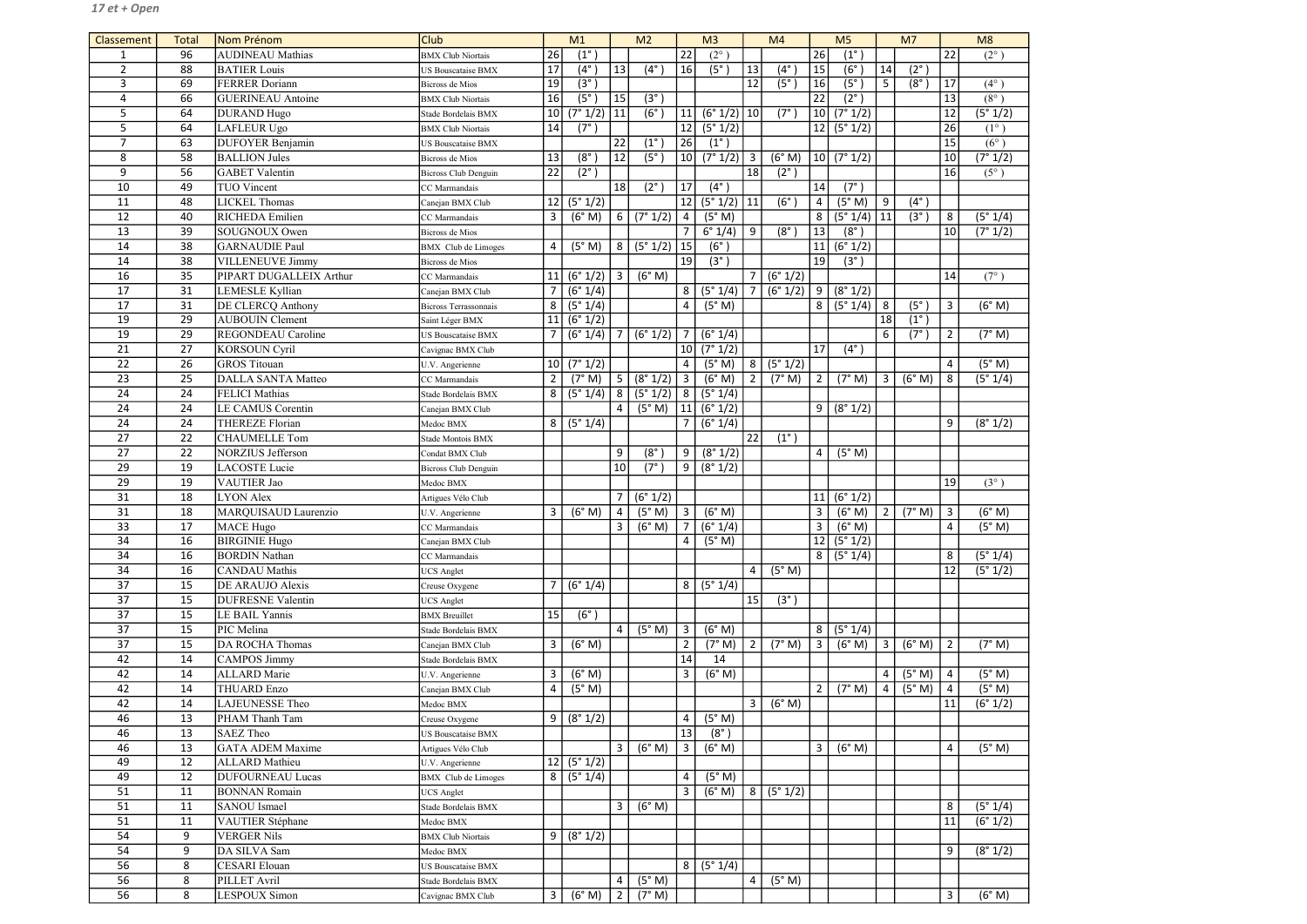*17 et + Open*

| Classement | Total | Nom Prénom | Club | M1 | | M2 | | M3 | | M4 | | M5 | | M7 | | M8 | |
|---|---|---|---|---|---|---|---|---|---|---|---|---|---|---|---|---|---|
| 1 | 96 | AUDINEAU Mathias | BMX Club Niortais | 26 | (1°) | | | 22 | (2°) | | | 26 | (1°) | | | 22 | (2°) |
| 2 | 88 | BATIER Louis | US Bouscataise BMX | 17 | (4°) | 13 | (4°) | 16 | (5°) | 13 | (4°) | 15 | (6°) | 14 | (2°) | | |
| 3 | 69 | FERRER Doriann | Bicross de Mios | 19 | (3°) | | | | | 12 | (5°) | 16 | (5°) | 5 | (8°) | 17 | (4°) |
| 4 | 66 | GUERINEAU Antoine | BMX Club Niortais | 16 | (5°) | 15 | (3°) | | | | | 22 | (2°) | | | 13 | (8°) |
| 5 | 64 | DURAND Hugo | Stade Bordelais BMX | 10 | (7° 1/2) | 11 | (6°) | 11 | (6° 1/2) | 10 | (7°) | 10 | (7° 1/2) | | | 12 | (5° 1/2) |
| 5 | 64 | LAFLEUR Ugo | BMX Club Niortais | 14 | (7°) | | | 12 | (5° 1/2) | | | 12 | (5° 1/2) | | | 26 | (1°) |
| 7 | 63 | DUFOYER Benjamin | US Bouscataise BMX | | | 22 | (1°) | 26 | (1°) | | | | | | | 15 | (6°) |
| 8 | 58 | BALLION Jules | Bicross de Mios | 13 | (8°) | 12 | (5°) | 10 | (7° 1/2) | 3 | (6° M) | 10 | (7° 1/2) | | | 10 | (7° 1/2) |
| 9 | 56 | GABET Valentin | Bicross Club Denguin | 22 | (2°) | | | | | 18 | (2°) | | | | | 16 | (5°) |
| 10 | 49 | TUO Vincent | CC Marmandais | | | 18 | (2°) | 17 | (4°) | | | 14 | (7°) | | | | |
| 11 | 48 | LICKEL Thomas | Canejan BMX Club | 12 | (5° 1/2) | | | 12 | (5° 1/2) | 11 | (6°) | 4 | (5° M) | 9 | (4°) | | |
| 12 | 40 | RICHEDA Emilien | CC Marmandais | 3 | (6° M) | 6 | (7° 1/2) | 4 | (5° M) | | | 8 | (5° 1/4) | 11 | (3°) | 8 | (5° 1/4) |
| 13 | 39 | SOUGNOUX Owen | Bicross de Mios | | | | | 7 | 6° 1/4) | 9 | (8°) | 13 | (8°) | | | 10 | (7° 1/2) |
| 14 | 38 | GARNAUDIE Paul | BMX Club de Limoges | 4 | (5° M) | 8 | (5° 1/2) | 15 | (6°) | | | 11 | (6° 1/2) | | | | |
| 14 | 38 | VILLENEUVE Jimmy | Bicross de Mios | | | | | 19 | (3°) | | | 19 | (3°) | | | | |
| 16 | 35 | PIPART DUGALLEIX Arthur | CC Marmandais | 11 | (6° 1/2) | 3 | (6° M) | | | 7 | (6° 1/2) | | | | | 14 | (7°) |
| 17 | 31 | LEMESLE Kyllian | Canejan BMX Club | 7 | (6° 1/4) | | | 8 | (5° 1/4) | 7 | (6° 1/2) | 9 | (8° 1/2) | | | | |
| 17 | 31 | DE CLERCQ Anthony | Bicross Terrassonnais | 8 | (5° 1/4) | | | 4 | (5° M) | | | 8 | (5° 1/4) | 8 | (5°) | 3 | (6° M) |
| 19 | 29 | AUBOUIN Clement | Saint Léger BMX | 11 | (6° 1/2) | | | | | | | | | 18 | (1°) | | |
| 19 | 29 | REGONDEAU Caroline | US Bouscataise BMX | 7 | (6° 1/4) | 7 | (6° 1/2) | 7 | (6° 1/4) | | | | | 6 | (7°) | 2 | (7° M) |
| 21 | 27 | KORSOUN Cyril | Cavignac BMX Club | | | | | 10 | (7° 1/2) | | | 17 | (4°) | | | | |
| 22 | 26 | GROS Titouan | U.V. Angerienne | 10 | (7° 1/2) | | | 4 | (5° M) | 8 | (5° 1/2) | | | | | 4 | (5° M) |
| 23 | 25 | DALLA SANTA Matteo | CC Marmandais | 2 | (7° M) | 5 | (8° 1/2) | 3 | (6° M) | 2 | (7° M) | 2 | (7° M) | 3 | (6° M) | 8 | (5° 1/4) |
| 24 | 24 | FELICI Mathias | Stade Bordelais BMX | 8 | (5° 1/4) | 8 | (5° 1/2) | 8 | (5° 1/4) | | | | | | | | |
| 24 | 24 | LE CAMUS Corentin | Canejan BMX Club | | | 4 | (5° M) | 11 | (6° 1/2) | | | 9 | (8° 1/2) | | | | |
| 24 | 24 | THEREZE Florian | Medoc BMX | 8 | (5° 1/4) | | | 7 | (6° 1/4) | | | | | | | 9 | (8° 1/2) |
| 27 | 22 | CHAUMELLE Tom | Stade Montois BMX | | | | | | | 22 | (1°) | | | | | | |
| 27 | 22 | NORZIUS Jefferson | Condat BMX Club | | | 9 | (8°) | 9 | (8° 1/2) | | | 4 | (5° M) | | | | |
| 29 | 19 | LACOSTE Lucie | Bicross Club Denguin | | | 10 | (7°) | 9 | (8° 1/2) | | | | | | | | |
| 29 | 19 | VAUTIER Jao | Medoc BMX | | | | | | | | | | | | | 19 | (3°) |
| 31 | 18 | LYON Alex | Artigues Vélo Club | | | 7 | (6° 1/2) | | | | | 11 | (6° 1/2) | | | | |
| 31 | 18 | MARQUISAUD Laurenzio | U.V. Angerienne | 3 | (6° M) | 4 | (5° M) | 3 | (6° M) | | | 3 | (6° M) | 2 | (7° M) | 3 | (6° M) |
| 33 | 17 | MACE Hugo | CC Marmandais | | | 3 | (6° M) | 7 | (6° 1/4) | | | 3 | (6° M) | | | 4 | (5° M) |
| 34 | 16 | BIRGINIE Hugo | Canejan BMX Club | | | | | 4 | (5° M) | | | 12 | (5° 1/2) | | | | |
| 34 | 16 | BORDIN Nathan | CC Marmandais | | | | | | | | | 8 | (5° 1/4) | | | 8 | (5° 1/4) |
| 34 | 16 | CANDAU Mathis | UCS Anglet | | | | | | | 4 | (5° M) | | | | | 12 | (5° 1/2) |
| 37 | 15 | DE ARAUJO Alexis | Creuse Oxygene | 7 | (6° 1/4) | | | 8 | (5° 1/4) | | | | | | | | |
| 37 | 15 | DUFRESNE Valentin | UCS Anglet | | | | | | | 15 | (3°) | | | | | | |
| 37 | 15 | LE BAIL Yannis | BMX Breuillet | 15 | (6°) | | | | | | | | | | | | |
| 37 | 15 | PIC Melina | Stade Bordelais BMX | | | 4 | (5° M) | 3 | (6° M) | | | 8 | (5° 1/4) | | | | |
| 37 | 15 | DA ROCHA Thomas | Canejan BMX Club | 3 | (6° M) | | | 2 | (7° M) | 2 | (7° M) | 3 | (6° M) | 3 | (6° M) | 2 | (7° M) |
| 42 | 14 | CAMPOS Jimmy | Stade Bordelais BMX | | | | | 14 | 14 | | | | | | | | |
| 42 | 14 | ALLARD Marie | U.V. Angerienne | 3 | (6° M) | | | 3 | (6° M) | | | | | 4 | (5° M) | 4 | (5° M) |
| 42 | 14 | THUARD Enzo | Canejan BMX Club | 4 | (5° M) | | | | | | | 2 | (7° M) | 4 | (5° M) | 4 | (5° M) |
| 42 | 14 | LAJEUNESSE Theo | Medoc BMX | | | | | | | 3 | (6° M) | | | | | 11 | (6° 1/2) |
| 46 | 13 | PHAM Thanh Tam | Creuse Oxygene | 9 | (8° 1/2) | | | 4 | (5° M) | | | | | | | | |
| 46 | 13 | SAEZ Theo | US Bouscataise BMX | | | | | 13 | (8°) | | | | | | | | |
| 46 | 13 | GATA ADEM Maxime | Artigues Vélo Club | | | 3 | (6° M) | 3 | (6° M) | | | 3 | (6° M) | | | 4 | (5° M) |
| 49 | 12 | ALLARD Mathieu | U.V. Angerienne | 12 | (5° 1/2) | | | | | | | | | | | | |
| 49 | 12 | DUFOURNEAU Lucas | BMX Club de Limoges | 8 | (5° 1/4) | | | 4 | (5° M) | | | | | | | | |
| 51 | 11 | BONNAN Romain | UCS Anglet | | | | | 3 | (6° M) | 8 | (5° 1/2) | | | | | | |
| 51 | 11 | SANOU Ismael | Stade Bordelais BMX | | | 3 | (6° M) | | | | | | | | | 8 | (5° 1/4) |
| 51 | 11 | VAUTIER Stéphane | Medoc BMX | | | | | | | | | | | | | 11 | (6° 1/2) |
| 54 | 9 | VERGER Nils | BMX Club Niortais | 9 | (8° 1/2) | | | | | | | | | | | | |
| 54 | 9 | DA SILVA Sam | Medoc BMX | | | | | | | | | | | | | 9 | (8° 1/2) |
| 56 | 8 | CESARI Elouan | US Bouscataise BMX | | | | | 8 | (5° 1/4) | | | | | | | | |
| 56 | 8 | PILLET Avril | Stade Bordelais BMX | | | 4 | (5° M) | | | 4 | (5° M) | | | | | | |
| 56 | 8 | LESPOUX Simon | Cavignac BMX Club | 3 | (6° M) | 2 | (7° M) | | | | | | | | | 3 | (6° M) |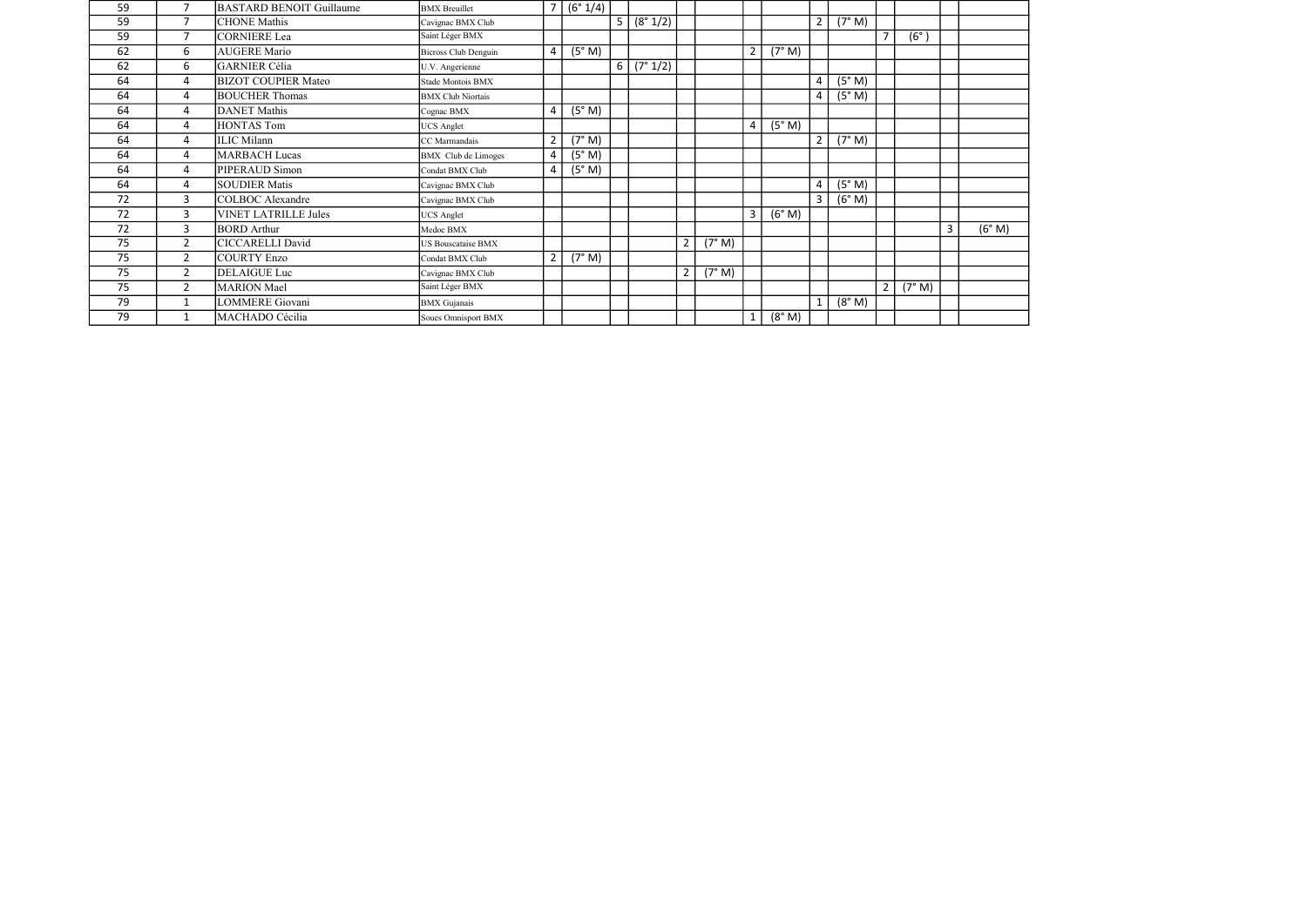| | | | | | | | | | | | | | | | | | |
|---|---|---|---|---|---|---|---|---|---|---|---|---|---|---|---|---|---|
| 59 | 7 | BASTARD BENOIT Guillaume | BMX Breuillet | 7 | (6° 1/4) | | | | | | | | | | | | |
| 59 | 7 | CHONE Mathis | Cavignac BMX Club | | | 5 | (8° 1/2) | | | | | 2 | (7° M) | | | | |
| 59 | 7 | CORNIERE Lea | Saint Léger BMX | | | | | | | | | | | 7 | (6° ) | | |
| 62 | 6 | AUGERE Mario | Bicross Club Denguin | 4 | (5° M) | | | | | 2 | (7° M) | | | | | | |
| 62 | 6 | GARNIER Célia | U.V. Angerienne | | | 6 | (7° 1/2) | | | | | | | | | | |
| 64 | 4 | BIZOT COUPIER Mateo | Stade Montois BMX | | | | | | | | | 4 | (5° M) | | | | |
| 64 | 4 | BOUCHER Thomas | BMX Club Niortais | | | | | | | | | 4 | (5° M) | | | | |
| 64 | 4 | DANET Mathis | Cognac BMX | 4 | (5° M) | | | | | | | | | | | | |
| 64 | 4 | HONTAS Tom | UCS Anglet | | | | | | | 4 | (5° M) | | | | | | |
| 64 | 4 | ILIC Milann | CC Marmandais | 2 | (7° M) | | | | | | | 2 | (7° M) | | | | |
| 64 | 4 | MARBACH Lucas | BMX Club de Limoges | 4 | (5° M) | | | | | | | | | | | | |
| 64 | 4 | PIPERAUD Simon | Condat BMX Club | 4 | (5° M) | | | | | | | | | | | | |
| 64 | 4 | SOUDIER Matis | Cavignac BMX Club | | | | | | | | | 4 | (5° M) | | | | |
| 72 | 3 | COLBOC Alexandre | Cavignac BMX Club | | | | | | | | | 3 | (6° M) | | | | |
| 72 | 3 | VINET LATRILLE Jules | UCS Anglet | | | | | | | 3 | (6° M) | | | | | | |
| 72 | 3 | BORD Arthur | Medoc BMX | | | | | | | | | | | | | 3 | (6° M) |
| 75 | 2 | CICCARELLI David | US Bouscataise BMX | | | | | 2 | (7° M) | | | | | | | | |
| 75 | 2 | COURTY Enzo | Condat BMX Club | 2 | (7° M) | | | | | | | | | | | | |
| 75 | 2 | DELAIGUE Luc | Cavignac BMX Club | | | | | 2 | (7° M) | | | | | | | | |
| 75 | 2 | MARION Mael | Saint Léger BMX | | | | | | | | | | | 2 | (7° M) | | |
| 79 | 1 | LOMMERE Giovani | BMX Gujanais | | | | | | | | | 1 | (8° M) | | | | |
| 79 | 1 | MACHADO Cécilia | Soues Omnisport BMX | | | | | | | 1 | (8° M) | | | | | | |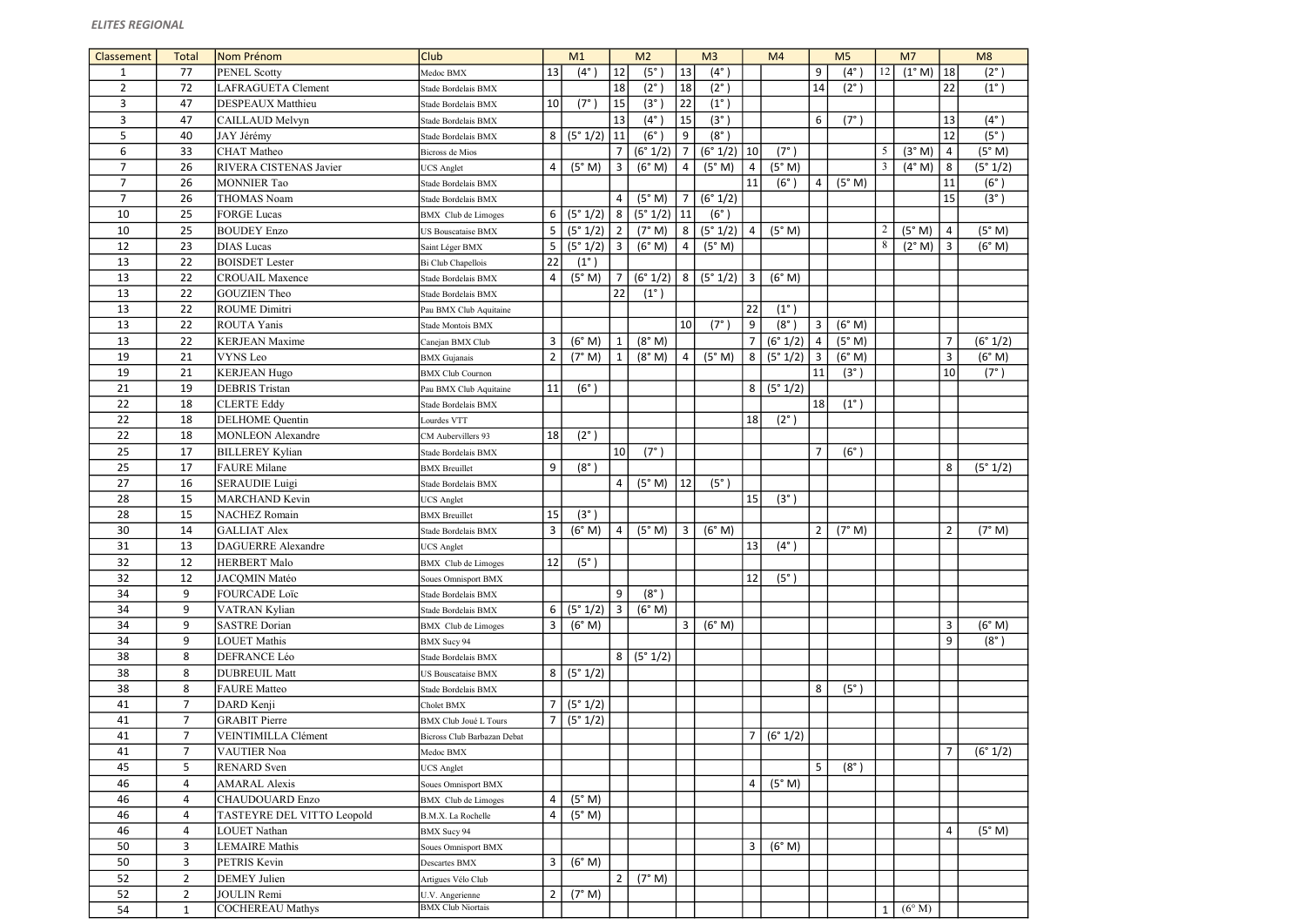*ELITES REGIONAL*

| Classement | Total | Nom Prénom | Club | M1 | | M2 | | M3 | | M4 | | M5 | | M7 | | M8 | |
|---|---|---|---|---|---|---|---|---|---|---|---|---|---|---|---|---|---|
| 1 | 77 | PENEL Scotty | Medoc BMX | 13 | (4° ) | 12 | (5° ) | 13 | (4° ) | | | 9 | (4° ) | 12 | (1° M) | 18 | (2° ) |
| 2 | 72 | LAFRAGUETA Clement | Stade Bordelais BMX | | | 18 | (2° ) | 18 | (2° ) | | | 14 | (2° ) | | | 22 | (1° ) |
| 3 | 47 | DESPEAUX Matthieu | Stade Bordelais BMX | 10 | (7° ) | 15 | (3° ) | 22 | (1° ) | | | | | | | | |
| 3 | 47 | CAILLAUD Melvyn | Stade Bordelais BMX | | | 13 | (4° ) | 15 | (3° ) | | | 6 | (7° ) | | | 13 | (4° ) |
| 5 | 40 | JAY Jérémy | Stade Bordelais BMX | 8 | (5° 1/2) | 11 | (6° ) | 9 | (8° ) | | | | | | | 12 | (5° ) |
| 6 | 33 | CHAT Matheo | Bicross de Mios | | | 7 | (6° 1/2) | 7 | (6° 1/2) | 10 | (7° ) | | | 5 | (3° M) | 4 | (5° M) |
| 7 | 26 | RIVERA CISTENAS Javier | UCS Anglet | 4 | (5° M) | 3 | (6° M) | 4 | (5° M) | 4 | (5° M) | | | 3 | (4° M) | 8 | (5° 1/2) |
| 7 | 26 | MONNIER Tao | Stade Bordelais BMX | | | | | | | 11 | (6° ) | 4 | (5° M) | | | 11 | (6° ) |
| 7 | 26 | THOMAS Noam | Stade Bordelais BMX | | | 4 | (5° M) | 7 | (6° 1/2) | | | | | | | 15 | (3° ) |
| 10 | 25 | FORGE Lucas | BMX Club de Limoges | 6 | (5° 1/2) | 8 | (5° 1/2) | 11 | (6° ) | | | | | | | | |
| 10 | 25 | BOUDEY Enzo | US Bouscataise BMX | 5 | (5° 1/2) | 2 | (7° M) | 8 | (5° 1/2) | 4 | (5° M) | | | 2 | (5° M) | 4 | (5° M) |
| 12 | 23 | DIAS Lucas | Saint Léger BMX | 5 | (5° 1/2) | 3 | (6° M) | 4 | (5° M) | | | | | 8 | (2° M) | 3 | (6° M) |
| 13 | 22 | BOISDET Lester | Bi Club Chapellois | 22 | (1° ) | | | | | | | | | | | | |
| 13 | 22 | CROUAIL Maxence | Stade Bordelais BMX | 4 | (5° M) | 7 | (6° 1/2) | 8 | (5° 1/2) | 3 | (6° M) | | | | | | |
| 13 | 22 | GOUZIEN Theo | Stade Bordelais BMX | | | 22 | (1° ) | | | | | | | | | | |
| 13 | 22 | ROUME Dimitri | Pau BMX Club Aquitaine | | | | | | | 22 | (1° ) | | | | | | |
| 13 | 22 | ROUTA Yanis | Stade Montois BMX | | | | | 10 | (7° ) | 9 | (8° ) | 3 | (6° M) | | | | |
| 13 | 22 | KERJEAN Maxime | Canejan BMX Club | 3 | (6° M) | 1 | (8° M) | | | 7 | (6° 1/2) | 4 | (5° M) | | | 7 | (6° 1/2) |
| 19 | 21 | VYNS Leo | BMX Gujanais | 2 | (7° M) | 1 | (8° M) | 4 | (5° M) | 8 | (5° 1/2) | 3 | (6° M) | | | 3 | (6° M) |
| 19 | 21 | KERJEAN Hugo | BMX Club Cournon | | | | | | | | | 11 | (3° ) | | | 10 | (7° ) |
| 21 | 19 | DEBRIS Tristan | Pau BMX Club Aquitaine | 11 | (6° ) | | | | | 8 | (5° 1/2) | | | | | | |
| 22 | 18 | CLERTE Eddy | Stade Bordelais BMX | | | | | | | | | 18 | (1° ) | | | | |
| 22 | 18 | DELHOME Quentin | Lourdes VTT | | | | | | | 18 | (2° ) | | | | | | |
| 22 | 18 | MONLEON Alexandre | CM Aubervillers 93 | 18 | (2° ) | | | | | | | | | | | | |
| 25 | 17 | BILLEREY Kylian | Stade Bordelais BMX | | | 10 | (7° ) | | | | | 7 | (6° ) | | | | |
| 25 | 17 | FAURE Milane | BMX Breuillet | 9 | (8° ) | | | | | | | | | | | 8 | (5° 1/2) |
| 27 | 16 | SERAUDIE Luigi | Stade Bordelais BMX | | | 4 | (5° M) | 12 | (5° ) | | | | | | | | |
| 28 | 15 | MARCHAND Kevin | UCS Anglet | | | | | | | 15 | (3° ) | | | | | | |
| 28 | 15 | NACHEZ Romain | BMX Breuillet | 15 | (3° ) | | | | | | | | | | | | |
| 30 | 14 | GALLIAT Alex | Stade Bordelais BMX | 3 | (6° M) | 4 | (5° M) | 3 | (6° M) | | | 2 | (7° M) | | | 2 | (7° M) |
| 31 | 13 | DAGUERRE Alexandre | UCS Anglet | | | | | | | 13 | (4° ) | | | | | | |
| 32 | 12 | HERBERT Malo | BMX Club de Limoges | 12 | (5° ) | | | | | | | | | | | | |
| 32 | 12 | JACQMIN Matéo | Soues Omnisport BMX | | | | | | | 12 | (5° ) | | | | | | |
| 34 | 9 | FOURCADE Loïc | Stade Bordelais BMX | | | 9 | (8° ) | | | | | | | | | | |
| 34 | 9 | VATRAN Kylian | Stade Bordelais BMX | 6 | (5° 1/2) | 3 | (6° M) | | | | | | | | | | |
| 34 | 9 | SASTRE Dorian | BMX Club de Limoges | 3 | (6° M) | | | 3 | (6° M) | | | | | | | 3 | (6° M) |
| 34 | 9 | LOUET Mathis | BMX Sucy 94 | | | | | | | | | | | | | 9 | (8° ) |
| 38 | 8 | DEFRANCE Léo | Stade Bordelais BMX | | | 8 | (5° 1/2) | | | | | | | | | | |
| 38 | 8 | DUBREUIL Matt | US Bouscataise BMX | 8 | (5° 1/2) | | | | | | | | | | | | |
| 38 | 8 | FAURE Matteo | Stade Bordelais BMX | | | | | | | | | 8 | (5° ) | | | | |
| 41 | 7 | DARD Kenji | Cholet BMX | 7 | (5° 1/2) | | | | | | | | | | | | |
| 41 | 7 | GRABIT Pierre | BMX Club Joué L Tours | 7 | (5° 1/2) | | | | | | | | | | | | |
| 41 | 7 | VEINTIMILLA Clément | Bicross Club Barbazan Debat | | | | | | | 7 | (6° 1/2) | | | | | | |
| 41 | 7 | VAUTIER Noa | Medoc BMX | | | | | | | | | | | | | 7 | (6° 1/2) |
| 45 | 5 | RENARD Sven | UCS Anglet | | | | | | | | | 5 | (8° ) | | | | |
| 46 | 4 | AMARAL Alexis | Soues Omnisport BMX | | | | | | | 4 | (5° M) | | | | | | |
| 46 | 4 | CHAUDOUARD Enzo | BMX Club de Limoges | 4 | (5° M) | | | | | | | | | | | | |
| 46 | 4 | TASTEYRE DEL VITTO Leopold | B.M.X. La Rochelle | 4 | (5° M) | | | | | | | | | | | | |
| 46 | 4 | LOUET Nathan | BMX Sucy 94 | | | | | | | | | | | | | 4 | (5° M) |
| 50 | 3 | LEMAIRE Mathis | Soues Omnisport BMX | | | | | | | 3 | (6° M) | | | | | | |
| 50 | 3 | PETRIS Kevin | Descartes BMX | 3 | (6° M) | | | | | | | | | | | | |
| 52 | 2 | DEMEY Julien | Artigues Vélo Club | | | 2 | (7° M) | | | | | | | | | | |
| 52 | 2 | JOULIN Remi | U.V. Angerienne | 2 | (7° M) | | | | | | | | | | | | |
| 54 | 1 | COCHEREAU Mathys | BMX Club Niortais | | | | | | | | | | | 1 | (6° M) | | |